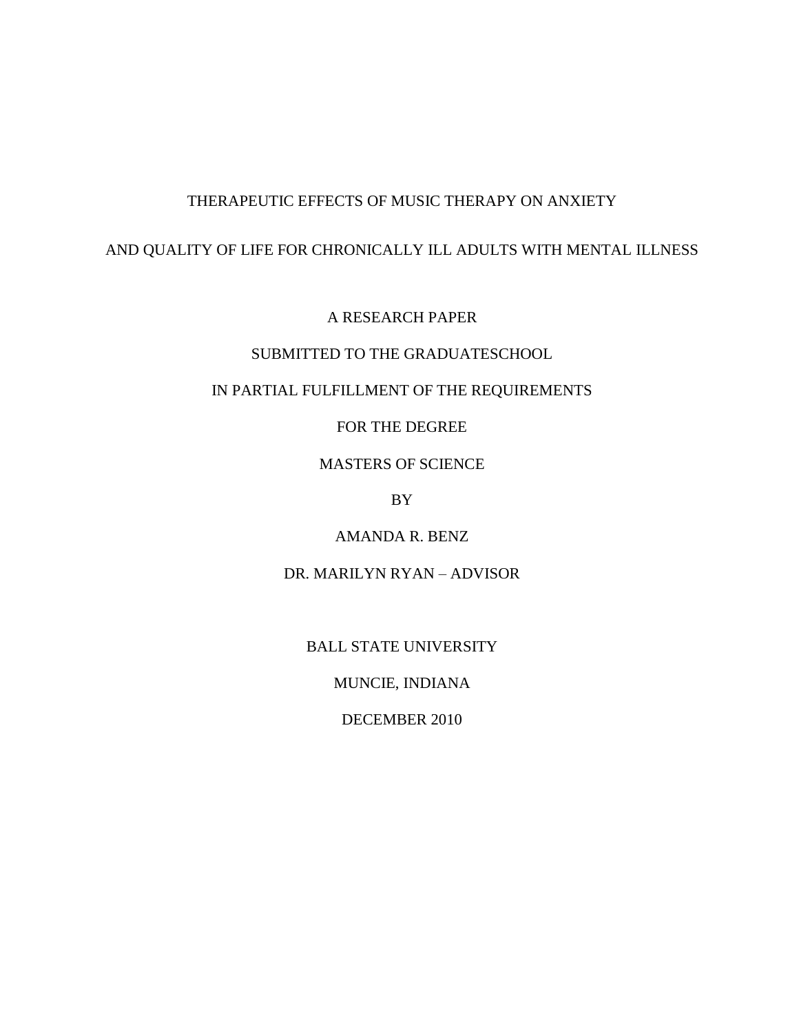# THERAPEUTIC EFFECTS OF MUSIC THERAPY ON ANXIETY

# AND QUALITY OF LIFE FOR CHRONICALLY ILL ADULTS WITH MENTAL ILLNESS

A RESEARCH PAPER

SUBMITTED TO THE GRADUATESCHOOL

IN PARTIAL FULFILLMENT OF THE REQUIREMENTS

FOR THE DEGREE

MASTERS OF SCIENCE

BY

AMANDA R. BENZ

DR. MARILYN RYAN – ADVISOR

BALL STATE UNIVERSITY

MUNCIE, INDIANA

DECEMBER 2010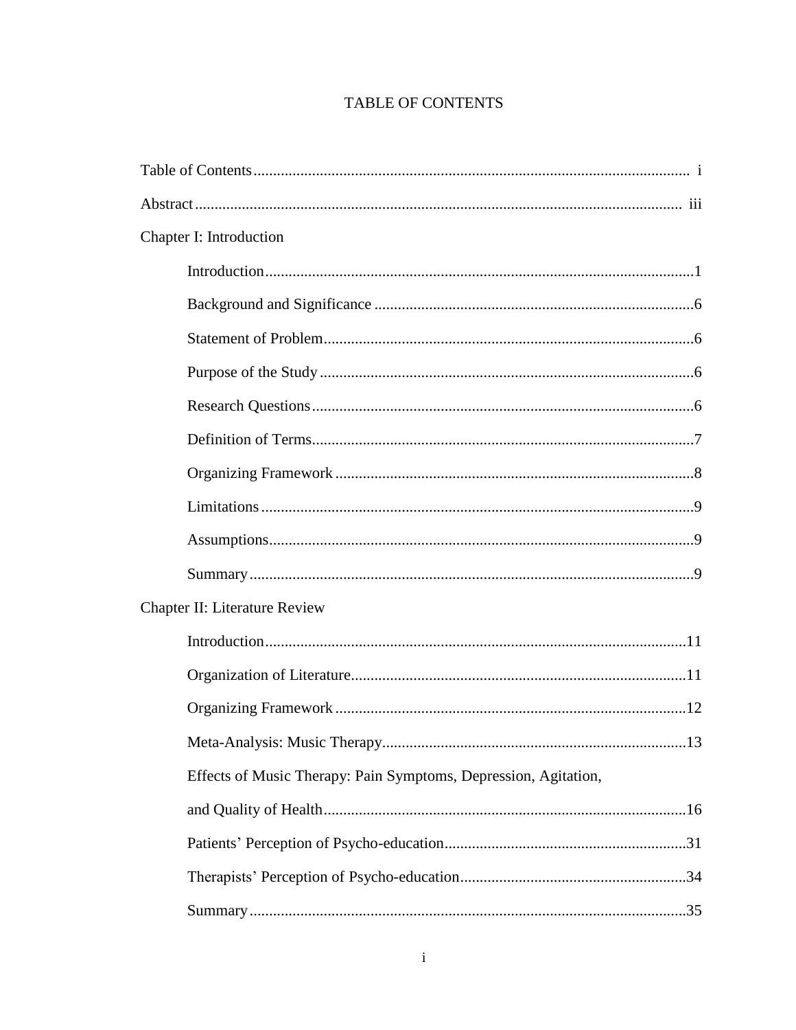# TABLE OF CONTENTS

Table of Contents ........ i

Abstract ........ iii

Chapter I: Introduction

- Introduction ........ 1
- Background and Significance ........ 6
- Statement of Problem ........ 6
- Purpose of the Study ........ 6
- Research Questions ........ 6
- Definition of Terms ........ 7
- Organizing Framework ........ 8
- Limitations ........ 9
- Assumptions ........ 9
- Summary ........ 9

Chapter II: Literature Review

- Introduction ........ 11
- Organization of Literature ........ 11
- Organizing Framework ........ 12
- Meta-Analysis: Music Therapy ........ 13
- Effects of Music Therapy: Pain Symptoms, Depression, Agitation, and Quality of Health ........ 16
- Patients' Perception of Psycho-education ........ 31
- Therapists' Perception of Psycho-education ........ 34
- Summary ........ 35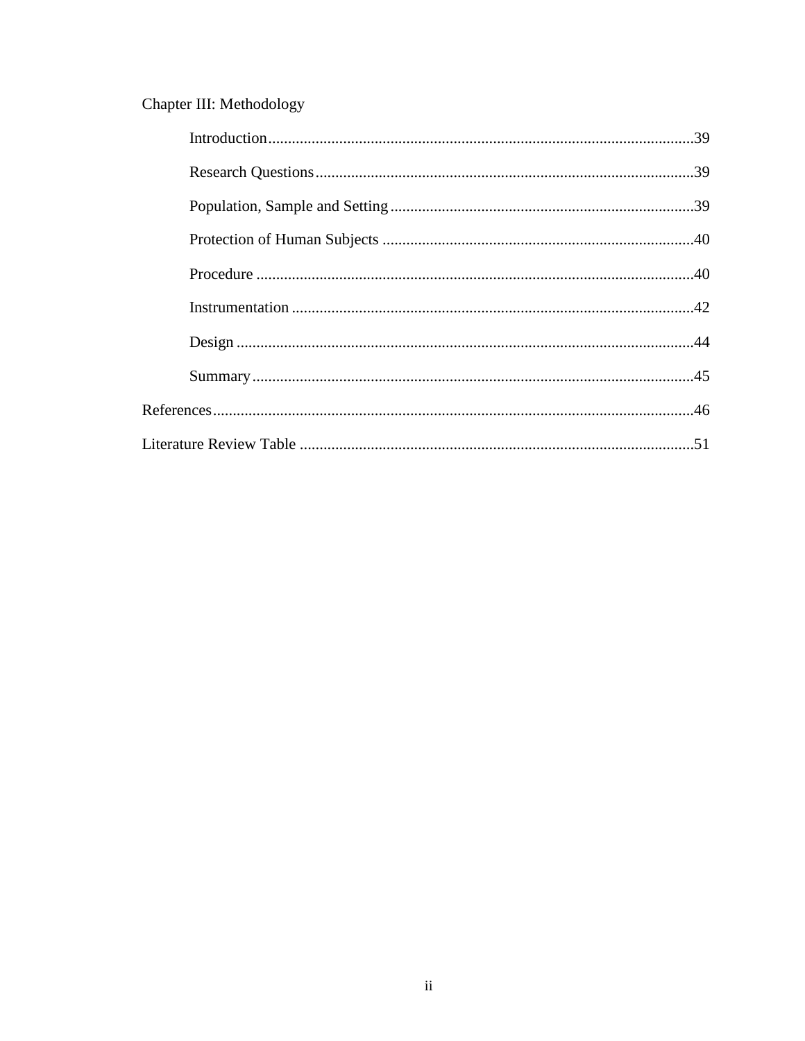Chapter III: Methodology

- Introduction ........ 39
- Research Questions ........ 39
- Population, Sample and Setting ........ 39
- Protection of Human Subjects ........ 40
- Procedure ........ 40
- Instrumentation ........ 42
- Design ........ 44
- Summary ........ 45

References ........ 46

Literature Review Table ........ 51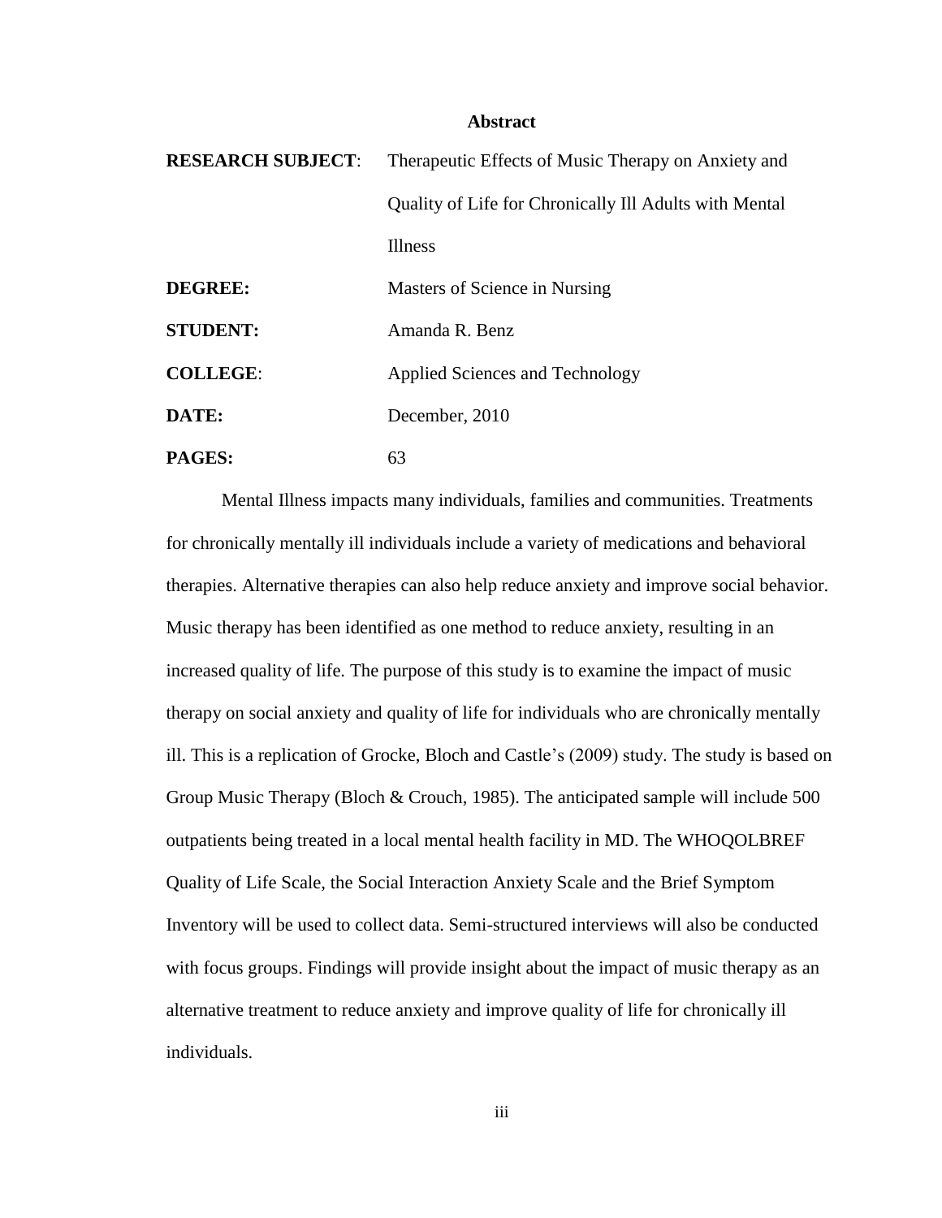## Abstract

| | |
|---|---|
| **RESEARCH SUBJECT**: | Therapeutic Effects of Music Therapy on Anxiety and Quality of Life for Chronically Ill Adults with Mental Illness |
| **DEGREE:** | Masters of Science in Nursing |
| **STUDENT:** | Amanda R. Benz |
| **COLLEGE**: | Applied Sciences and Technology |
| **DATE:** | December, 2010 |
| **PAGES:** | 63 |

Mental Illness impacts many individuals, families and communities. Treatments for chronically mentally ill individuals include a variety of medications and behavioral therapies. Alternative therapies can also help reduce anxiety and improve social behavior. Music therapy has been identified as one method to reduce anxiety, resulting in an increased quality of life. The purpose of this study is to examine the impact of music therapy on social anxiety and quality of life for individuals who are chronically mentally ill. This is a replication of Grocke, Bloch and Castle's (2009) study. The study is based on Group Music Therapy (Bloch & Crouch, 1985). The anticipated sample will include 500 outpatients being treated in a local mental health facility in MD. The WHOQOLBREF Quality of Life Scale, the Social Interaction Anxiety Scale and the Brief Symptom Inventory will be used to collect data. Semi-structured interviews will also be conducted with focus groups. Findings will provide insight about the impact of music therapy as an alternative treatment to reduce anxiety and improve quality of life for chronically ill individuals.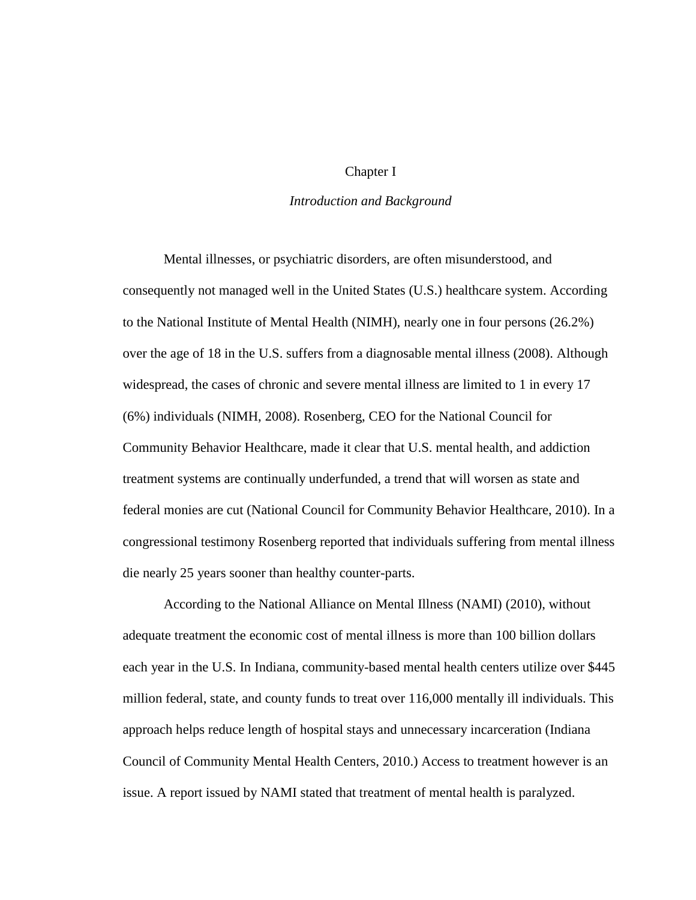# Chapter I

## *Introduction and Background*

Mental illnesses, or psychiatric disorders, are often misunderstood, and consequently not managed well in the United States (U.S.) healthcare system. According to the National Institute of Mental Health (NIMH), nearly one in four persons (26.2%) over the age of 18 in the U.S. suffers from a diagnosable mental illness (2008). Although widespread, the cases of chronic and severe mental illness are limited to 1 in every 17 (6%) individuals (NIMH, 2008). Rosenberg, CEO for the National Council for Community Behavior Healthcare, made it clear that U.S. mental health, and addiction treatment systems are continually underfunded, a trend that will worsen as state and federal monies are cut (National Council for Community Behavior Healthcare, 2010). In a congressional testimony Rosenberg reported that individuals suffering from mental illness die nearly 25 years sooner than healthy counter-parts.

According to the National Alliance on Mental Illness (NAMI) (2010), without adequate treatment the economic cost of mental illness is more than 100 billion dollars each year in the U.S. In Indiana, community-based mental health centers utilize over $445 million federal, state, and county funds to treat over 116,000 mentally ill individuals. This approach helps reduce length of hospital stays and unnecessary incarceration (Indiana Council of Community Mental Health Centers, 2010.) Access to treatment however is an issue. A report issued by NAMI stated that treatment of mental health is paralyzed.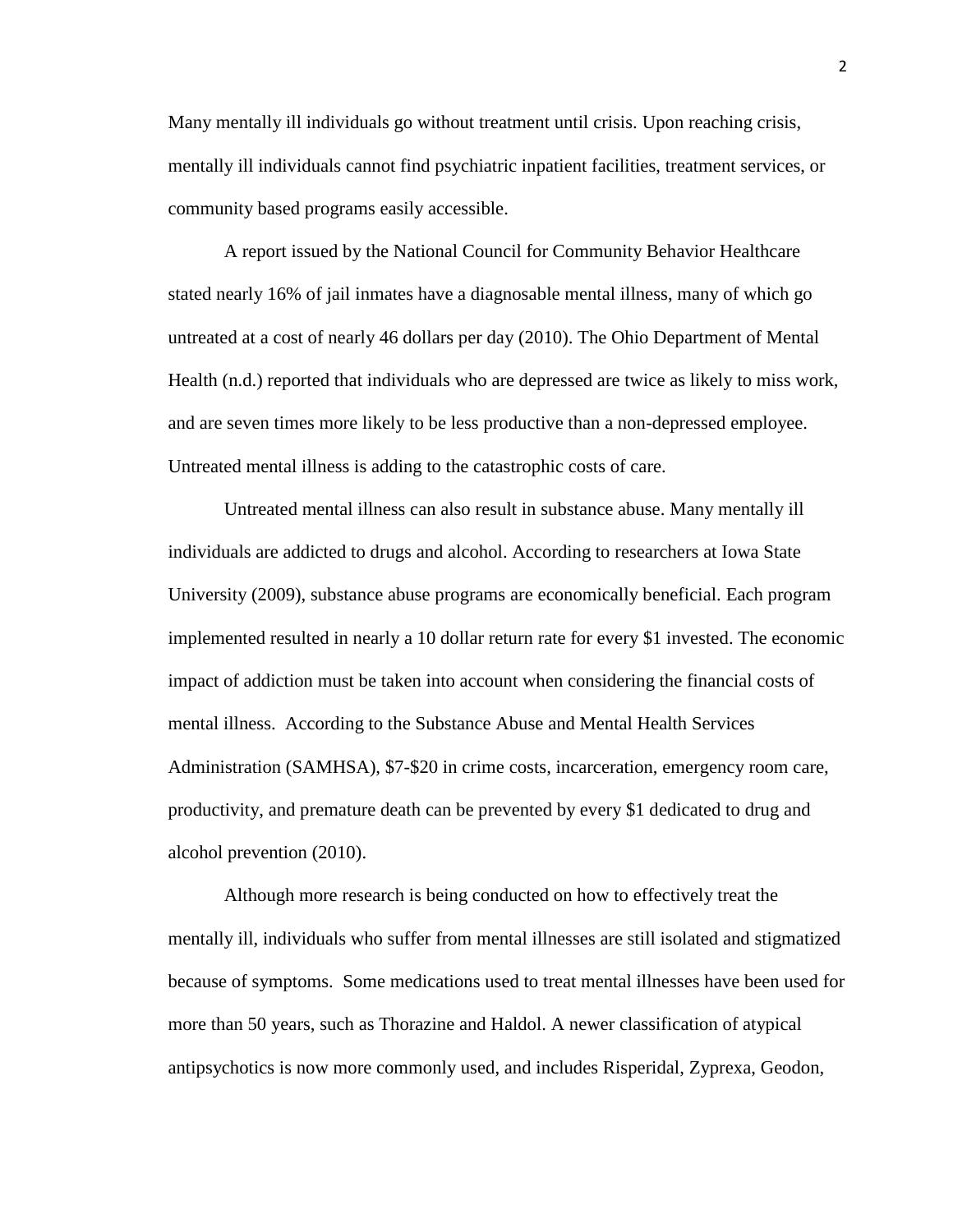Many mentally ill individuals go without treatment until crisis. Upon reaching crisis, mentally ill individuals cannot find psychiatric inpatient facilities, treatment services, or community based programs easily accessible.

A report issued by the National Council for Community Behavior Healthcare stated nearly 16% of jail inmates have a diagnosable mental illness, many of which go untreated at a cost of nearly 46 dollars per day (2010). The Ohio Department of Mental Health (n.d.) reported that individuals who are depressed are twice as likely to miss work, and are seven times more likely to be less productive than a non-depressed employee. Untreated mental illness is adding to the catastrophic costs of care.

Untreated mental illness can also result in substance abuse. Many mentally ill individuals are addicted to drugs and alcohol. According to researchers at Iowa State University (2009), substance abuse programs are economically beneficial. Each program implemented resulted in nearly a 10 dollar return rate for every $1 invested. The economic impact of addiction must be taken into account when considering the financial costs of mental illness. According to the Substance Abuse and Mental Health Services Administration (SAMHSA), $7-$20 in crime costs, incarceration, emergency room care, productivity, and premature death can be prevented by every $1 dedicated to drug and alcohol prevention (2010).

Although more research is being conducted on how to effectively treat the mentally ill, individuals who suffer from mental illnesses are still isolated and stigmatized because of symptoms. Some medications used to treat mental illnesses have been used for more than 50 years, such as Thorazine and Haldol. A newer classification of atypical antipsychotics is now more commonly used, and includes Risperidal, Zyprexa, Geodon,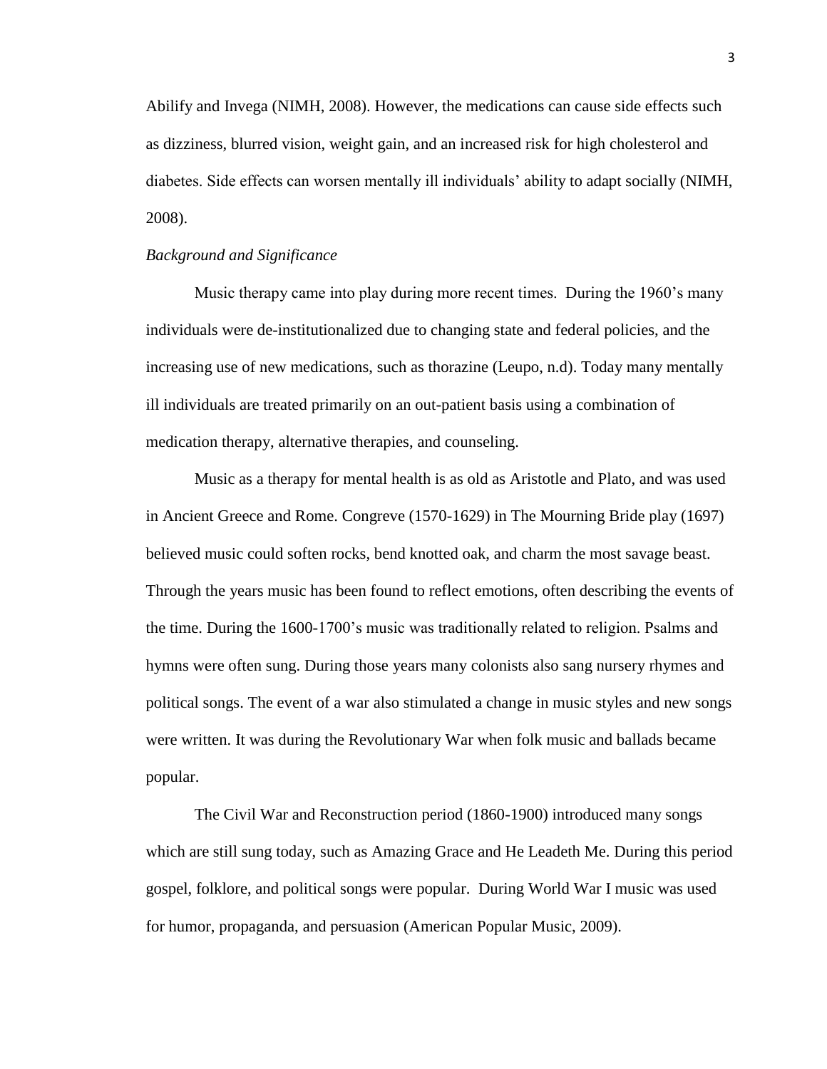Abilify and Invega (NIMH, 2008). However, the medications can cause side effects such as dizziness, blurred vision, weight gain, and an increased risk for high cholesterol and diabetes. Side effects can worsen mentally ill individuals' ability to adapt socially (NIMH, 2008).

*Background and Significance*

Music therapy came into play during more recent times. During the 1960's many individuals were de-institutionalized due to changing state and federal policies, and the increasing use of new medications, such as thorazine (Leupo, n.d). Today many mentally ill individuals are treated primarily on an out-patient basis using a combination of medication therapy, alternative therapies, and counseling.

Music as a therapy for mental health is as old as Aristotle and Plato, and was used in Ancient Greece and Rome. Congreve (1570-1629) in The Mourning Bride play (1697) believed music could soften rocks, bend knotted oak, and charm the most savage beast. Through the years music has been found to reflect emotions, often describing the events of the time. During the 1600-1700's music was traditionally related to religion. Psalms and hymns were often sung. During those years many colonists also sang nursery rhymes and political songs. The event of a war also stimulated a change in music styles and new songs were written. It was during the Revolutionary War when folk music and ballads became popular.

The Civil War and Reconstruction period (1860-1900) introduced many songs which are still sung today, such as Amazing Grace and He Leadeth Me. During this period gospel, folklore, and political songs were popular. During World War I music was used for humor, propaganda, and persuasion (American Popular Music, 2009).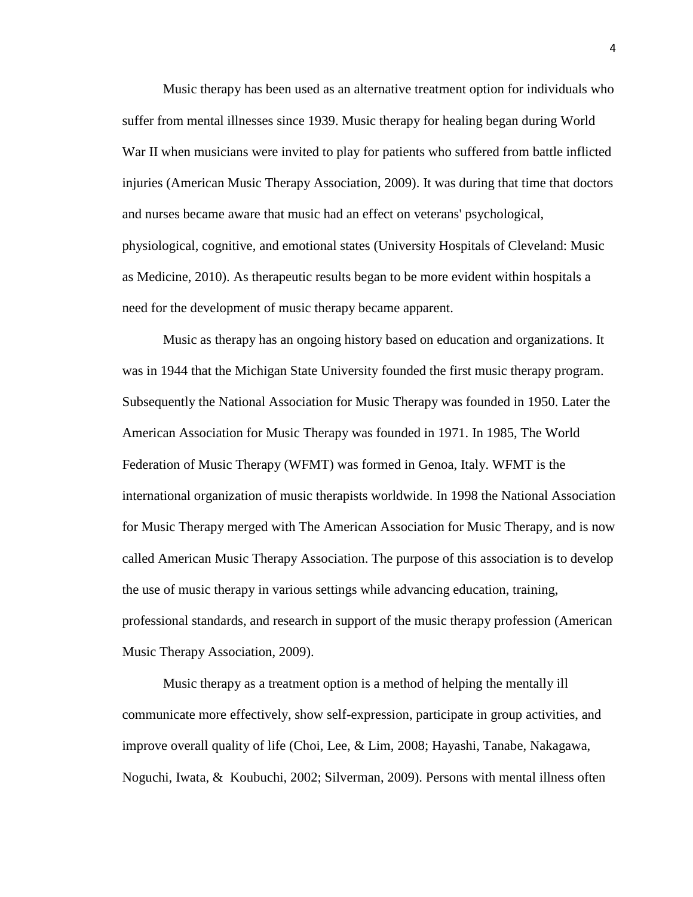Music therapy has been used as an alternative treatment option for individuals who suffer from mental illnesses since 1939. Music therapy for healing began during World War II when musicians were invited to play for patients who suffered from battle inflicted injuries (American Music Therapy Association, 2009). It was during that time that doctors and nurses became aware that music had an effect on veterans' psychological, physiological, cognitive, and emotional states (University Hospitals of Cleveland: Music as Medicine, 2010). As therapeutic results began to be more evident within hospitals a need for the development of music therapy became apparent.

Music as therapy has an ongoing history based on education and organizations. It was in 1944 that the Michigan State University founded the first music therapy program. Subsequently the National Association for Music Therapy was founded in 1950. Later the American Association for Music Therapy was founded in 1971. In 1985, The World Federation of Music Therapy (WFMT) was formed in Genoa, Italy. WFMT is the international organization of music therapists worldwide. In 1998 the National Association for Music Therapy merged with The American Association for Music Therapy, and is now called American Music Therapy Association. The purpose of this association is to develop the use of music therapy in various settings while advancing education, training, professional standards, and research in support of the music therapy profession (American Music Therapy Association, 2009).

Music therapy as a treatment option is a method of helping the mentally ill communicate more effectively, show self-expression, participate in group activities, and improve overall quality of life (Choi, Lee, & Lim, 2008; Hayashi, Tanabe, Nakagawa, Noguchi, Iwata, & Koubuchi, 2002; Silverman, 2009). Persons with mental illness often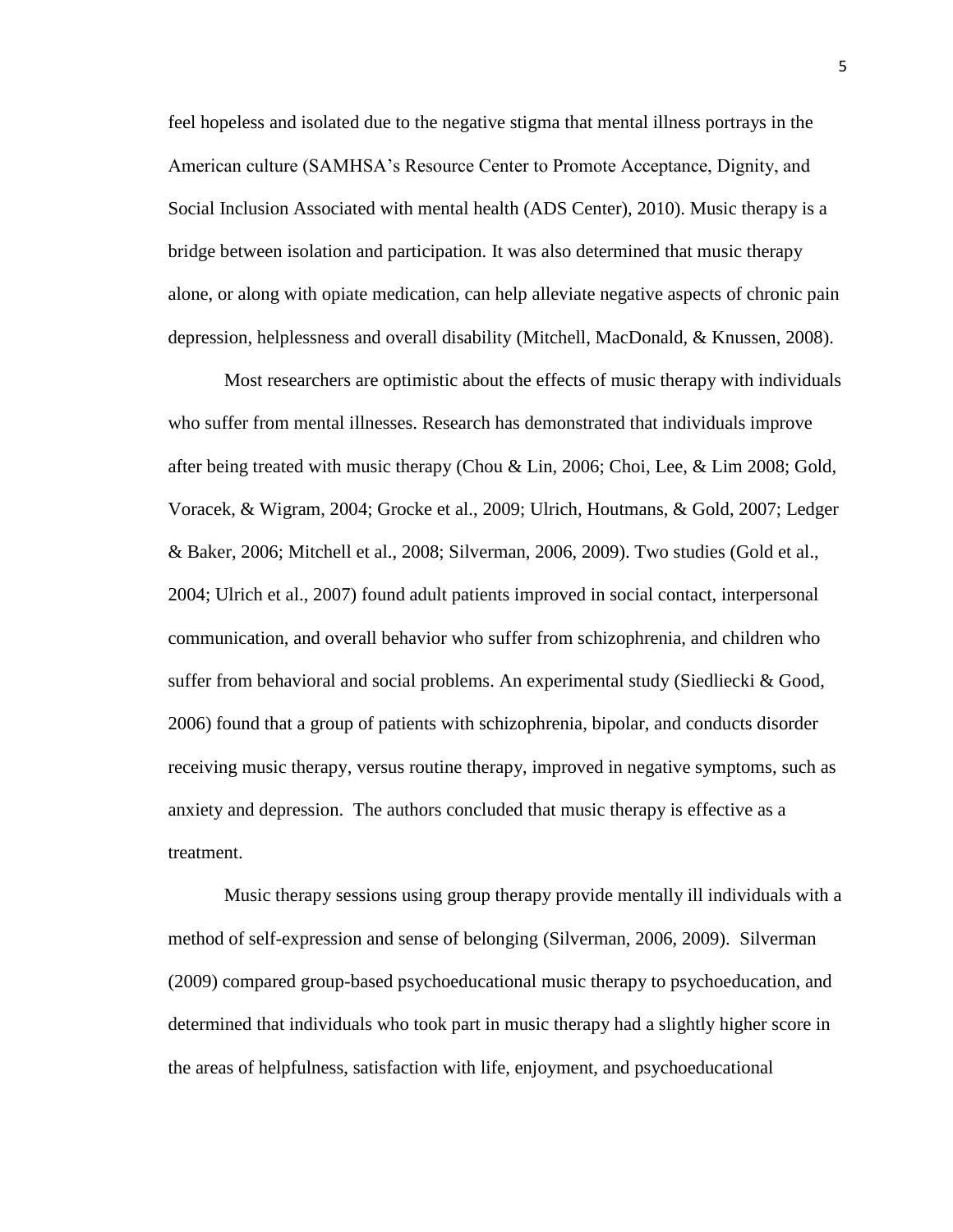feel hopeless and isolated due to the negative stigma that mental illness portrays in the American culture (SAMHSA's Resource Center to Promote Acceptance, Dignity, and Social Inclusion Associated with mental health (ADS Center), 2010). Music therapy is a bridge between isolation and participation. It was also determined that music therapy alone, or along with opiate medication, can help alleviate negative aspects of chronic pain depression, helplessness and overall disability (Mitchell, MacDonald, & Knussen, 2008).

Most researchers are optimistic about the effects of music therapy with individuals who suffer from mental illnesses. Research has demonstrated that individuals improve after being treated with music therapy (Chou & Lin, 2006; Choi, Lee, & Lim 2008; Gold, Voracek, & Wigram, 2004; Grocke et al., 2009; Ulrich, Houtmans, & Gold, 2007; Ledger & Baker, 2006; Mitchell et al., 2008; Silverman, 2006, 2009). Two studies (Gold et al., 2004; Ulrich et al., 2007) found adult patients improved in social contact, interpersonal communication, and overall behavior who suffer from schizophrenia, and children who suffer from behavioral and social problems. An experimental study (Siedliecki & Good, 2006) found that a group of patients with schizophrenia, bipolar, and conducts disorder receiving music therapy, versus routine therapy, improved in negative symptoms, such as anxiety and depression. The authors concluded that music therapy is effective as a treatment.

Music therapy sessions using group therapy provide mentally ill individuals with a method of self-expression and sense of belonging (Silverman, 2006, 2009). Silverman (2009) compared group-based psychoeducational music therapy to psychoeducation, and determined that individuals who took part in music therapy had a slightly higher score in the areas of helpfulness, satisfaction with life, enjoyment, and psychoeducational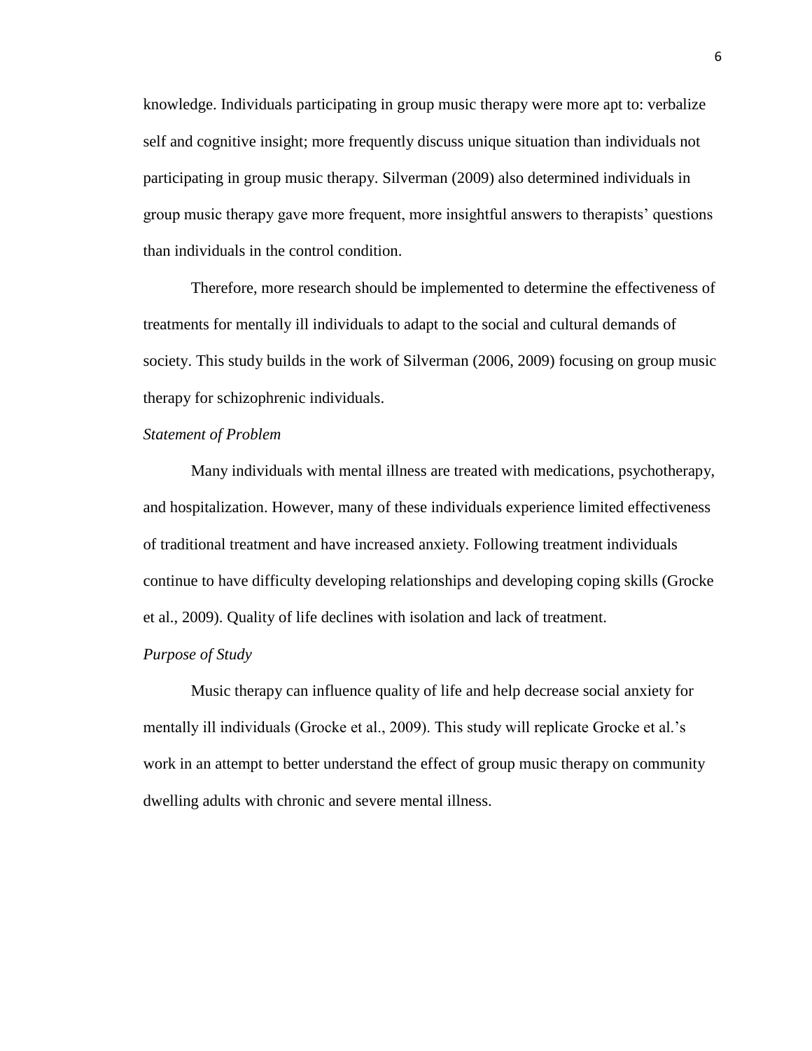knowledge. Individuals participating in group music therapy were more apt to: verbalize self and cognitive insight; more frequently discuss unique situation than individuals not participating in group music therapy. Silverman (2009) also determined individuals in group music therapy gave more frequent, more insightful answers to therapists' questions than individuals in the control condition.

Therefore, more research should be implemented to determine the effectiveness of treatments for mentally ill individuals to adapt to the social and cultural demands of society. This study builds in the work of Silverman (2006, 2009) focusing on group music therapy for schizophrenic individuals.

### *Statement of Problem*

Many individuals with mental illness are treated with medications, psychotherapy, and hospitalization. However, many of these individuals experience limited effectiveness of traditional treatment and have increased anxiety. Following treatment individuals continue to have difficulty developing relationships and developing coping skills (Grocke et al., 2009). Quality of life declines with isolation and lack of treatment.

### *Purpose of Study*

Music therapy can influence quality of life and help decrease social anxiety for mentally ill individuals (Grocke et al., 2009). This study will replicate Grocke et al.'s work in an attempt to better understand the effect of group music therapy on community dwelling adults with chronic and severe mental illness.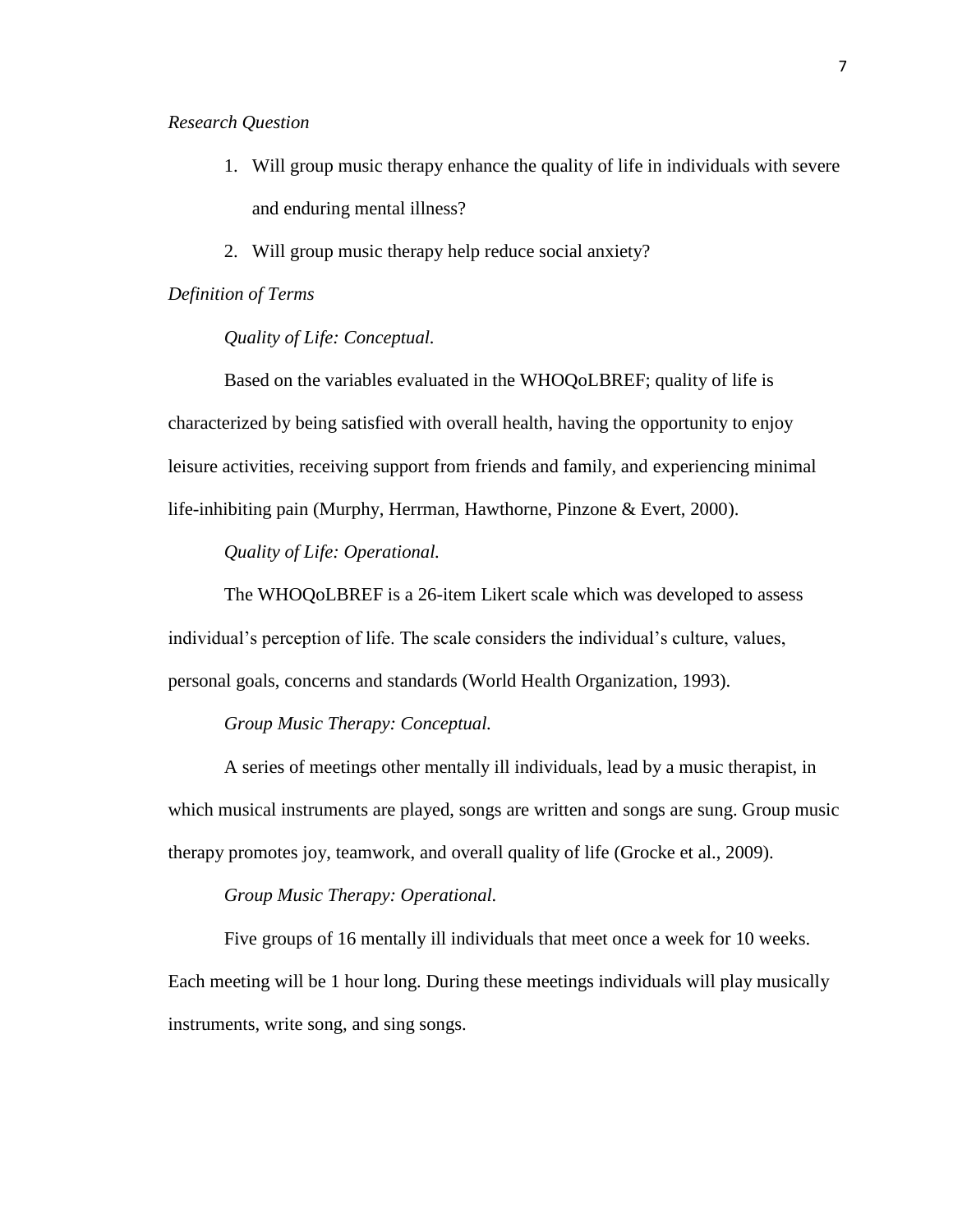*Research Question*

1. Will group music therapy enhance the quality of life in individuals with severe and enduring mental illness?
2. Will group music therapy help reduce social anxiety?

*Definition of Terms*

*Quality of Life: Conceptual.*

Based on the variables evaluated in the WHOQoLBREF; quality of life is characterized by being satisfied with overall health, having the opportunity to enjoy leisure activities, receiving support from friends and family, and experiencing minimal life-inhibiting pain (Murphy, Herrman, Hawthorne, Pinzone & Evert, 2000).

*Quality of Life: Operational.*

The WHOQoLBREF is a 26-item Likert scale which was developed to assess individual's perception of life. The scale considers the individual's culture, values, personal goals, concerns and standards (World Health Organization, 1993).

*Group Music Therapy: Conceptual.*

A series of meetings other mentally ill individuals, lead by a music therapist, in which musical instruments are played, songs are written and songs are sung. Group music therapy promotes joy, teamwork, and overall quality of life (Grocke et al., 2009).

*Group Music Therapy: Operational.*

Five groups of 16 mentally ill individuals that meet once a week for 10 weeks. Each meeting will be 1 hour long. During these meetings individuals will play musically instruments, write song, and sing songs.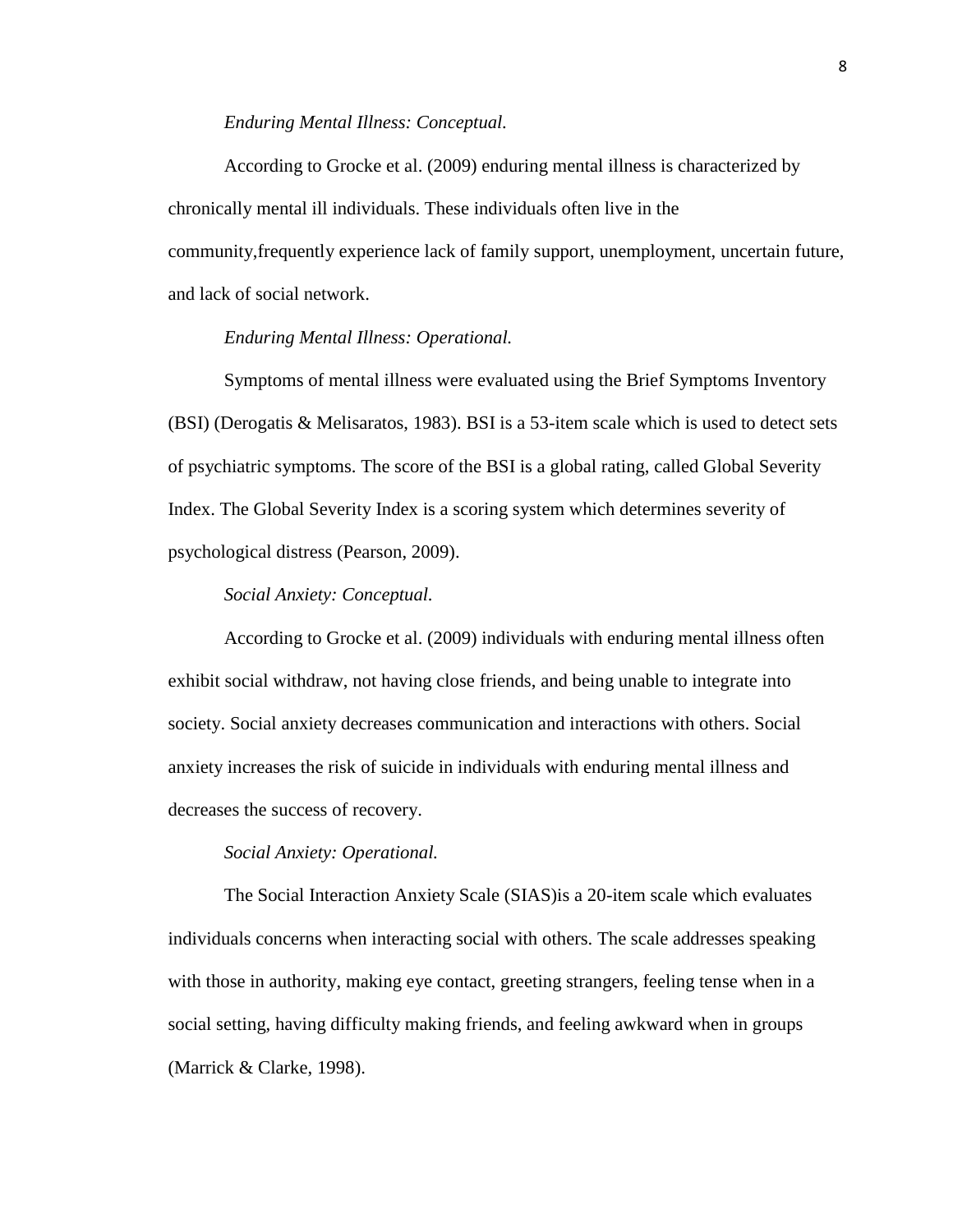*Enduring Mental Illness: Conceptual.*

According to Grocke et al. (2009) enduring mental illness is characterized by chronically mental ill individuals. These individuals often live in the community,frequently experience lack of family support, unemployment, uncertain future, and lack of social network.

*Enduring Mental Illness: Operational.*

Symptoms of mental illness were evaluated using the Brief Symptoms Inventory (BSI) (Derogatis & Melisaratos, 1983). BSI is a 53-item scale which is used to detect sets of psychiatric symptoms. The score of the BSI is a global rating, called Global Severity Index. The Global Severity Index is a scoring system which determines severity of psychological distress (Pearson, 2009).

*Social Anxiety: Conceptual.*

According to Grocke et al. (2009) individuals with enduring mental illness often exhibit social withdraw, not having close friends, and being unable to integrate into society. Social anxiety decreases communication and interactions with others. Social anxiety increases the risk of suicide in individuals with enduring mental illness and decreases the success of recovery.

*Social Anxiety: Operational.*

The Social Interaction Anxiety Scale (SIAS)is a 20-item scale which evaluates individuals concerns when interacting social with others. The scale addresses speaking with those in authority, making eye contact, greeting strangers, feeling tense when in a social setting, having difficulty making friends, and feeling awkward when in groups (Marrick & Clarke, 1998).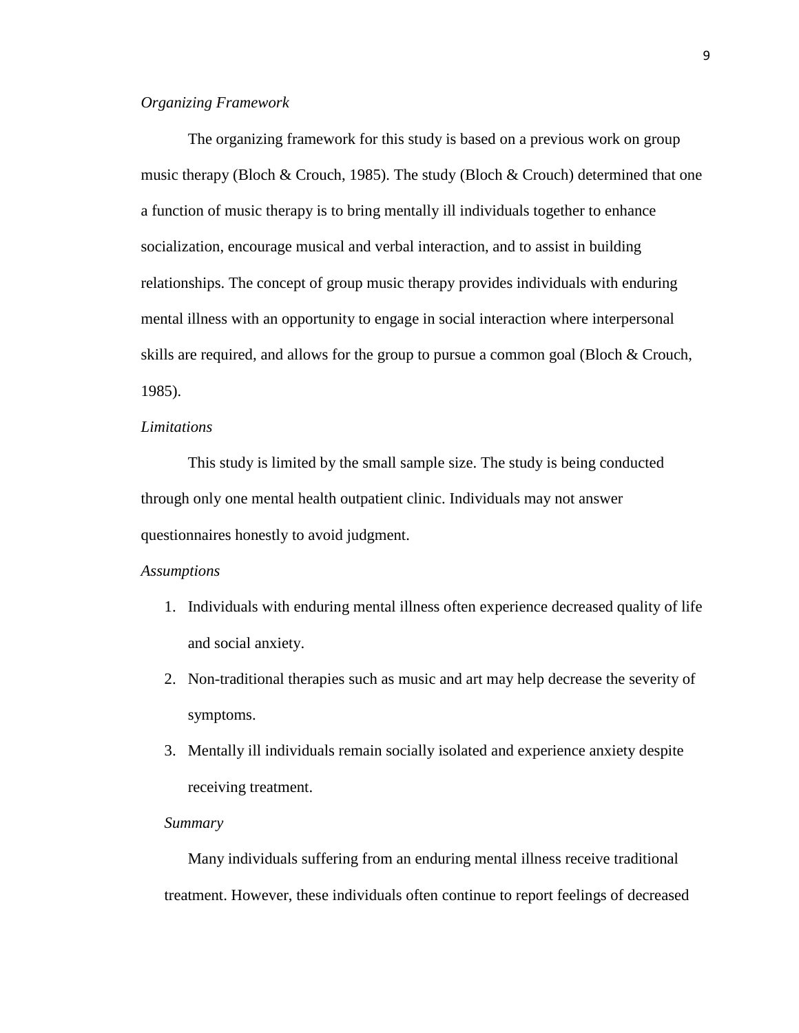*Organizing Framework*

The organizing framework for this study is based on a previous work on group music therapy (Bloch & Crouch, 1985). The study (Bloch & Crouch) determined that one a function of music therapy is to bring mentally ill individuals together to enhance socialization, encourage musical and verbal interaction, and to assist in building relationships. The concept of group music therapy provides individuals with enduring mental illness with an opportunity to engage in social interaction where interpersonal skills are required, and allows for the group to pursue a common goal (Bloch & Crouch, 1985).

*Limitations*

This study is limited by the small sample size. The study is being conducted through only one mental health outpatient clinic. Individuals may not answer questionnaires honestly to avoid judgment.

*Assumptions*

1. Individuals with enduring mental illness often experience decreased quality of life and social anxiety.
2. Non-traditional therapies such as music and art may help decrease the severity of symptoms.
3. Mentally ill individuals remain socially isolated and experience anxiety despite receiving treatment.

*Summary*

Many individuals suffering from an enduring mental illness receive traditional treatment. However, these individuals often continue to report feelings of decreased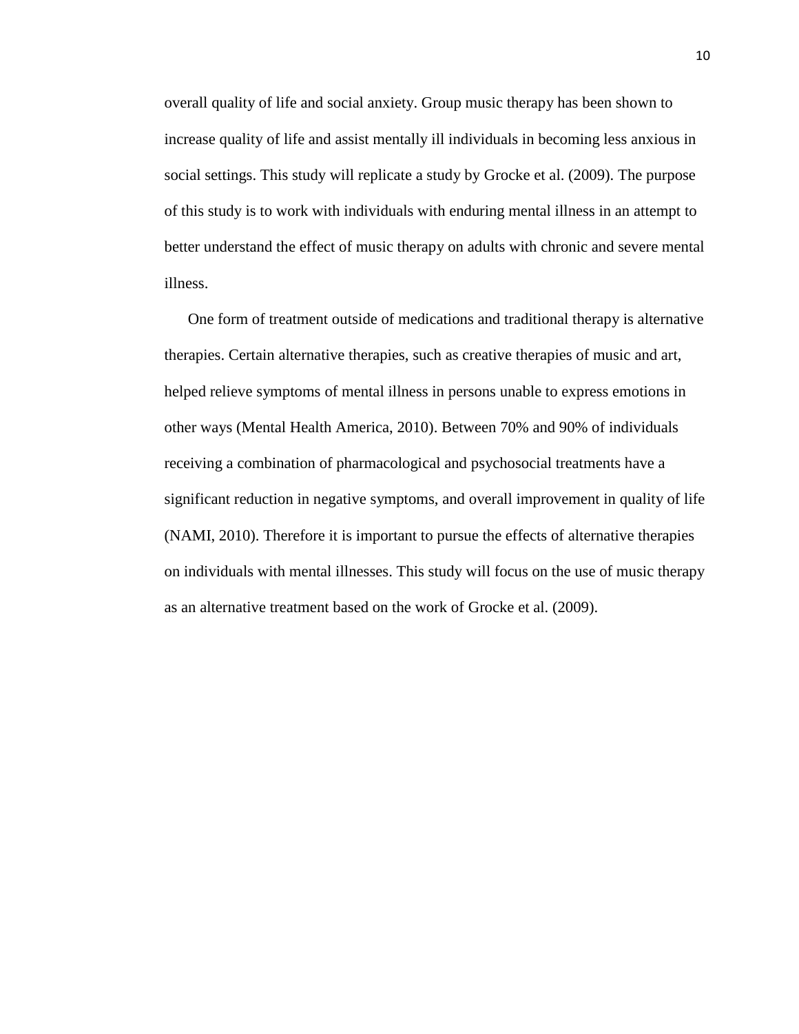overall quality of life and social anxiety. Group music therapy has been shown to increase quality of life and assist mentally ill individuals in becoming less anxious in social settings. This study will replicate a study by Grocke et al. (2009). The purpose of this study is to work with individuals with enduring mental illness in an attempt to better understand the effect of music therapy on adults with chronic and severe mental illness.

One form of treatment outside of medications and traditional therapy is alternative therapies. Certain alternative therapies, such as creative therapies of music and art, helped relieve symptoms of mental illness in persons unable to express emotions in other ways (Mental Health America, 2010). Between 70% and 90% of individuals receiving a combination of pharmacological and psychosocial treatments have a significant reduction in negative symptoms, and overall improvement in quality of life (NAMI, 2010). Therefore it is important to pursue the effects of alternative therapies on individuals with mental illnesses. This study will focus on the use of music therapy as an alternative treatment based on the work of Grocke et al. (2009).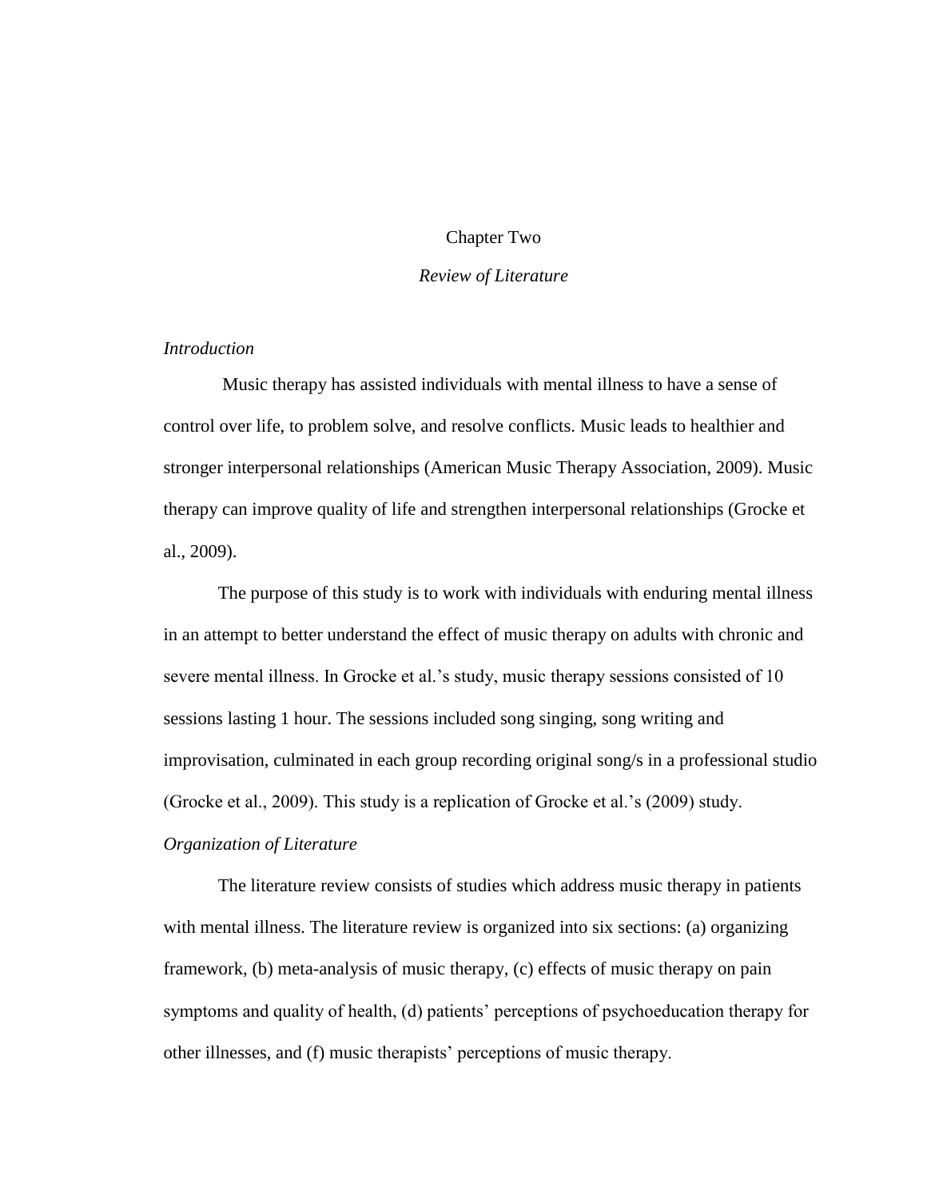# Chapter Two

## *Review of Literature*

### *Introduction*

Music therapy has assisted individuals with mental illness to have a sense of control over life, to problem solve, and resolve conflicts. Music leads to healthier and stronger interpersonal relationships (American Music Therapy Association, 2009). Music therapy can improve quality of life and strengthen interpersonal relationships (Grocke et al., 2009).

The purpose of this study is to work with individuals with enduring mental illness in an attempt to better understand the effect of music therapy on adults with chronic and severe mental illness. In Grocke et al.'s study, music therapy sessions consisted of 10 sessions lasting 1 hour. The sessions included song singing, song writing and improvisation, culminated in each group recording original song/s in a professional studio (Grocke et al., 2009). This study is a replication of Grocke et al.'s (2009) study.

### *Organization of Literature*

The literature review consists of studies which address music therapy in patients with mental illness. The literature review is organized into six sections: (a) organizing framework, (b) meta-analysis of music therapy, (c) effects of music therapy on pain symptoms and quality of health, (d) patients' perceptions of psychoeducation therapy for other illnesses, and (f) music therapists' perceptions of music therapy.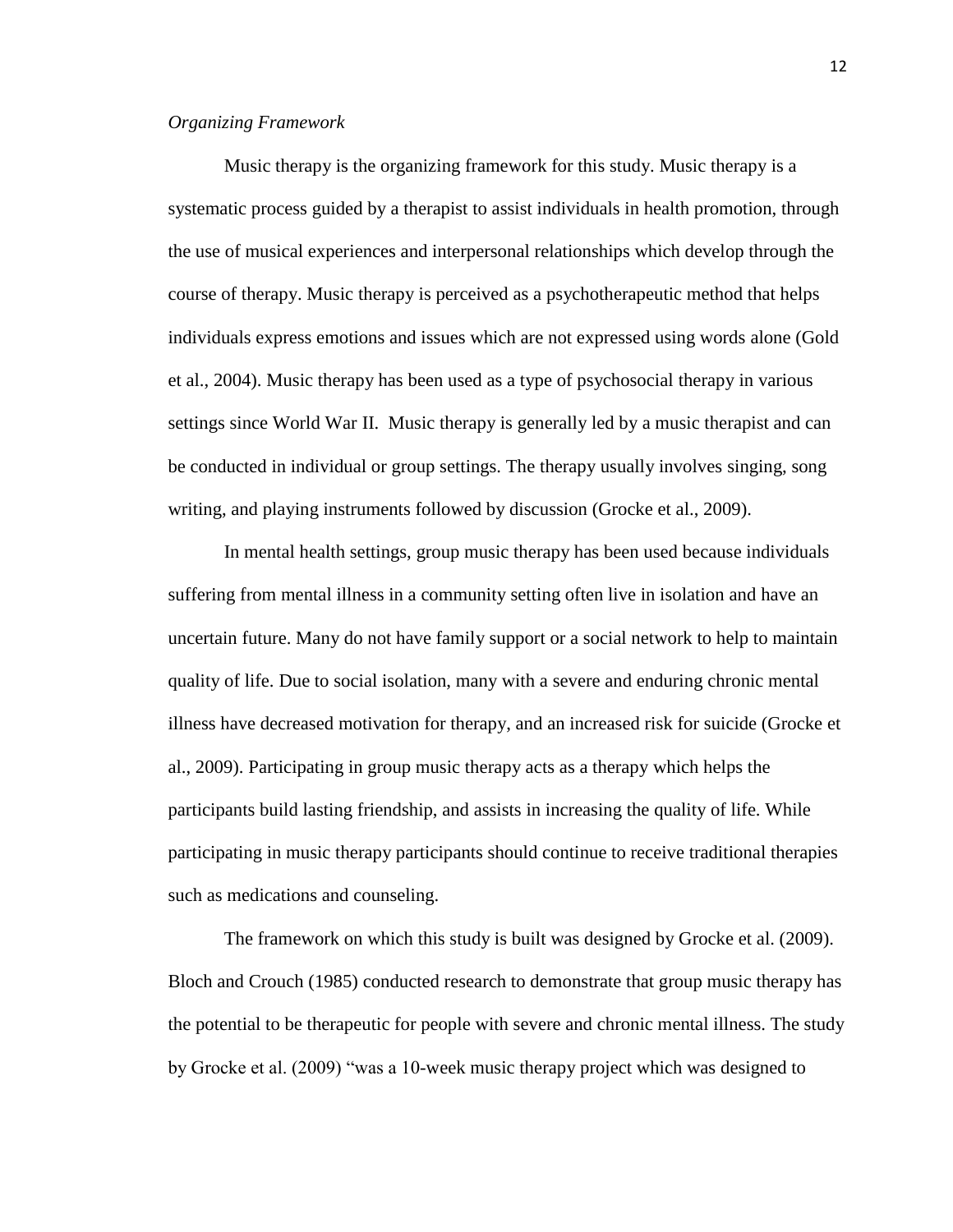*Organizing Framework*

Music therapy is the organizing framework for this study. Music therapy is a systematic process guided by a therapist to assist individuals in health promotion, through the use of musical experiences and interpersonal relationships which develop through the course of therapy. Music therapy is perceived as a psychotherapeutic method that helps individuals express emotions and issues which are not expressed using words alone (Gold et al., 2004). Music therapy has been used as a type of psychosocial therapy in various settings since World War II. Music therapy is generally led by a music therapist and can be conducted in individual or group settings. The therapy usually involves singing, song writing, and playing instruments followed by discussion (Grocke et al., 2009).

In mental health settings, group music therapy has been used because individuals suffering from mental illness in a community setting often live in isolation and have an uncertain future. Many do not have family support or a social network to help to maintain quality of life. Due to social isolation, many with a severe and enduring chronic mental illness have decreased motivation for therapy, and an increased risk for suicide (Grocke et al., 2009). Participating in group music therapy acts as a therapy which helps the participants build lasting friendship, and assists in increasing the quality of life. While participating in music therapy participants should continue to receive traditional therapies such as medications and counseling.

The framework on which this study is built was designed by Grocke et al. (2009). Bloch and Crouch (1985) conducted research to demonstrate that group music therapy has the potential to be therapeutic for people with severe and chronic mental illness. The study by Grocke et al. (2009) "was a 10-week music therapy project which was designed to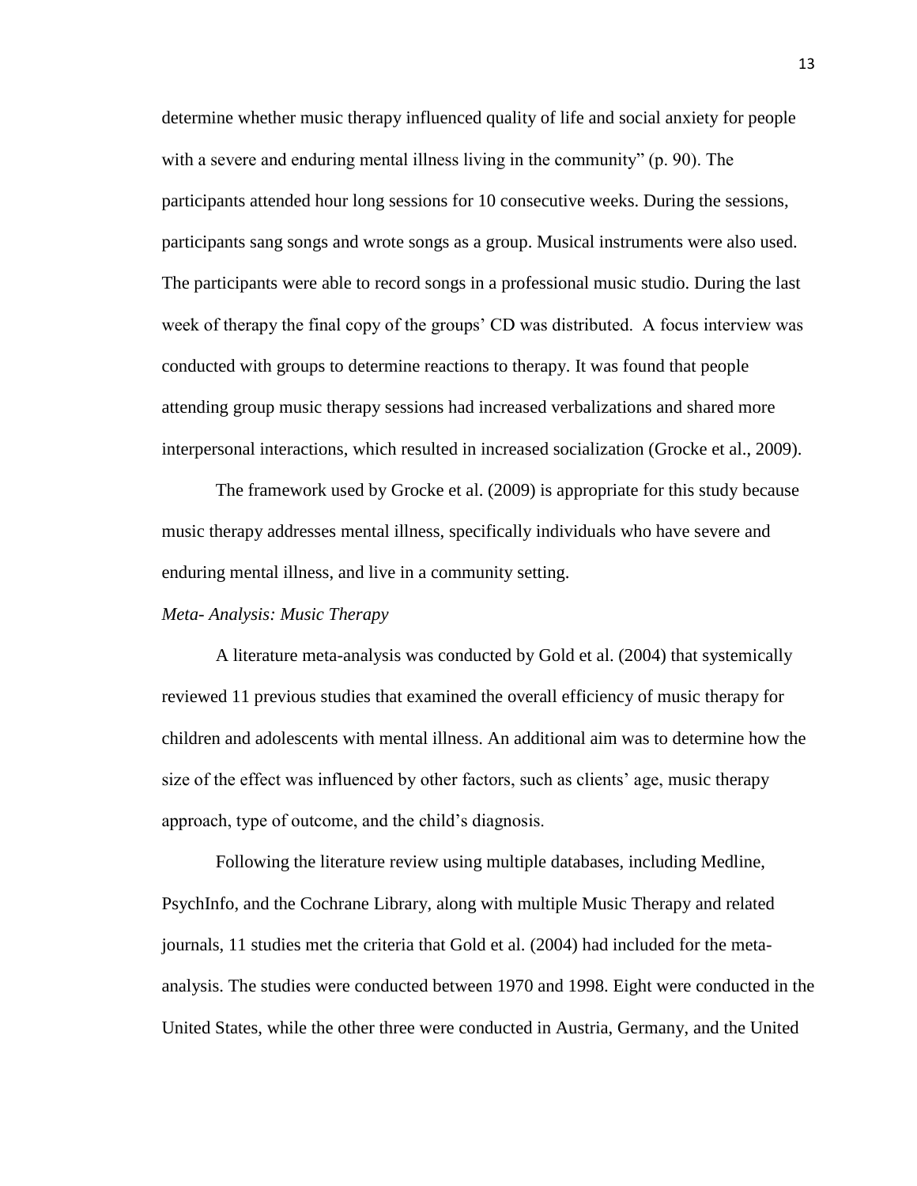determine whether music therapy influenced quality of life and social anxiety for people with a severe and enduring mental illness living in the community" (p. 90). The participants attended hour long sessions for 10 consecutive weeks. During the sessions, participants sang songs and wrote songs as a group. Musical instruments were also used. The participants were able to record songs in a professional music studio. During the last week of therapy the final copy of the groups' CD was distributed. A focus interview was conducted with groups to determine reactions to therapy. It was found that people attending group music therapy sessions had increased verbalizations and shared more interpersonal interactions, which resulted in increased socialization (Grocke et al., 2009).

The framework used by Grocke et al. (2009) is appropriate for this study because music therapy addresses mental illness, specifically individuals who have severe and enduring mental illness, and live in a community setting.

*Meta- Analysis: Music Therapy*

A literature meta-analysis was conducted by Gold et al. (2004) that systemically reviewed 11 previous studies that examined the overall efficiency of music therapy for children and adolescents with mental illness. An additional aim was to determine how the size of the effect was influenced by other factors, such as clients' age, music therapy approach, type of outcome, and the child's diagnosis.

Following the literature review using multiple databases, including Medline, PsychInfo, and the Cochrane Library, along with multiple Music Therapy and related journals, 11 studies met the criteria that Gold et al. (2004) had included for the meta-analysis. The studies were conducted between 1970 and 1998. Eight were conducted in the United States, while the other three were conducted in Austria, Germany, and the United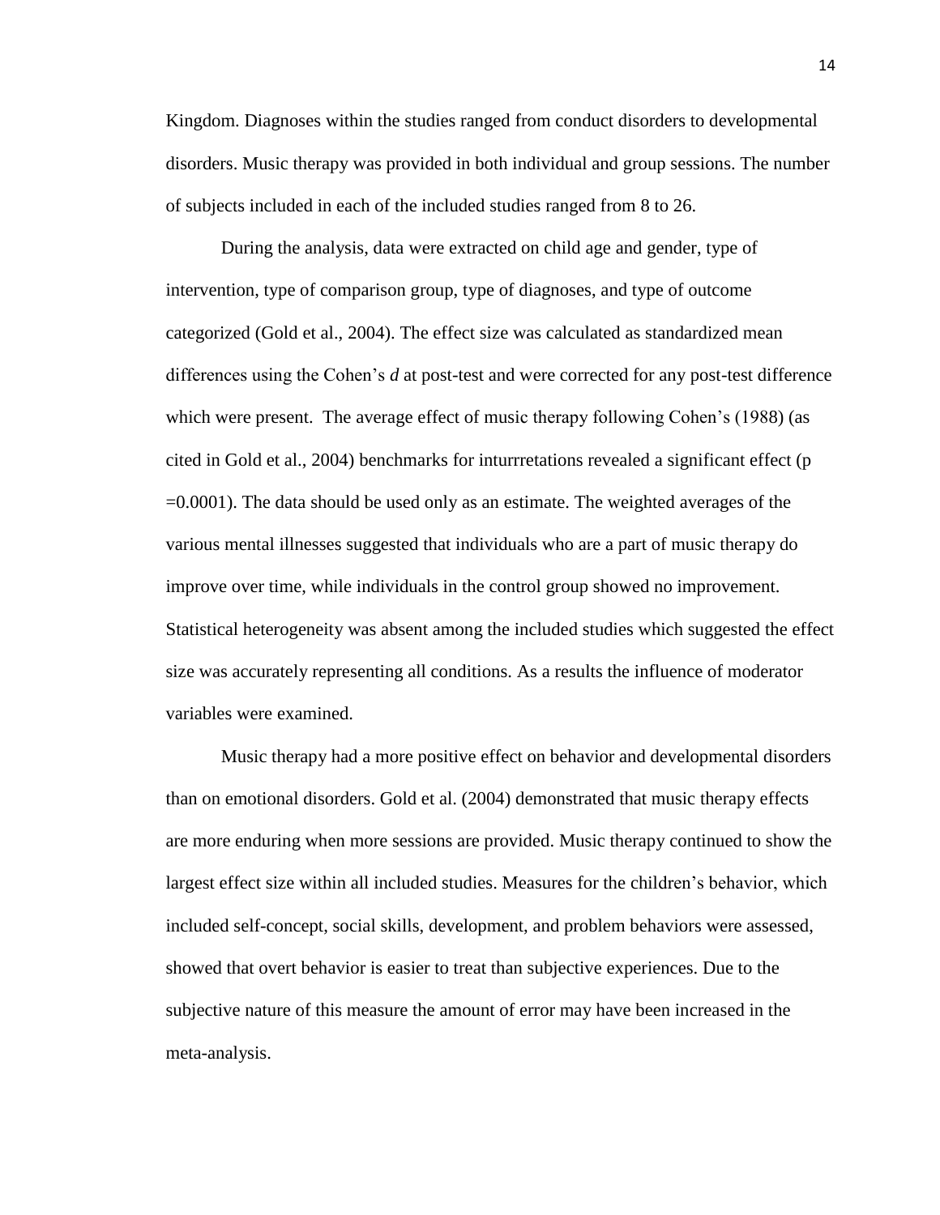Kingdom. Diagnoses within the studies ranged from conduct disorders to developmental disorders. Music therapy was provided in both individual and group sessions. The number of subjects included in each of the included studies ranged from 8 to 26.

During the analysis, data were extracted on child age and gender, type of intervention, type of comparison group, type of diagnoses, and type of outcome categorized (Gold et al., 2004). The effect size was calculated as standardized mean differences using the Cohen's *d* at post-test and were corrected for any post-test difference which were present. The average effect of music therapy following Cohen's (1988) (as cited in Gold et al., 2004) benchmarks for inturrretations revealed a significant effect ($p = 0.0001$). The data should be used only as an estimate. The weighted averages of the various mental illnesses suggested that individuals who are a part of music therapy do improve over time, while individuals in the control group showed no improvement. Statistical heterogeneity was absent among the included studies which suggested the effect size was accurately representing all conditions. As a results the influence of moderator variables were examined.

Music therapy had a more positive effect on behavior and developmental disorders than on emotional disorders. Gold et al. (2004) demonstrated that music therapy effects are more enduring when more sessions are provided. Music therapy continued to show the largest effect size within all included studies. Measures for the children's behavior, which included self-concept, social skills, development, and problem behaviors were assessed, showed that overt behavior is easier to treat than subjective experiences. Due to the subjective nature of this measure the amount of error may have been increased in the meta-analysis.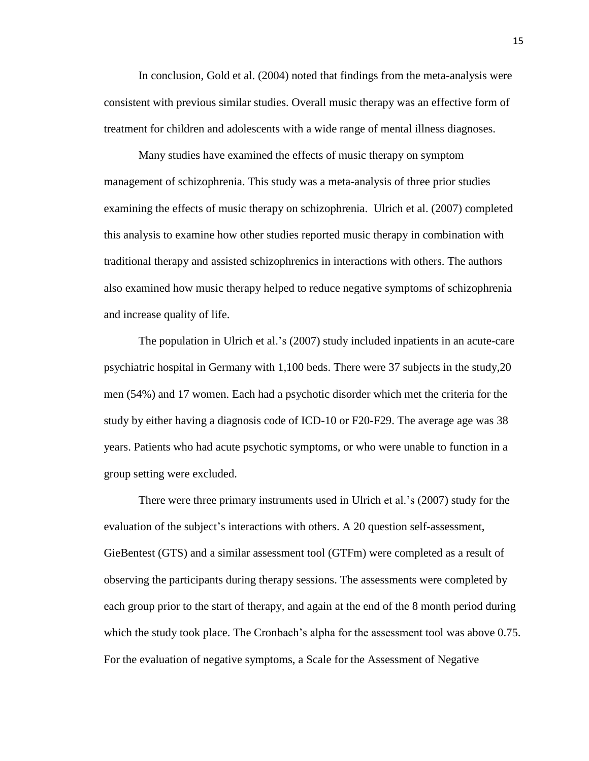In conclusion, Gold et al. (2004) noted that findings from the meta-analysis were consistent with previous similar studies. Overall music therapy was an effective form of treatment for children and adolescents with a wide range of mental illness diagnoses.

Many studies have examined the effects of music therapy on symptom management of schizophrenia. This study was a meta-analysis of three prior studies examining the effects of music therapy on schizophrenia. Ulrich et al. (2007) completed this analysis to examine how other studies reported music therapy in combination with traditional therapy and assisted schizophrenics in interactions with others. The authors also examined how music therapy helped to reduce negative symptoms of schizophrenia and increase quality of life.

The population in Ulrich et al.'s (2007) study included inpatients in an acute-care psychiatric hospital in Germany with 1,100 beds. There were 37 subjects in the study,20 men (54%) and 17 women. Each had a psychotic disorder which met the criteria for the study by either having a diagnosis code of ICD-10 or F20-F29. The average age was 38 years. Patients who had acute psychotic symptoms, or who were unable to function in a group setting were excluded.

There were three primary instruments used in Ulrich et al.'s (2007) study for the evaluation of the subject's interactions with others. A 20 question self-assessment, GieBentest (GTS) and a similar assessment tool (GTFm) were completed as a result of observing the participants during therapy sessions. The assessments were completed by each group prior to the start of therapy, and again at the end of the 8 month period during which the study took place. The Cronbach's alpha for the assessment tool was above 0.75. For the evaluation of negative symptoms, a Scale for the Assessment of Negative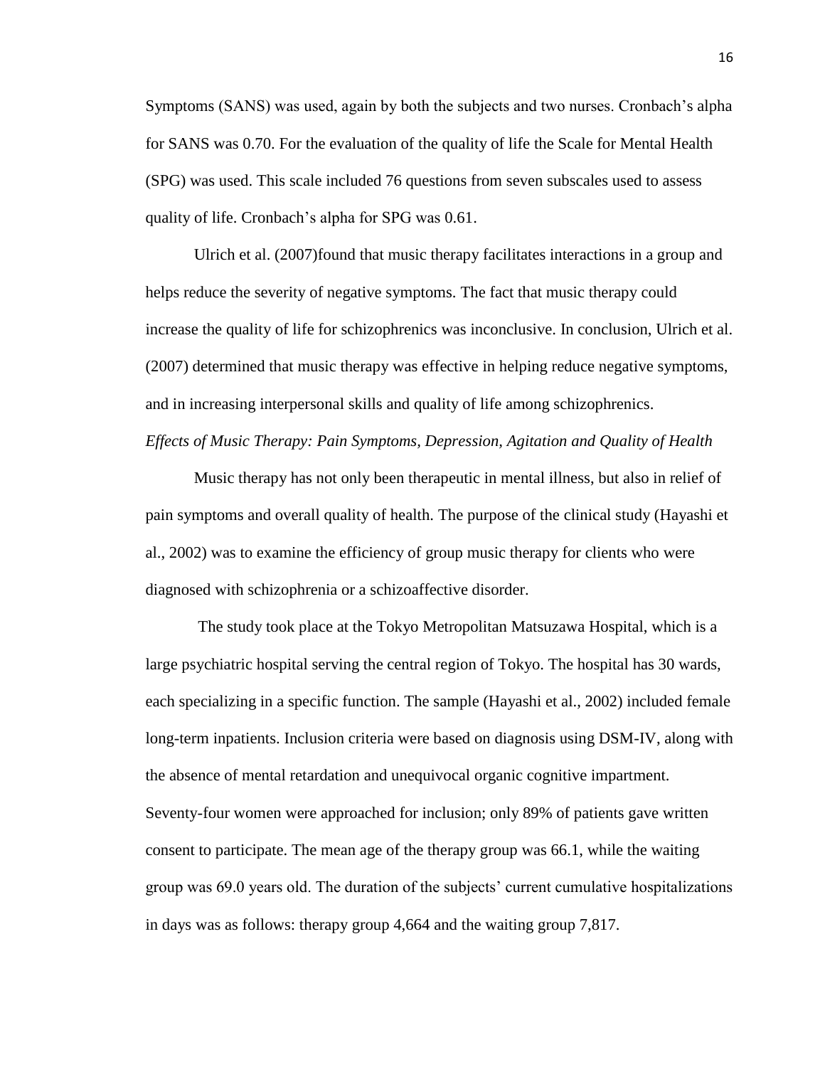Symptoms (SANS) was used, again by both the subjects and two nurses. Cronbach's alpha for SANS was 0.70. For the evaluation of the quality of life the Scale for Mental Health (SPG) was used. This scale included 76 questions from seven subscales used to assess quality of life. Cronbach's alpha for SPG was 0.61.

Ulrich et al. (2007)found that music therapy facilitates interactions in a group and helps reduce the severity of negative symptoms. The fact that music therapy could increase the quality of life for schizophrenics was inconclusive. In conclusion, Ulrich et al. (2007) determined that music therapy was effective in helping reduce negative symptoms, and in increasing interpersonal skills and quality of life among schizophrenics.

*Effects of Music Therapy: Pain Symptoms, Depression, Agitation and Quality of Health*

Music therapy has not only been therapeutic in mental illness, but also in relief of pain symptoms and overall quality of health. The purpose of the clinical study (Hayashi et al., 2002) was to examine the efficiency of group music therapy for clients who were diagnosed with schizophrenia or a schizoaffective disorder.

The study took place at the Tokyo Metropolitan Matsuzawa Hospital, which is a large psychiatric hospital serving the central region of Tokyo. The hospital has 30 wards, each specializing in a specific function. The sample (Hayashi et al., 2002) included female long-term inpatients. Inclusion criteria were based on diagnosis using DSM-IV, along with the absence of mental retardation and unequivocal organic cognitive impartment. Seventy-four women were approached for inclusion; only 89% of patients gave written consent to participate. The mean age of the therapy group was 66.1, while the waiting group was 69.0 years old. The duration of the subjects' current cumulative hospitalizations in days was as follows: therapy group 4,664 and the waiting group 7,817.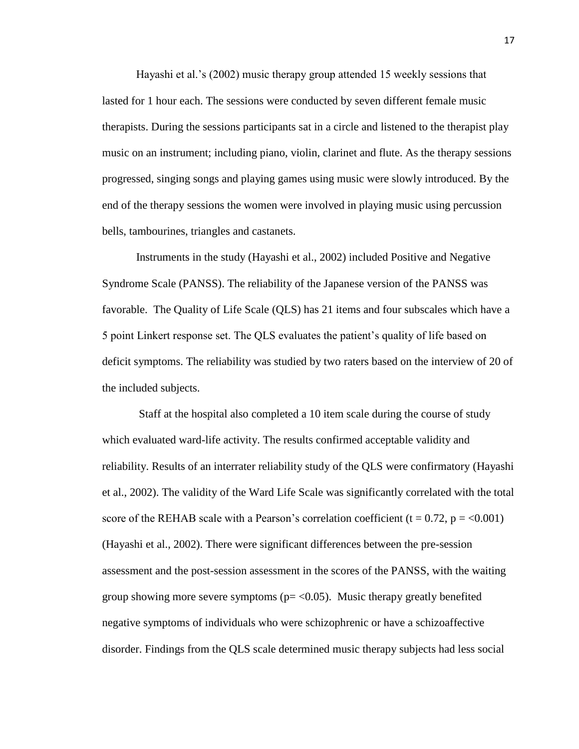Hayashi et al.'s (2002) music therapy group attended 15 weekly sessions that lasted for 1 hour each. The sessions were conducted by seven different female music therapists. During the sessions participants sat in a circle and listened to the therapist play music on an instrument; including piano, violin, clarinet and flute. As the therapy sessions progressed, singing songs and playing games using music were slowly introduced. By the end of the therapy sessions the women were involved in playing music using percussion bells, tambourines, triangles and castanets.

Instruments in the study (Hayashi et al., 2002) included Positive and Negative Syndrome Scale (PANSS). The reliability of the Japanese version of the PANSS was favorable. The Quality of Life Scale (QLS) has 21 items and four subscales which have a 5 point Linkert response set. The QLS evaluates the patient's quality of life based on deficit symptoms. The reliability was studied by two raters based on the interview of 20 of the included subjects.

Staff at the hospital also completed a 10 item scale during the course of study which evaluated ward-life activity. The results confirmed acceptable validity and reliability. Results of an interrater reliability study of the QLS were confirmatory (Hayashi et al., 2002). The validity of the Ward Life Scale was significantly correlated with the total score of the REHAB scale with a Pearson's correlation coefficient ($t = 0.72$, $p = <0.001$) (Hayashi et al., 2002). There were significant differences between the pre-session assessment and the post-session assessment in the scores of the PANSS, with the waiting group showing more severe symptoms ($p= <0.05$). Music therapy greatly benefited negative symptoms of individuals who were schizophrenic or have a schizoaffective disorder. Findings from the QLS scale determined music therapy subjects had less social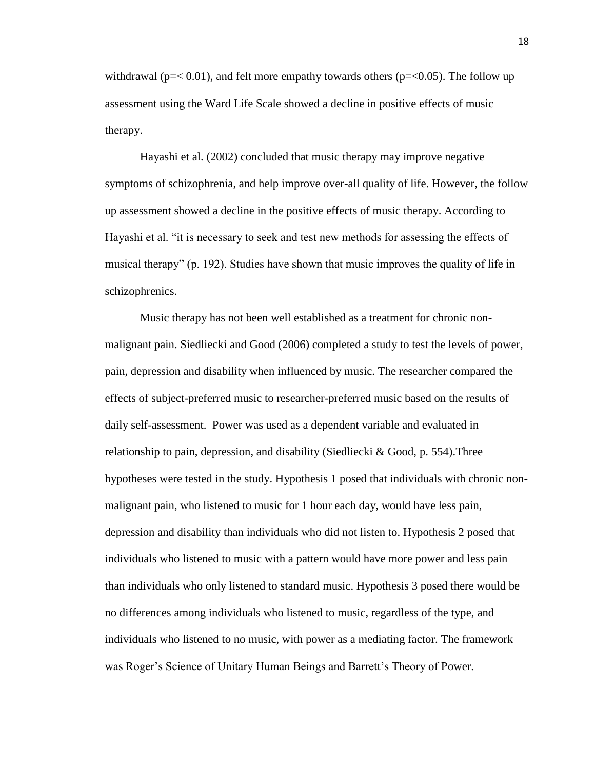withdrawal ($p =< 0.01$), and felt more empathy towards others ($p =< 0.05$). The follow up assessment using the Ward Life Scale showed a decline in positive effects of music therapy.

Hayashi et al. (2002) concluded that music therapy may improve negative symptoms of schizophrenia, and help improve over-all quality of life. However, the follow up assessment showed a decline in the positive effects of music therapy. According to Hayashi et al. "it is necessary to seek and test new methods for assessing the effects of musical therapy" (p. 192). Studies have shown that music improves the quality of life in schizophrenics.

Music therapy has not been well established as a treatment for chronic non-malignant pain. Siedliecki and Good (2006) completed a study to test the levels of power, pain, depression and disability when influenced by music. The researcher compared the effects of subject-preferred music to researcher-preferred music based on the results of daily self-assessment. Power was used as a dependent variable and evaluated in relationship to pain, depression, and disability (Siedliecki & Good, p. 554).Three hypotheses were tested in the study. Hypothesis 1 posed that individuals with chronic non-malignant pain, who listened to music for 1 hour each day, would have less pain, depression and disability than individuals who did not listen to. Hypothesis 2 posed that individuals who listened to music with a pattern would have more power and less pain than individuals who only listened to standard music. Hypothesis 3 posed there would be no differences among individuals who listened to music, regardless of the type, and individuals who listened to no music, with power as a mediating factor. The framework was Roger's Science of Unitary Human Beings and Barrett's Theory of Power.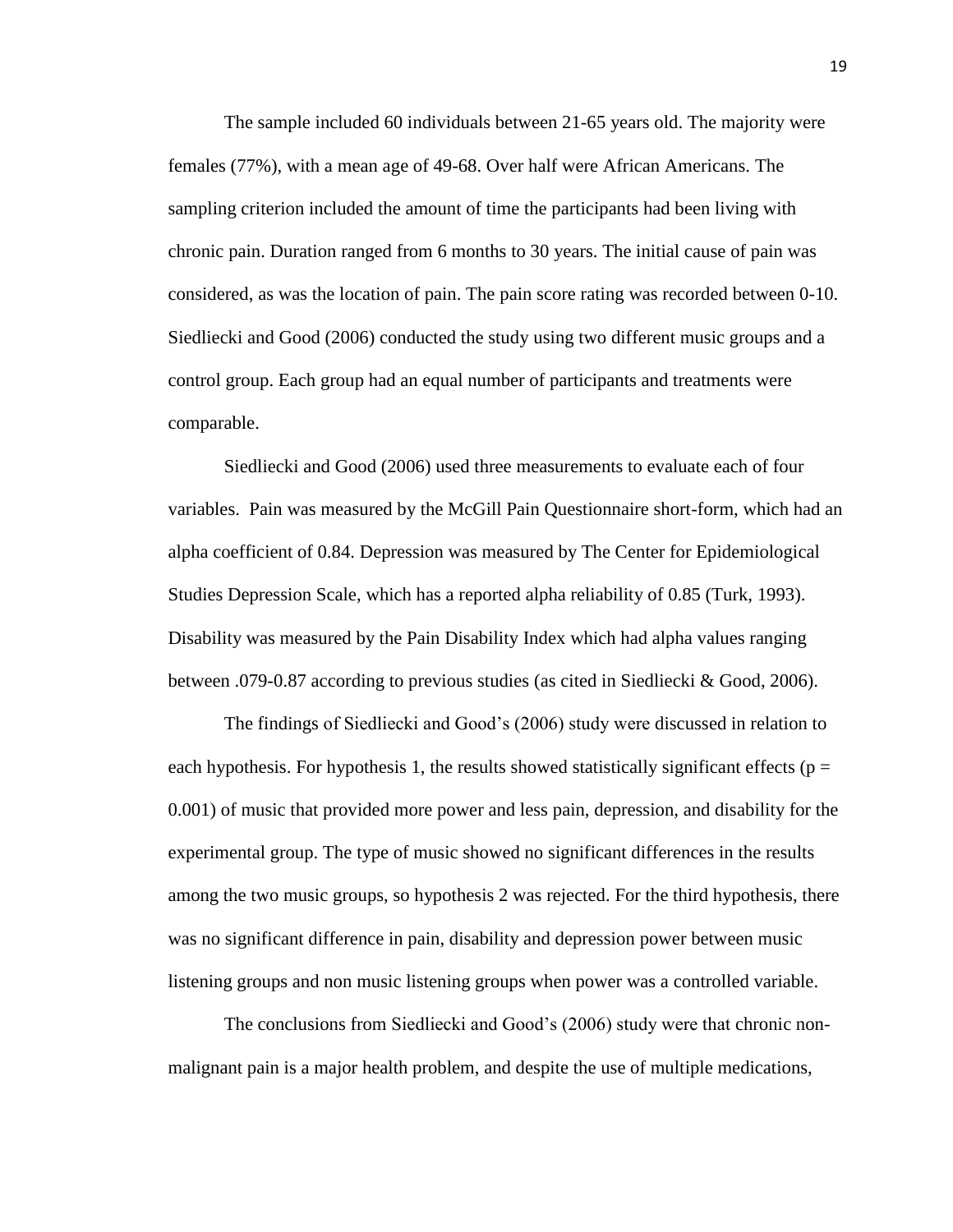The sample included 60 individuals between 21-65 years old. The majority were females (77%), with a mean age of 49-68. Over half were African Americans. The sampling criterion included the amount of time the participants had been living with chronic pain. Duration ranged from 6 months to 30 years. The initial cause of pain was considered, as was the location of pain. The pain score rating was recorded between 0-10. Siedliecki and Good (2006) conducted the study using two different music groups and a control group. Each group had an equal number of participants and treatments were comparable.

Siedliecki and Good (2006) used three measurements to evaluate each of four variables. Pain was measured by the McGill Pain Questionnaire short-form, which had an alpha coefficient of 0.84. Depression was measured by The Center for Epidemiological Studies Depression Scale, which has a reported alpha reliability of 0.85 (Turk, 1993). Disability was measured by the Pain Disability Index which had alpha values ranging between .079-0.87 according to previous studies (as cited in Siedliecki & Good, 2006).

The findings of Siedliecki and Good's (2006) study were discussed in relation to each hypothesis. For hypothesis 1, the results showed statistically significant effects ($p = 0.001$) of music that provided more power and less pain, depression, and disability for the experimental group. The type of music showed no significant differences in the results among the two music groups, so hypothesis 2 was rejected. For the third hypothesis, there was no significant difference in pain, disability and depression power between music listening groups and non music listening groups when power was a controlled variable.

The conclusions from Siedliecki and Good's (2006) study were that chronic non-malignant pain is a major health problem, and despite the use of multiple medications,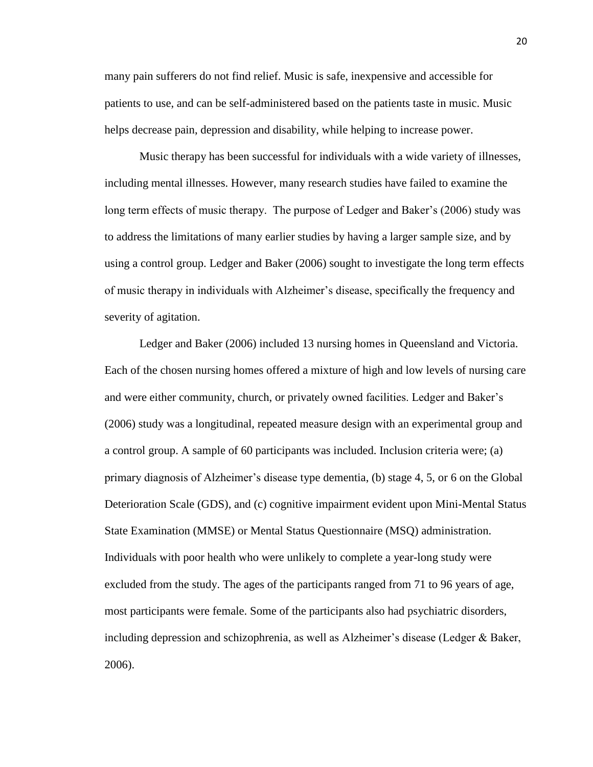many pain sufferers do not find relief. Music is safe, inexpensive and accessible for patients to use, and can be self-administered based on the patients taste in music. Music helps decrease pain, depression and disability, while helping to increase power.

Music therapy has been successful for individuals with a wide variety of illnesses, including mental illnesses. However, many research studies have failed to examine the long term effects of music therapy. The purpose of Ledger and Baker's (2006) study was to address the limitations of many earlier studies by having a larger sample size, and by using a control group. Ledger and Baker (2006) sought to investigate the long term effects of music therapy in individuals with Alzheimer's disease, specifically the frequency and severity of agitation.

Ledger and Baker (2006) included 13 nursing homes in Queensland and Victoria. Each of the chosen nursing homes offered a mixture of high and low levels of nursing care and were either community, church, or privately owned facilities. Ledger and Baker's (2006) study was a longitudinal, repeated measure design with an experimental group and a control group. A sample of 60 participants was included. Inclusion criteria were; (a) primary diagnosis of Alzheimer's disease type dementia, (b) stage 4, 5, or 6 on the Global Deterioration Scale (GDS), and (c) cognitive impairment evident upon Mini-Mental Status State Examination (MMSE) or Mental Status Questionnaire (MSQ) administration. Individuals with poor health who were unlikely to complete a year-long study were excluded from the study. The ages of the participants ranged from 71 to 96 years of age, most participants were female. Some of the participants also had psychiatric disorders, including depression and schizophrenia, as well as Alzheimer's disease (Ledger & Baker, 2006).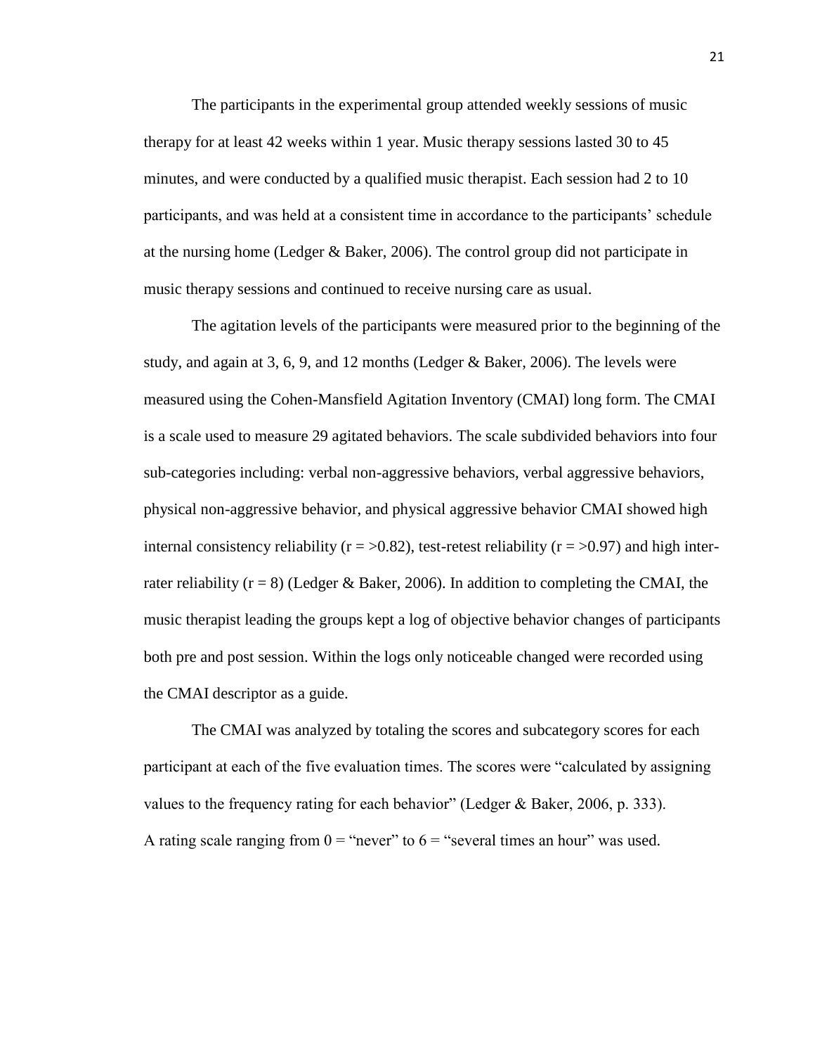The participants in the experimental group attended weekly sessions of music therapy for at least 42 weeks within 1 year. Music therapy sessions lasted 30 to 45 minutes, and were conducted by a qualified music therapist. Each session had 2 to 10 participants, and was held at a consistent time in accordance to the participants' schedule at the nursing home (Ledger & Baker, 2006). The control group did not participate in music therapy sessions and continued to receive nursing care as usual.

The agitation levels of the participants were measured prior to the beginning of the study, and again at 3, 6, 9, and 12 months (Ledger & Baker, 2006). The levels were measured using the Cohen-Mansfield Agitation Inventory (CMAI) long form. The CMAI is a scale used to measure 29 agitated behaviors. The scale subdivided behaviors into four sub-categories including: verbal non-aggressive behaviors, verbal aggressive behaviors, physical non-aggressive behavior, and physical aggressive behavior CMAI showed high internal consistency reliability ($r = >0.82$), test-retest reliability ($r = >0.97$) and high inter-rater reliability ($r = 8$) (Ledger & Baker, 2006). In addition to completing the CMAI, the music therapist leading the groups kept a log of objective behavior changes of participants both pre and post session. Within the logs only noticeable changed were recorded using the CMAI descriptor as a guide.

The CMAI was analyzed by totaling the scores and subcategory scores for each participant at each of the five evaluation times. The scores were "calculated by assigning values to the frequency rating for each behavior" (Ledger & Baker, 2006, p. 333). A rating scale ranging from 0 = "never" to 6 = "several times an hour" was used.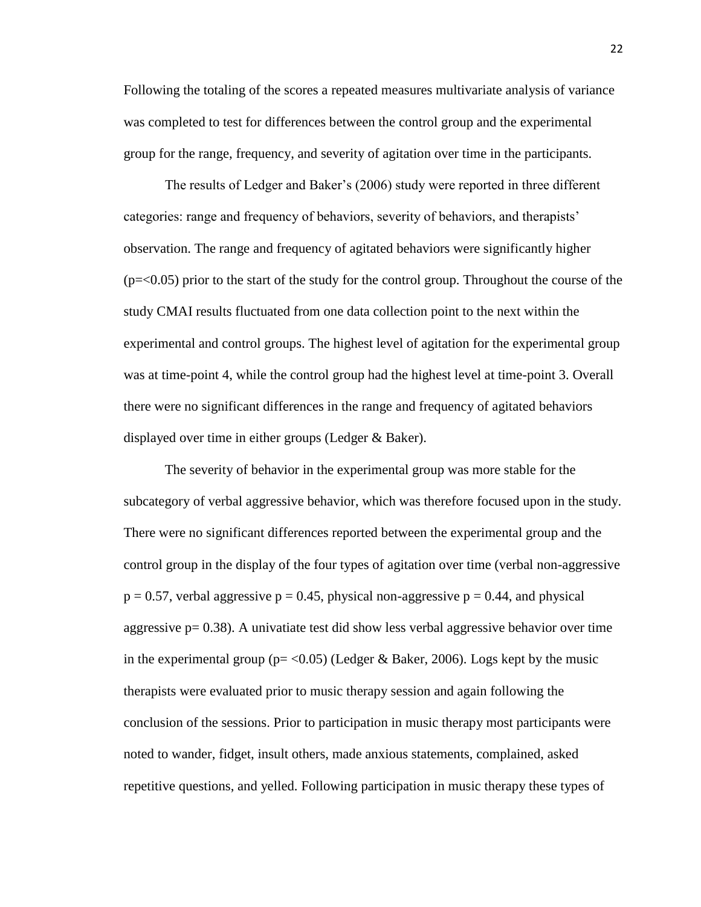Following the totaling of the scores a repeated measures multivariate analysis of variance was completed to test for differences between the control group and the experimental group for the range, frequency, and severity of agitation over time in the participants.

The results of Ledger and Baker's (2006) study were reported in three different categories: range and frequency of behaviors, severity of behaviors, and therapists' observation. The range and frequency of agitated behaviors were significantly higher ($p=<0.05$) prior to the start of the study for the control group. Throughout the course of the study CMAI results fluctuated from one data collection point to the next within the experimental and control groups. The highest level of agitation for the experimental group was at time-point 4, while the control group had the highest level at time-point 3. Overall there were no significant differences in the range and frequency of agitated behaviors displayed over time in either groups (Ledger & Baker).

The severity of behavior in the experimental group was more stable for the subcategory of verbal aggressive behavior, which was therefore focused upon in the study. There were no significant differences reported between the experimental group and the control group in the display of the four types of agitation over time (verbal non-aggressive $p = 0.57$, verbal aggressive $p = 0.45$, physical non-aggressive $p = 0.44$, and physical aggressive $p= 0.38$). A univatiate test did show less verbal aggressive behavior over time in the experimental group ($p= <0.05$) (Ledger & Baker, 2006). Logs kept by the music therapists were evaluated prior to music therapy session and again following the conclusion of the sessions. Prior to participation in music therapy most participants were noted to wander, fidget, insult others, made anxious statements, complained, asked repetitive questions, and yelled. Following participation in music therapy these types of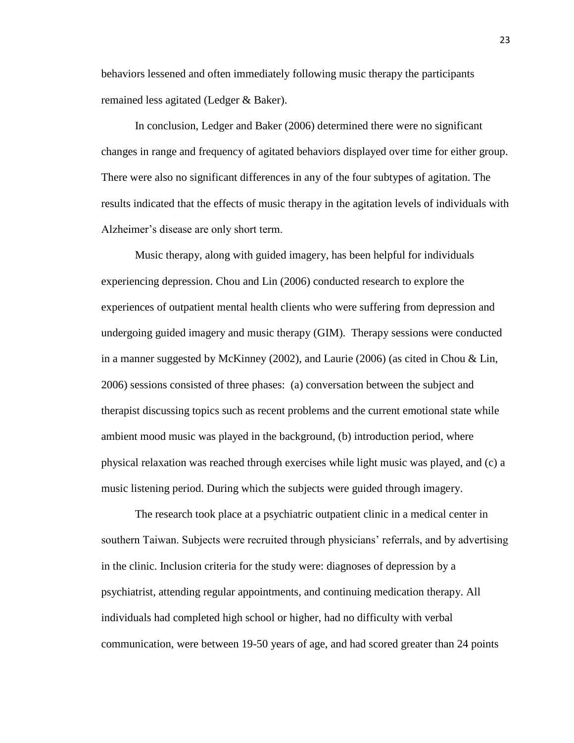behaviors lessened and often immediately following music therapy the participants remained less agitated (Ledger & Baker).

In conclusion, Ledger and Baker (2006) determined there were no significant changes in range and frequency of agitated behaviors displayed over time for either group. There were also no significant differences in any of the four subtypes of agitation. The results indicated that the effects of music therapy in the agitation levels of individuals with Alzheimer's disease are only short term.

Music therapy, along with guided imagery, has been helpful for individuals experiencing depression. Chou and Lin (2006) conducted research to explore the experiences of outpatient mental health clients who were suffering from depression and undergoing guided imagery and music therapy (GIM). Therapy sessions were conducted in a manner suggested by McKinney (2002), and Laurie (2006) (as cited in Chou & Lin, 2006) sessions consisted of three phases: (a) conversation between the subject and therapist discussing topics such as recent problems and the current emotional state while ambient mood music was played in the background, (b) introduction period, where physical relaxation was reached through exercises while light music was played, and (c) a music listening period. During which the subjects were guided through imagery.

The research took place at a psychiatric outpatient clinic in a medical center in southern Taiwan. Subjects were recruited through physicians' referrals, and by advertising in the clinic. Inclusion criteria for the study were: diagnoses of depression by a psychiatrist, attending regular appointments, and continuing medication therapy. All individuals had completed high school or higher, had no difficulty with verbal communication, were between 19-50 years of age, and had scored greater than 24 points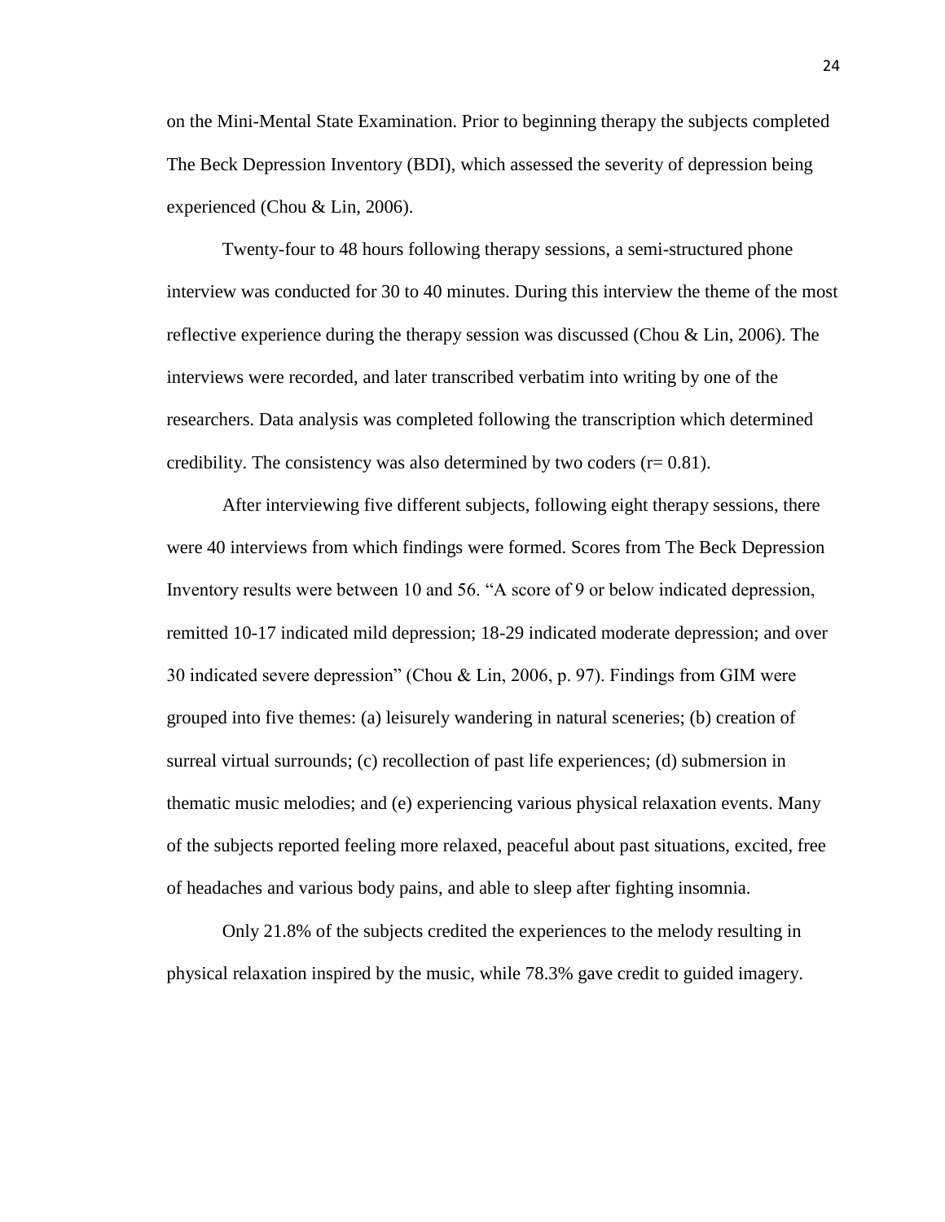on the Mini-Mental State Examination. Prior to beginning therapy the subjects completed The Beck Depression Inventory (BDI), which assessed the severity of depression being experienced (Chou & Lin, 2006).

Twenty-four to 48 hours following therapy sessions, a semi-structured phone interview was conducted for 30 to 40 minutes. During this interview the theme of the most reflective experience during the therapy session was discussed (Chou & Lin, 2006). The interviews were recorded, and later transcribed verbatim into writing by one of the researchers. Data analysis was completed following the transcription which determined credibility. The consistency was also determined by two coders ($r= 0.81$).

After interviewing five different subjects, following eight therapy sessions, there were 40 interviews from which findings were formed. Scores from The Beck Depression Inventory results were between 10 and 56. "A score of 9 or below indicated depression, remitted 10-17 indicated mild depression; 18-29 indicated moderate depression; and over 30 indicated severe depression" (Chou & Lin, 2006, p. 97). Findings from GIM were grouped into five themes: (a) leisurely wandering in natural sceneries; (b) creation of surreal virtual surrounds; (c) recollection of past life experiences; (d) submersion in thematic music melodies; and (e) experiencing various physical relaxation events. Many of the subjects reported feeling more relaxed, peaceful about past situations, excited, free of headaches and various body pains, and able to sleep after fighting insomnia.

Only 21.8% of the subjects credited the experiences to the melody resulting in physical relaxation inspired by the music, while 78.3% gave credit to guided imagery.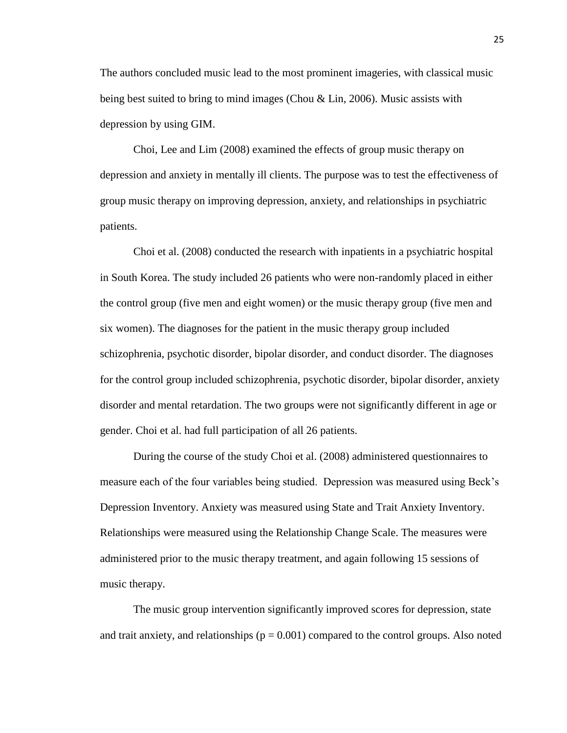The authors concluded music lead to the most prominent imageries, with classical music being best suited to bring to mind images (Chou & Lin, 2006). Music assists with depression by using GIM.

Choi, Lee and Lim (2008) examined the effects of group music therapy on depression and anxiety in mentally ill clients. The purpose was to test the effectiveness of group music therapy on improving depression, anxiety, and relationships in psychiatric patients.

Choi et al. (2008) conducted the research with inpatients in a psychiatric hospital in South Korea. The study included 26 patients who were non-randomly placed in either the control group (five men and eight women) or the music therapy group (five men and six women). The diagnoses for the patient in the music therapy group included schizophrenia, psychotic disorder, bipolar disorder, and conduct disorder. The diagnoses for the control group included schizophrenia, psychotic disorder, bipolar disorder, anxiety disorder and mental retardation. The two groups were not significantly different in age or gender. Choi et al. had full participation of all 26 patients.

During the course of the study Choi et al. (2008) administered questionnaires to measure each of the four variables being studied. Depression was measured using Beck's Depression Inventory. Anxiety was measured using State and Trait Anxiety Inventory. Relationships were measured using the Relationship Change Scale. The measures were administered prior to the music therapy treatment, and again following 15 sessions of music therapy.

The music group intervention significantly improved scores for depression, state and trait anxiety, and relationships ($p = 0.001$) compared to the control groups. Also noted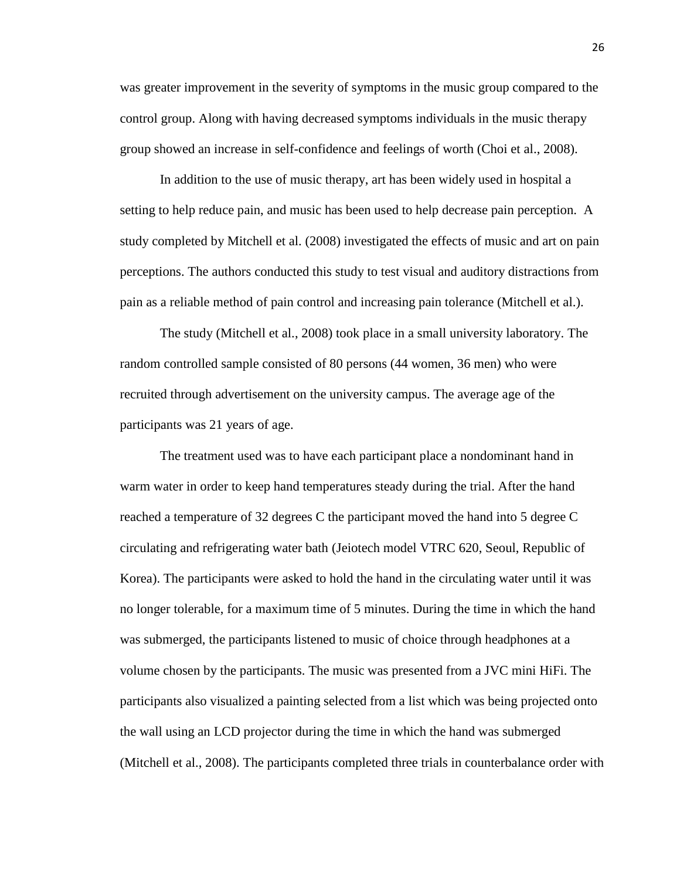was greater improvement in the severity of symptoms in the music group compared to the control group. Along with having decreased symptoms individuals in the music therapy group showed an increase in self-confidence and feelings of worth (Choi et al., 2008).

In addition to the use of music therapy, art has been widely used in hospital a setting to help reduce pain, and music has been used to help decrease pain perception. A study completed by Mitchell et al. (2008) investigated the effects of music and art on pain perceptions. The authors conducted this study to test visual and auditory distractions from pain as a reliable method of pain control and increasing pain tolerance (Mitchell et al.).

The study (Mitchell et al., 2008) took place in a small university laboratory. The random controlled sample consisted of 80 persons (44 women, 36 men) who were recruited through advertisement on the university campus. The average age of the participants was 21 years of age.

The treatment used was to have each participant place a nondominant hand in warm water in order to keep hand temperatures steady during the trial. After the hand reached a temperature of 32 degrees C the participant moved the hand into 5 degree C circulating and refrigerating water bath (Jeiotech model VTRC 620, Seoul, Republic of Korea). The participants were asked to hold the hand in the circulating water until it was no longer tolerable, for a maximum time of 5 minutes. During the time in which the hand was submerged, the participants listened to music of choice through headphones at a volume chosen by the participants. The music was presented from a JVC mini HiFi. The participants also visualized a painting selected from a list which was being projected onto the wall using an LCD projector during the time in which the hand was submerged (Mitchell et al., 2008). The participants completed three trials in counterbalance order with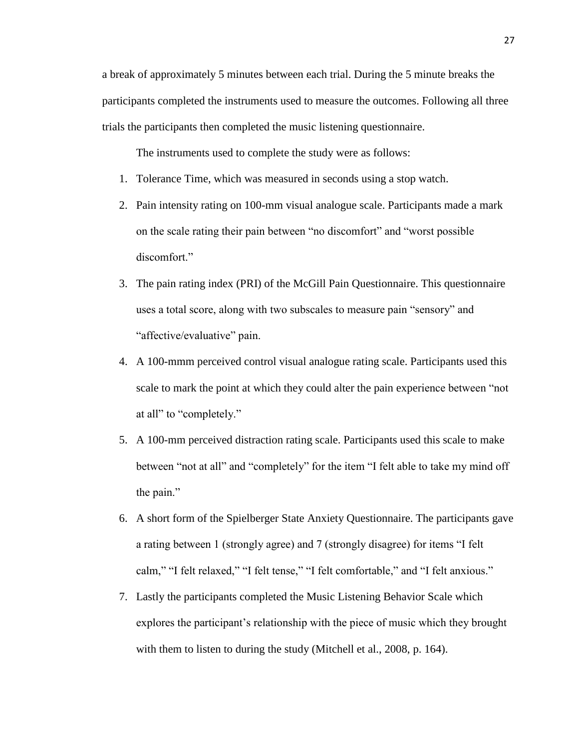a break of approximately 5 minutes between each trial. During the 5 minute breaks the participants completed the instruments used to measure the outcomes. Following all three trials the participants then completed the music listening questionnaire.

The instruments used to complete the study were as follows:

1. Tolerance Time, which was measured in seconds using a stop watch.
2. Pain intensity rating on 100-mm visual analogue scale. Participants made a mark on the scale rating their pain between "no discomfort" and "worst possible discomfort."
3. The pain rating index (PRI) of the McGill Pain Questionnaire. This questionnaire uses a total score, along with two subscales to measure pain "sensory" and "affective/evaluative" pain.
4. A 100-mmm perceived control visual analogue rating scale. Participants used this scale to mark the point at which they could alter the pain experience between "not at all" to "completely."
5. A 100-mm perceived distraction rating scale. Participants used this scale to make between "not at all" and "completely" for the item "I felt able to take my mind off the pain."
6. A short form of the Spielberger State Anxiety Questionnaire. The participants gave a rating between 1 (strongly agree) and 7 (strongly disagree) for items "I felt calm," "I felt relaxed," "I felt tense," "I felt comfortable," and "I felt anxious."
7. Lastly the participants completed the Music Listening Behavior Scale which explores the participant's relationship with the piece of music which they brought with them to listen to during the study (Mitchell et al., 2008, p. 164).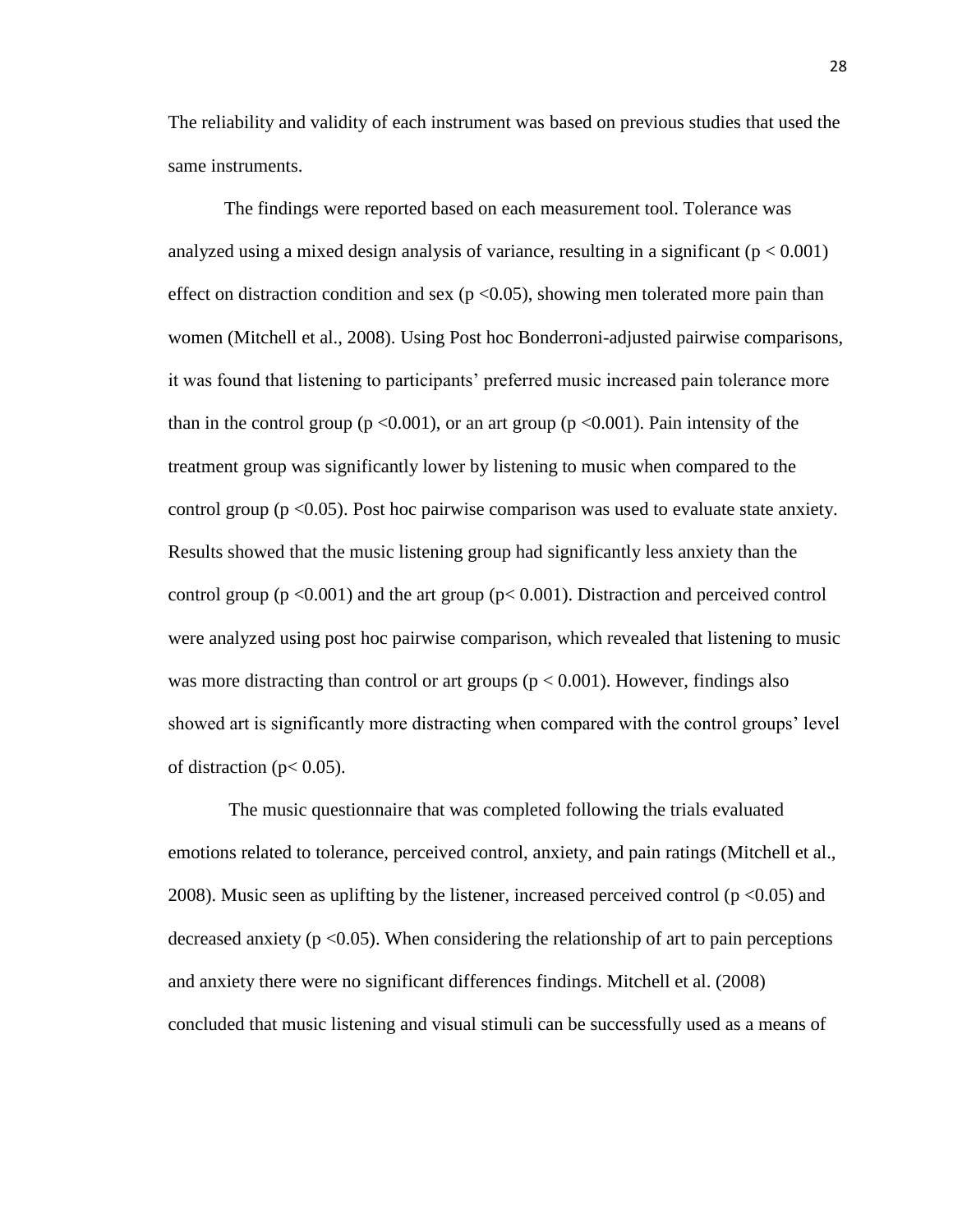The reliability and validity of each instrument was based on previous studies that used the same instruments.

The findings were reported based on each measurement tool. Tolerance was analyzed using a mixed design analysis of variance, resulting in a significant ($p < 0.001$) effect on distraction condition and sex ($p < 0.05$), showing men tolerated more pain than women (Mitchell et al., 2008). Using Post hoc Bonderroni-adjusted pairwise comparisons, it was found that listening to participants' preferred music increased pain tolerance more than in the control group ($p < 0.001$), or an art group ($p < 0.001$). Pain intensity of the treatment group was significantly lower by listening to music when compared to the control group ($p < 0.05$). Post hoc pairwise comparison was used to evaluate state anxiety. Results showed that the music listening group had significantly less anxiety than the control group ($p < 0.001$) and the art group ($p < 0.001$). Distraction and perceived control were analyzed using post hoc pairwise comparison, which revealed that listening to music was more distracting than control or art groups ($p < 0.001$). However, findings also showed art is significantly more distracting when compared with the control groups' level of distraction ($p < 0.05$).

The music questionnaire that was completed following the trials evaluated emotions related to tolerance, perceived control, anxiety, and pain ratings (Mitchell et al., 2008). Music seen as uplifting by the listener, increased perceived control ($p < 0.05$) and decreased anxiety ($p < 0.05$). When considering the relationship of art to pain perceptions and anxiety there were no significant differences findings. Mitchell et al. (2008) concluded that music listening and visual stimuli can be successfully used as a means of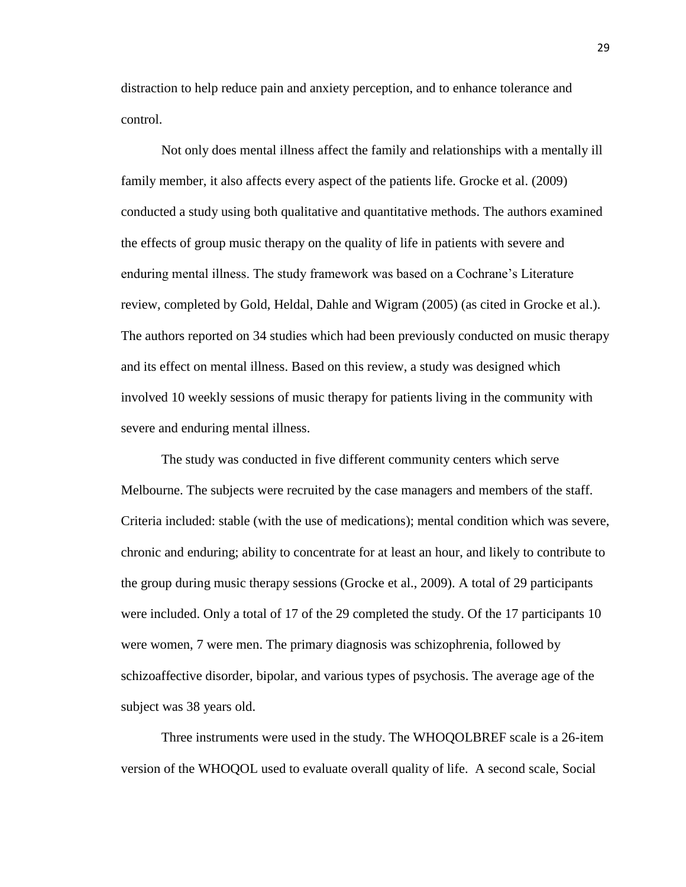distraction to help reduce pain and anxiety perception, and to enhance tolerance and control.

Not only does mental illness affect the family and relationships with a mentally ill family member, it also affects every aspect of the patients life. Grocke et al. (2009) conducted a study using both qualitative and quantitative methods. The authors examined the effects of group music therapy on the quality of life in patients with severe and enduring mental illness. The study framework was based on a Cochrane's Literature review, completed by Gold, Heldal, Dahle and Wigram (2005) (as cited in Grocke et al.). The authors reported on 34 studies which had been previously conducted on music therapy and its effect on mental illness. Based on this review, a study was designed which involved 10 weekly sessions of music therapy for patients living in the community with severe and enduring mental illness.

The study was conducted in five different community centers which serve Melbourne. The subjects were recruited by the case managers and members of the staff. Criteria included: stable (with the use of medications); mental condition which was severe, chronic and enduring; ability to concentrate for at least an hour, and likely to contribute to the group during music therapy sessions (Grocke et al., 2009). A total of 29 participants were included. Only a total of 17 of the 29 completed the study. Of the 17 participants 10 were women, 7 were men. The primary diagnosis was schizophrenia, followed by schizoaffective disorder, bipolar, and various types of psychosis. The average age of the subject was 38 years old.

Three instruments were used in the study. The WHOQOLBREF scale is a 26-item version of the WHOQOL used to evaluate overall quality of life. A second scale, Social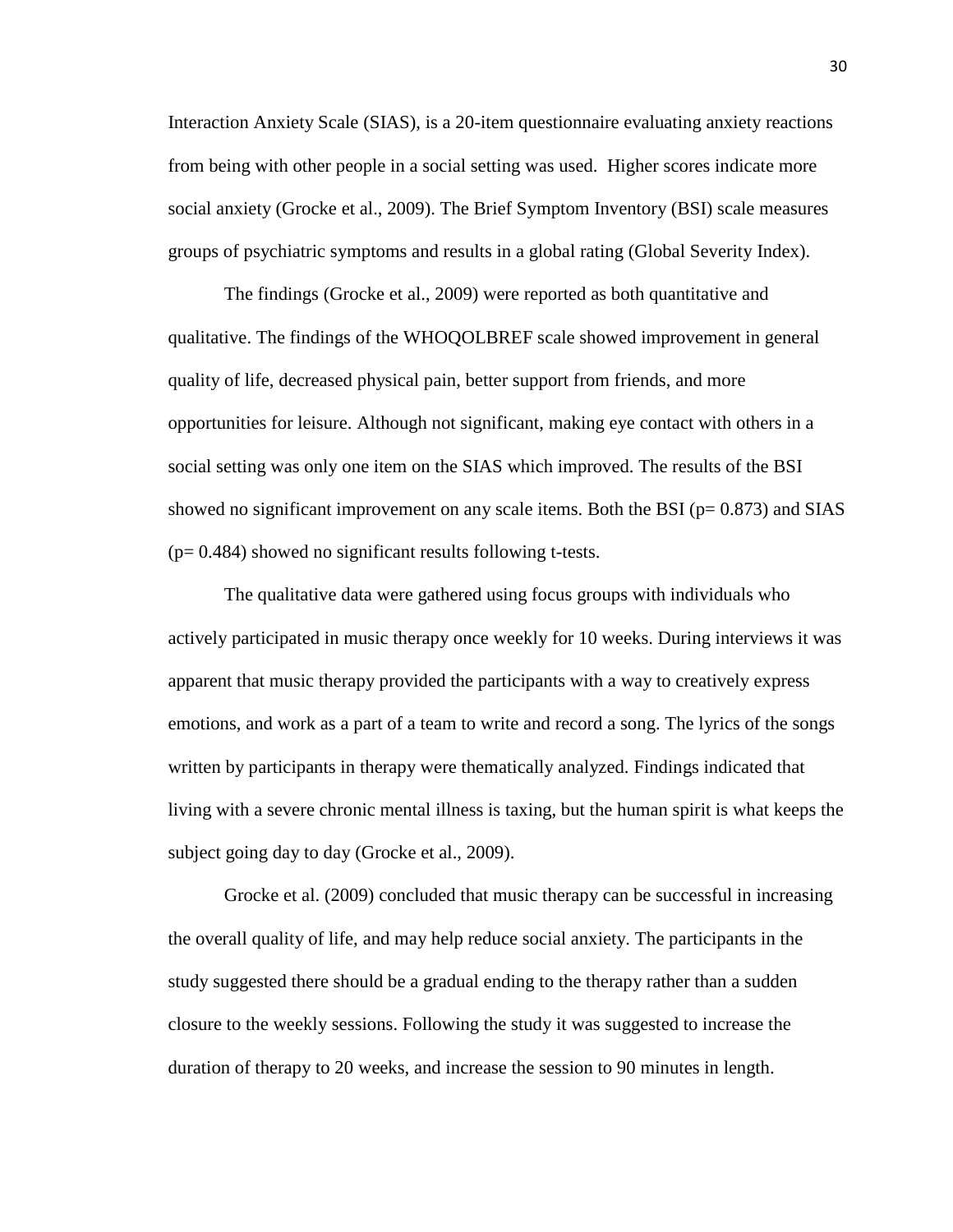Interaction Anxiety Scale (SIAS), is a 20-item questionnaire evaluating anxiety reactions from being with other people in a social setting was used. Higher scores indicate more social anxiety (Grocke et al., 2009). The Brief Symptom Inventory (BSI) scale measures groups of psychiatric symptoms and results in a global rating (Global Severity Index).

The findings (Grocke et al., 2009) were reported as both quantitative and qualitative. The findings of the WHOQOLBREF scale showed improvement in general quality of life, decreased physical pain, better support from friends, and more opportunities for leisure. Although not significant, making eye contact with others in a social setting was only one item on the SIAS which improved. The results of the BSI showed no significant improvement on any scale items. Both the BSI ($p = 0.873$) and SIAS ($p = 0.484$) showed no significant results following t-tests.

The qualitative data were gathered using focus groups with individuals who actively participated in music therapy once weekly for 10 weeks. During interviews it was apparent that music therapy provided the participants with a way to creatively express emotions, and work as a part of a team to write and record a song. The lyrics of the songs written by participants in therapy were thematically analyzed. Findings indicated that living with a severe chronic mental illness is taxing, but the human spirit is what keeps the subject going day to day (Grocke et al., 2009).

Grocke et al. (2009) concluded that music therapy can be successful in increasing the overall quality of life, and may help reduce social anxiety. The participants in the study suggested there should be a gradual ending to the therapy rather than a sudden closure to the weekly sessions. Following the study it was suggested to increase the duration of therapy to 20 weeks, and increase the session to 90 minutes in length.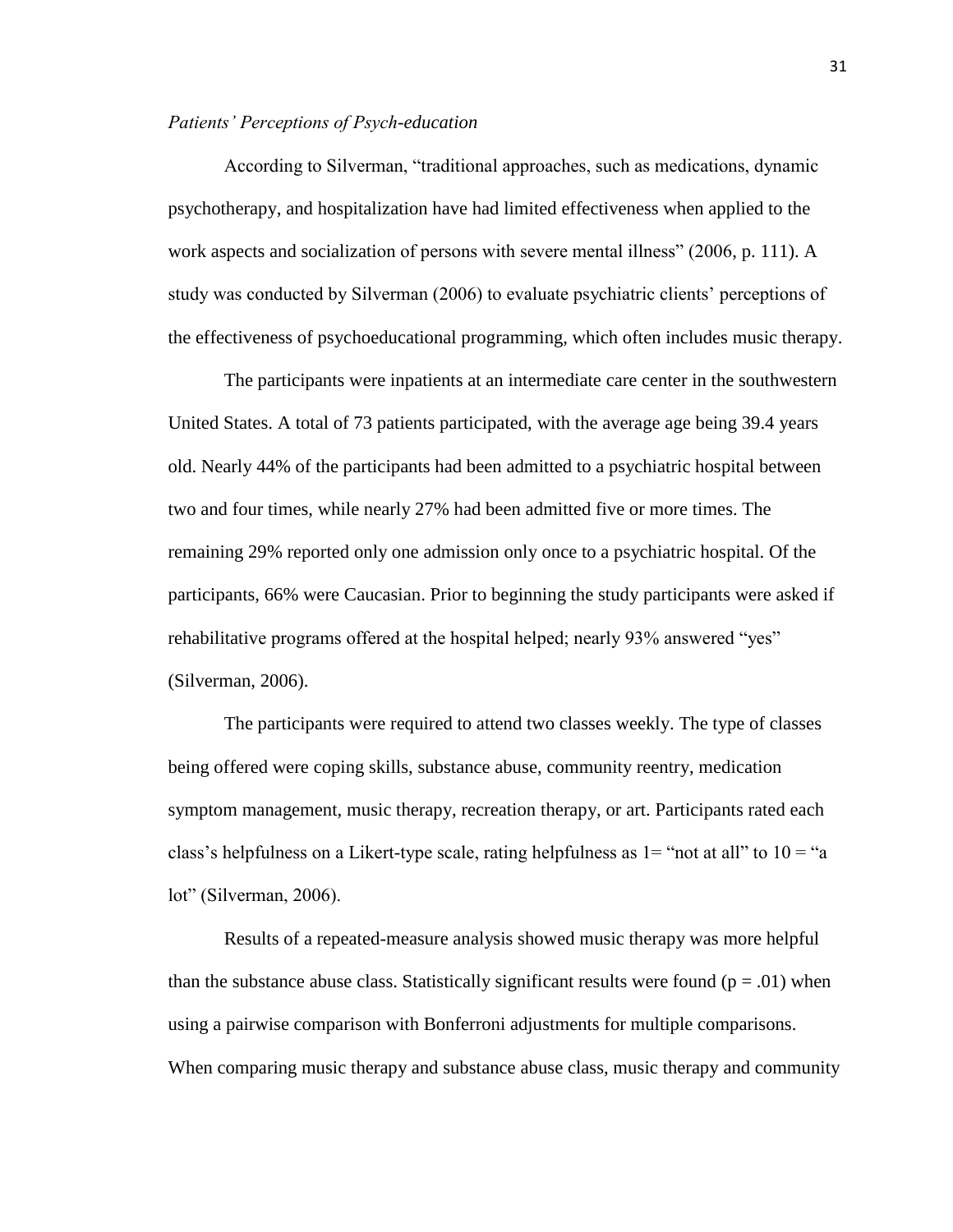*Patients' Perceptions of Psych-education*

According to Silverman, "traditional approaches, such as medications, dynamic psychotherapy, and hospitalization have had limited effectiveness when applied to the work aspects and socialization of persons with severe mental illness" (2006, p. 111). A study was conducted by Silverman (2006) to evaluate psychiatric clients' perceptions of the effectiveness of psychoeducational programming, which often includes music therapy.

The participants were inpatients at an intermediate care center in the southwestern United States. A total of 73 patients participated, with the average age being 39.4 years old. Nearly 44% of the participants had been admitted to a psychiatric hospital between two and four times, while nearly 27% had been admitted five or more times. The remaining 29% reported only one admission only once to a psychiatric hospital. Of the participants, 66% were Caucasian. Prior to beginning the study participants were asked if rehabilitative programs offered at the hospital helped; nearly 93% answered "yes" (Silverman, 2006).

The participants were required to attend two classes weekly. The type of classes being offered were coping skills, substance abuse, community reentry, medication symptom management, music therapy, recreation therapy, or art. Participants rated each class's helpfulness on a Likert-type scale, rating helpfulness as 1= "not at all" to 10 = "a lot" (Silverman, 2006).

Results of a repeated-measure analysis showed music therapy was more helpful than the substance abuse class. Statistically significant results were found ($p = .01$) when using a pairwise comparison with Bonferroni adjustments for multiple comparisons. When comparing music therapy and substance abuse class, music therapy and community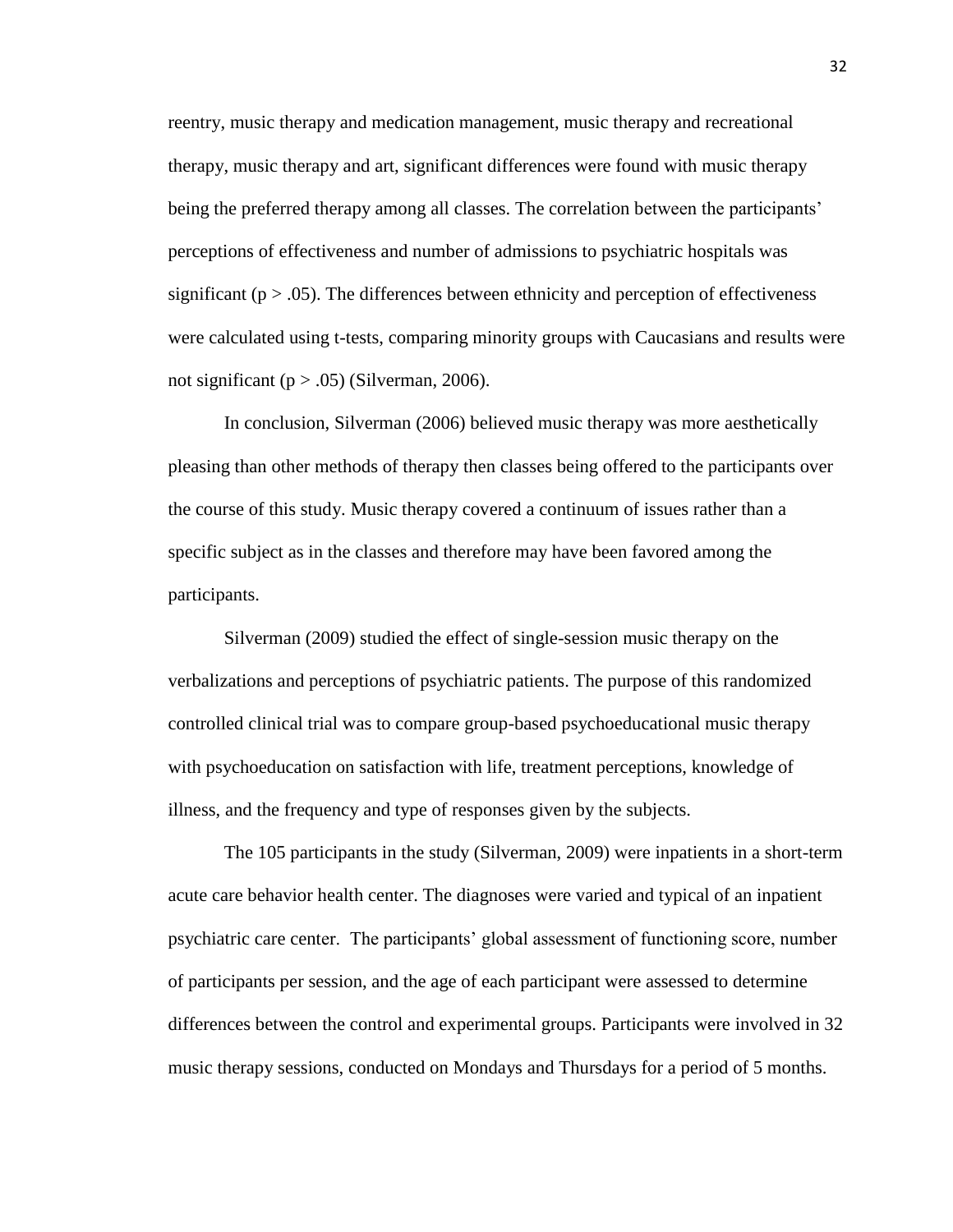reentry, music therapy and medication management, music therapy and recreational therapy, music therapy and art, significant differences were found with music therapy being the preferred therapy among all classes. The correlation between the participants' perceptions of effectiveness and number of admissions to psychiatric hospitals was significant ($p > .05$). The differences between ethnicity and perception of effectiveness were calculated using t-tests, comparing minority groups with Caucasians and results were not significant ($p > .05$) (Silverman, 2006).

In conclusion, Silverman (2006) believed music therapy was more aesthetically pleasing than other methods of therapy then classes being offered to the participants over the course of this study. Music therapy covered a continuum of issues rather than a specific subject as in the classes and therefore may have been favored among the participants.

Silverman (2009) studied the effect of single-session music therapy on the verbalizations and perceptions of psychiatric patients. The purpose of this randomized controlled clinical trial was to compare group-based psychoeducational music therapy with psychoeducation on satisfaction with life, treatment perceptions, knowledge of illness, and the frequency and type of responses given by the subjects.

The 105 participants in the study (Silverman, 2009) were inpatients in a short-term acute care behavior health center. The diagnoses were varied and typical of an inpatient psychiatric care center. The participants' global assessment of functioning score, number of participants per session, and the age of each participant were assessed to determine differences between the control and experimental groups. Participants were involved in 32 music therapy sessions, conducted on Mondays and Thursdays for a period of 5 months.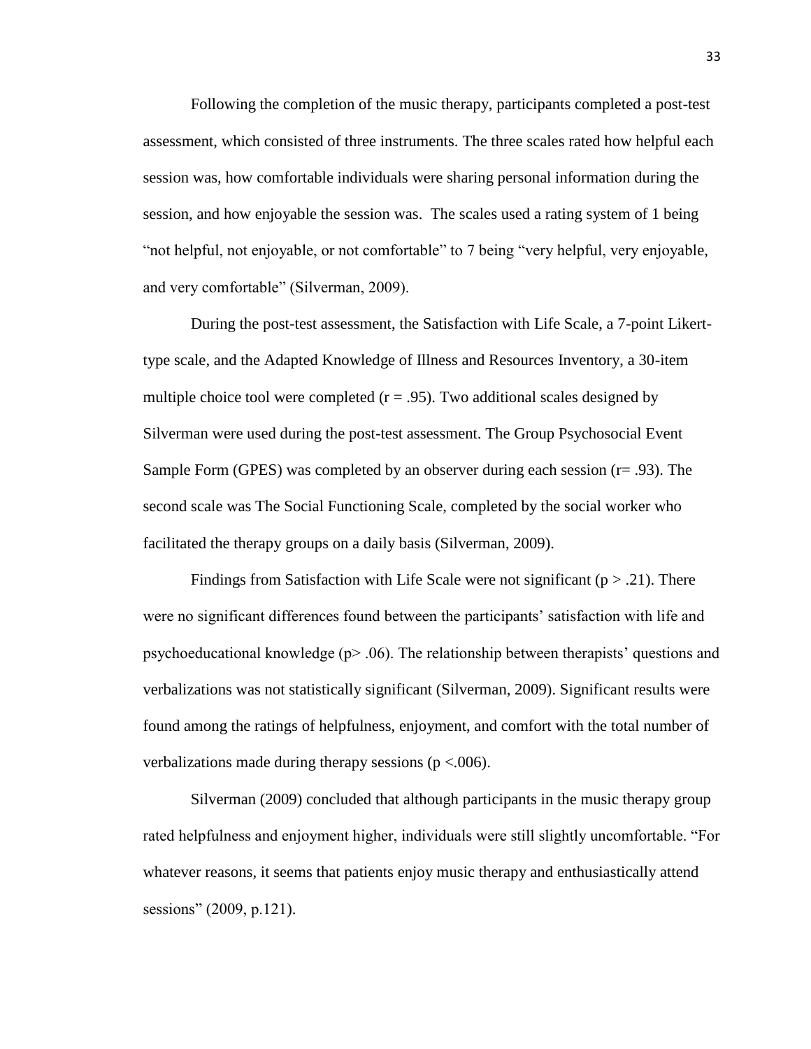Following the completion of the music therapy, participants completed a post-test assessment, which consisted of three instruments. The three scales rated how helpful each session was, how comfortable individuals were sharing personal information during the session, and how enjoyable the session was. The scales used a rating system of 1 being "not helpful, not enjoyable, or not comfortable" to 7 being "very helpful, very enjoyable, and very comfortable" (Silverman, 2009).

During the post-test assessment, the Satisfaction with Life Scale, a 7-point Likert-type scale, and the Adapted Knowledge of Illness and Resources Inventory, a 30-item multiple choice tool were completed ($r = .95$). Two additional scales designed by Silverman were used during the post-test assessment. The Group Psychosocial Event Sample Form (GPES) was completed by an observer during each session ($r = .93$). The second scale was The Social Functioning Scale, completed by the social worker who facilitated the therapy groups on a daily basis (Silverman, 2009).

Findings from Satisfaction with Life Scale were not significant ($p > .21$). There were no significant differences found between the participants' satisfaction with life and psychoeducational knowledge ($p > .06$). The relationship between therapists' questions and verbalizations was not statistically significant (Silverman, 2009). Significant results were found among the ratings of helpfulness, enjoyment, and comfort with the total number of verbalizations made during therapy sessions ($p < .006$).

Silverman (2009) concluded that although participants in the music therapy group rated helpfulness and enjoyment higher, individuals were still slightly uncomfortable. "For whatever reasons, it seems that patients enjoy music therapy and enthusiastically attend sessions" (2009, p.121).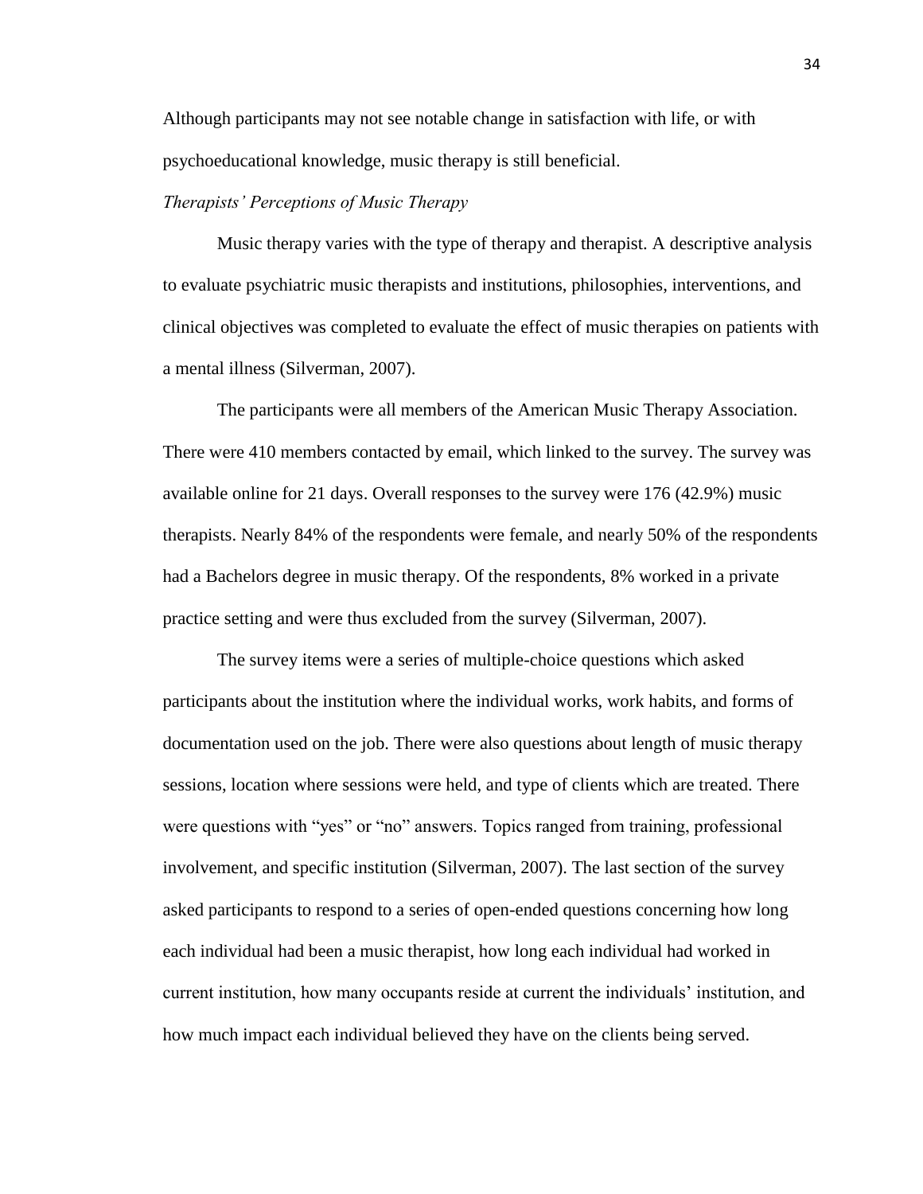Although participants may not see notable change in satisfaction with life, or with psychoeducational knowledge, music therapy is still beneficial.

*Therapists' Perceptions of Music Therapy*

Music therapy varies with the type of therapy and therapist. A descriptive analysis to evaluate psychiatric music therapists and institutions, philosophies, interventions, and clinical objectives was completed to evaluate the effect of music therapies on patients with a mental illness (Silverman, 2007).

The participants were all members of the American Music Therapy Association. There were 410 members contacted by email, which linked to the survey. The survey was available online for 21 days. Overall responses to the survey were 176 (42.9%) music therapists. Nearly 84% of the respondents were female, and nearly 50% of the respondents had a Bachelors degree in music therapy. Of the respondents, 8% worked in a private practice setting and were thus excluded from the survey (Silverman, 2007).

The survey items were a series of multiple-choice questions which asked participants about the institution where the individual works, work habits, and forms of documentation used on the job. There were also questions about length of music therapy sessions, location where sessions were held, and type of clients which are treated. There were questions with "yes" or "no" answers. Topics ranged from training, professional involvement, and specific institution (Silverman, 2007). The last section of the survey asked participants to respond to a series of open-ended questions concerning how long each individual had been a music therapist, how long each individual had worked in current institution, how many occupants reside at current the individuals' institution, and how much impact each individual believed they have on the clients being served.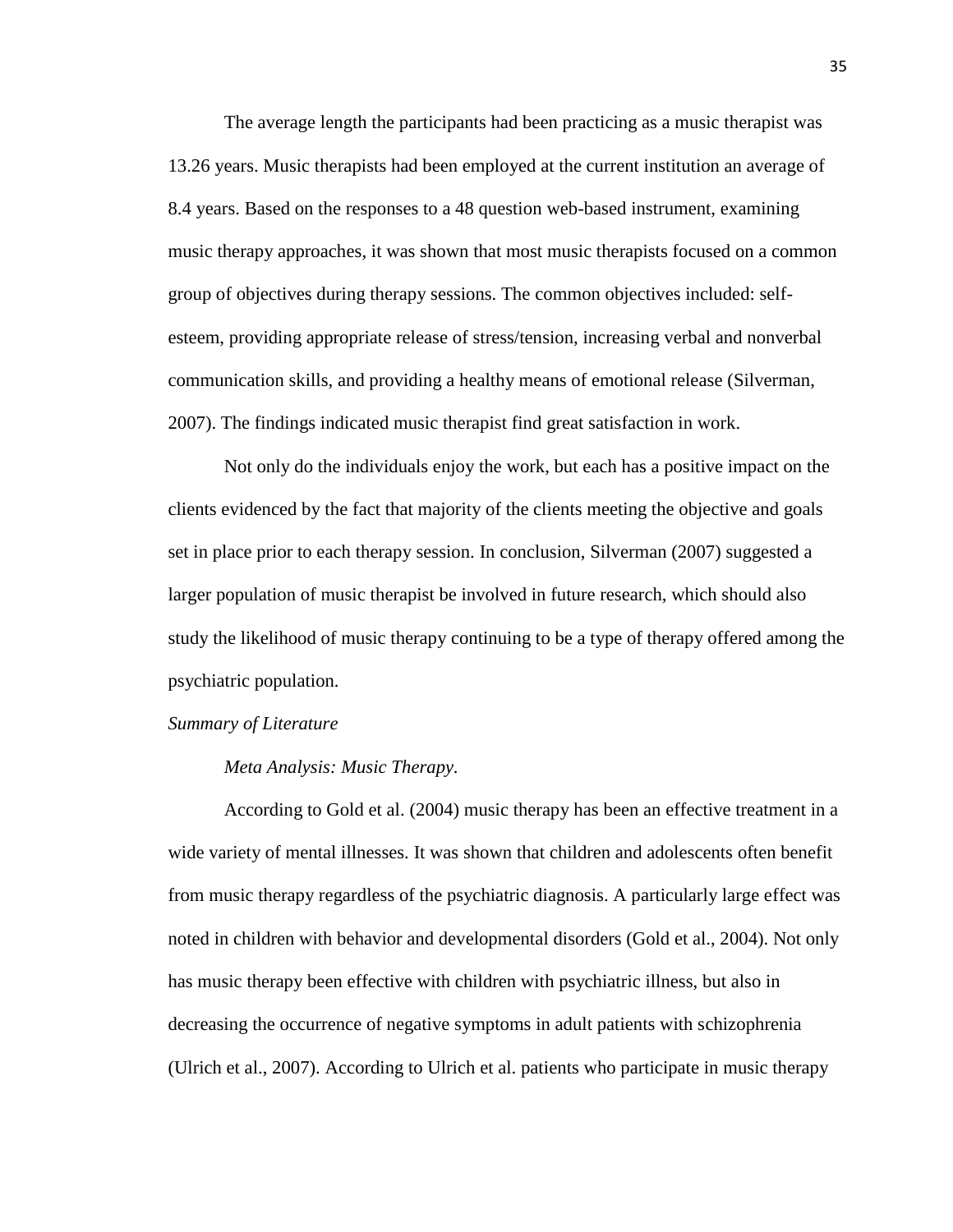The average length the participants had been practicing as a music therapist was 13.26 years. Music therapists had been employed at the current institution an average of 8.4 years. Based on the responses to a 48 question web-based instrument, examining music therapy approaches, it was shown that most music therapists focused on a common group of objectives during therapy sessions. The common objectives included: self-esteem, providing appropriate release of stress/tension, increasing verbal and nonverbal communication skills, and providing a healthy means of emotional release (Silverman, 2007). The findings indicated music therapist find great satisfaction in work.

Not only do the individuals enjoy the work, but each has a positive impact on the clients evidenced by the fact that majority of the clients meeting the objective and goals set in place prior to each therapy session. In conclusion, Silverman (2007) suggested a larger population of music therapist be involved in future research, which should also study the likelihood of music therapy continuing to be a type of therapy offered among the psychiatric population.

### *Summary of Literature*

#### *Meta Analysis: Music Therapy*.

According to Gold et al. (2004) music therapy has been an effective treatment in a wide variety of mental illnesses. It was shown that children and adolescents often benefit from music therapy regardless of the psychiatric diagnosis. A particularly large effect was noted in children with behavior and developmental disorders (Gold et al., 2004). Not only has music therapy been effective with children with psychiatric illness, but also in decreasing the occurrence of negative symptoms in adult patients with schizophrenia (Ulrich et al., 2007). According to Ulrich et al. patients who participate in music therapy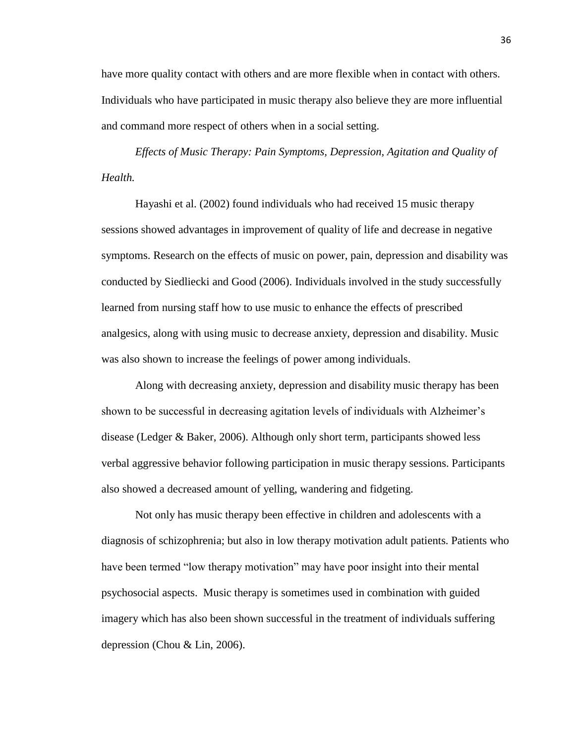have more quality contact with others and are more flexible when in contact with others. Individuals who have participated in music therapy also believe they are more influential and command more respect of others when in a social setting.

*Effects of Music Therapy: Pain Symptoms, Depression, Agitation and Quality of Health.*

Hayashi et al. (2002) found individuals who had received 15 music therapy sessions showed advantages in improvement of quality of life and decrease in negative symptoms. Research on the effects of music on power, pain, depression and disability was conducted by Siedliecki and Good (2006). Individuals involved in the study successfully learned from nursing staff how to use music to enhance the effects of prescribed analgesics, along with using music to decrease anxiety, depression and disability. Music was also shown to increase the feelings of power among individuals.

Along with decreasing anxiety, depression and disability music therapy has been shown to be successful in decreasing agitation levels of individuals with Alzheimer's disease (Ledger & Baker, 2006). Although only short term, participants showed less verbal aggressive behavior following participation in music therapy sessions. Participants also showed a decreased amount of yelling, wandering and fidgeting.

Not only has music therapy been effective in children and adolescents with a diagnosis of schizophrenia; but also in low therapy motivation adult patients. Patients who have been termed "low therapy motivation" may have poor insight into their mental psychosocial aspects. Music therapy is sometimes used in combination with guided imagery which has also been shown successful in the treatment of individuals suffering depression (Chou & Lin, 2006).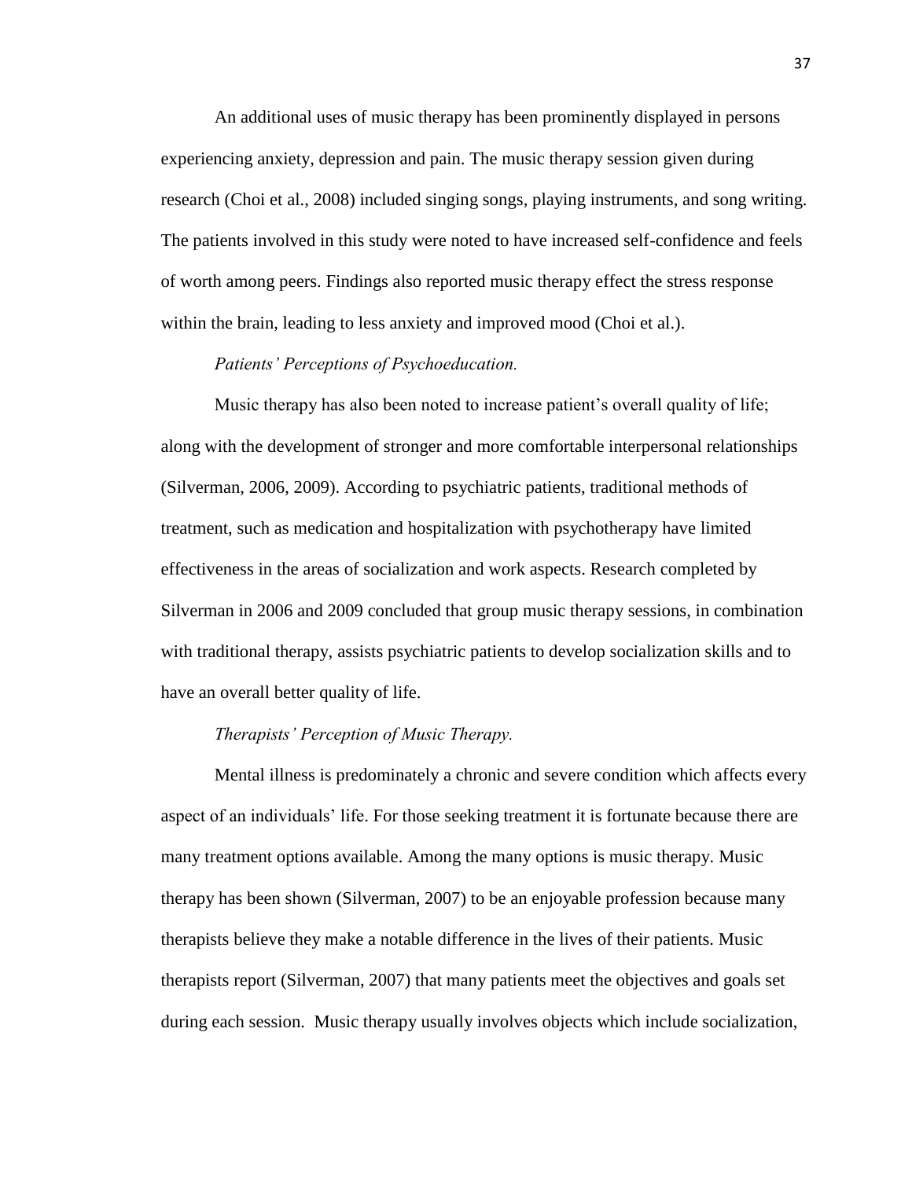An additional uses of music therapy has been prominently displayed in persons experiencing anxiety, depression and pain. The music therapy session given during research (Choi et al., 2008) included singing songs, playing instruments, and song writing. The patients involved in this study were noted to have increased self-confidence and feels of worth among peers. Findings also reported music therapy effect the stress response within the brain, leading to less anxiety and improved mood (Choi et al.).

*Patients' Perceptions of Psychoeducation.*

Music therapy has also been noted to increase patient's overall quality of life; along with the development of stronger and more comfortable interpersonal relationships (Silverman, 2006, 2009). According to psychiatric patients, traditional methods of treatment, such as medication and hospitalization with psychotherapy have limited effectiveness in the areas of socialization and work aspects. Research completed by Silverman in 2006 and 2009 concluded that group music therapy sessions, in combination with traditional therapy, assists psychiatric patients to develop socialization skills and to have an overall better quality of life.

*Therapists' Perception of Music Therapy.*

Mental illness is predominately a chronic and severe condition which affects every aspect of an individuals' life. For those seeking treatment it is fortunate because there are many treatment options available. Among the many options is music therapy. Music therapy has been shown (Silverman, 2007) to be an enjoyable profession because many therapists believe they make a notable difference in the lives of their patients. Music therapists report (Silverman, 2007) that many patients meet the objectives and goals set during each session. Music therapy usually involves objects which include socialization,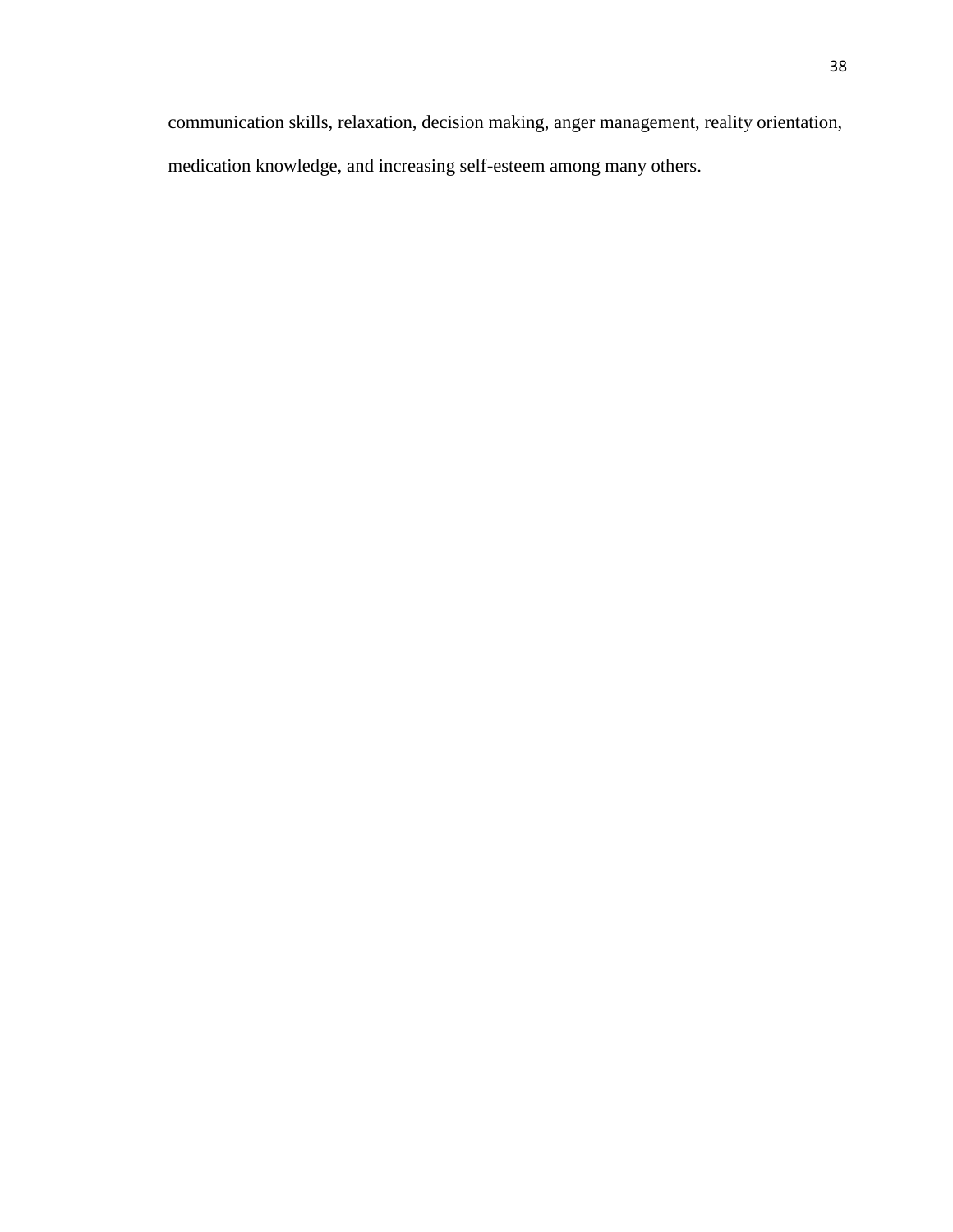communication skills, relaxation, decision making, anger management, reality orientation, medication knowledge, and increasing self-esteem among many others.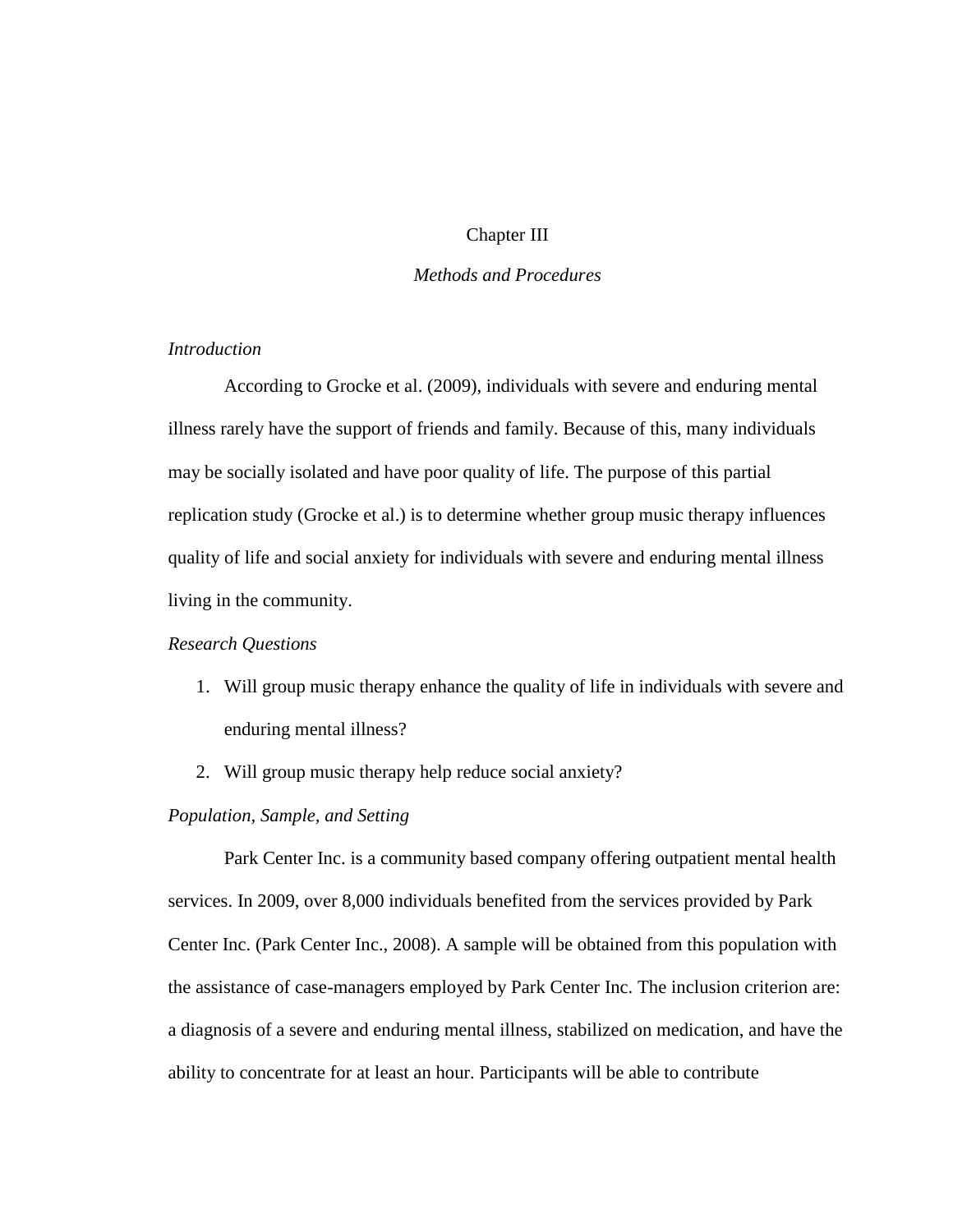# Chapter III

## *Methods and Procedures*

### *Introduction*

According to Grocke et al. (2009), individuals with severe and enduring mental illness rarely have the support of friends and family. Because of this, many individuals may be socially isolated and have poor quality of life. The purpose of this partial replication study (Grocke et al.) is to determine whether group music therapy influences quality of life and social anxiety for individuals with severe and enduring mental illness living in the community.

### *Research Questions*

1. Will group music therapy enhance the quality of life in individuals with severe and enduring mental illness?
2. Will group music therapy help reduce social anxiety?

### *Population, Sample, and Setting*

Park Center Inc. is a community based company offering outpatient mental health services. In 2009, over 8,000 individuals benefited from the services provided by Park Center Inc. (Park Center Inc., 2008). A sample will be obtained from this population with the assistance of case-managers employed by Park Center Inc. The inclusion criterion are: a diagnosis of a severe and enduring mental illness, stabilized on medication, and have the ability to concentrate for at least an hour. Participants will be able to contribute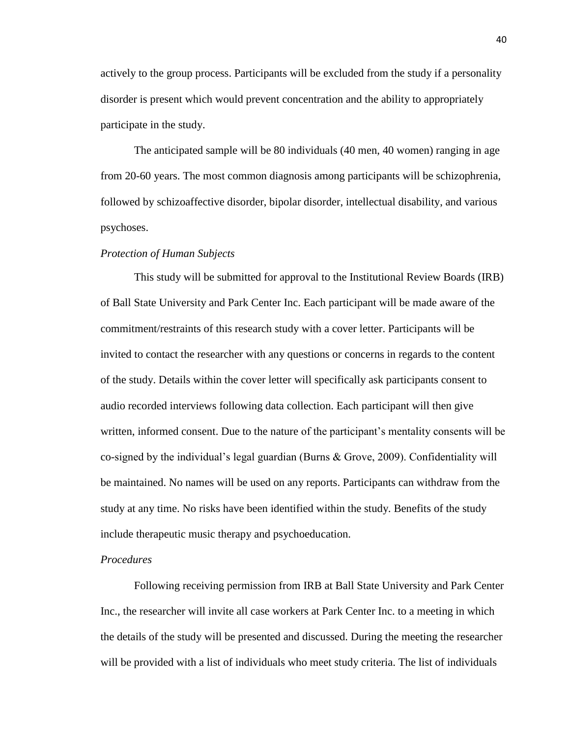actively to the group process. Participants will be excluded from the study if a personality disorder is present which would prevent concentration and the ability to appropriately participate in the study.

The anticipated sample will be 80 individuals (40 men, 40 women) ranging in age from 20-60 years. The most common diagnosis among participants will be schizophrenia, followed by schizoaffective disorder, bipolar disorder, intellectual disability, and various psychoses.

*Protection of Human Subjects*

This study will be submitted for approval to the Institutional Review Boards (IRB) of Ball State University and Park Center Inc. Each participant will be made aware of the commitment/restraints of this research study with a cover letter. Participants will be invited to contact the researcher with any questions or concerns in regards to the content of the study. Details within the cover letter will specifically ask participants consent to audio recorded interviews following data collection. Each participant will then give written, informed consent. Due to the nature of the participant's mentality consents will be co-signed by the individual's legal guardian (Burns & Grove, 2009). Confidentiality will be maintained. No names will be used on any reports. Participants can withdraw from the study at any time. No risks have been identified within the study. Benefits of the study include therapeutic music therapy and psychoeducation.

*Procedures*

Following receiving permission from IRB at Ball State University and Park Center Inc., the researcher will invite all case workers at Park Center Inc. to a meeting in which the details of the study will be presented and discussed. During the meeting the researcher will be provided with a list of individuals who meet study criteria. The list of individuals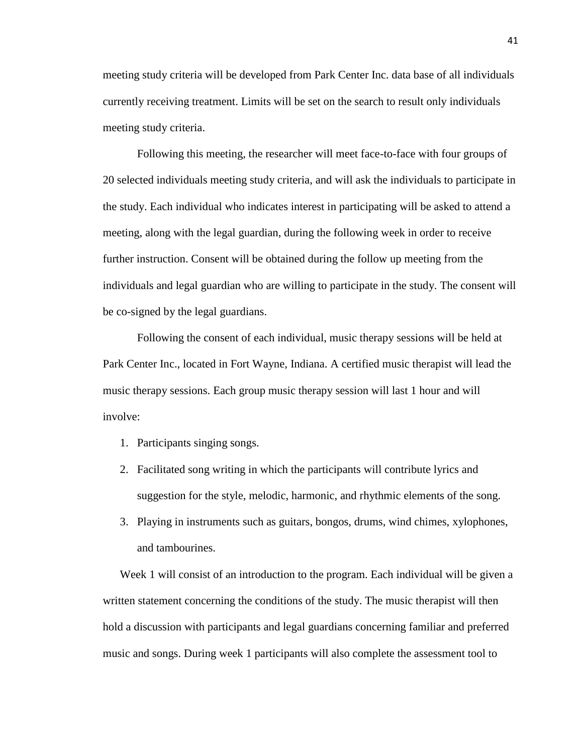meeting study criteria will be developed from Park Center Inc. data base of all individuals currently receiving treatment. Limits will be set on the search to result only individuals meeting study criteria.

Following this meeting, the researcher will meet face-to-face with four groups of 20 selected individuals meeting study criteria, and will ask the individuals to participate in the study. Each individual who indicates interest in participating will be asked to attend a meeting, along with the legal guardian, during the following week in order to receive further instruction. Consent will be obtained during the follow up meeting from the individuals and legal guardian who are willing to participate in the study. The consent will be co-signed by the legal guardians.

Following the consent of each individual, music therapy sessions will be held at Park Center Inc., located in Fort Wayne, Indiana. A certified music therapist will lead the music therapy sessions. Each group music therapy session will last 1 hour and will involve:

1. Participants singing songs.
2. Facilitated song writing in which the participants will contribute lyrics and suggestion for the style, melodic, harmonic, and rhythmic elements of the song.
3. Playing in instruments such as guitars, bongos, drums, wind chimes, xylophones, and tambourines.

Week 1 will consist of an introduction to the program. Each individual will be given a written statement concerning the conditions of the study. The music therapist will then hold a discussion with participants and legal guardians concerning familiar and preferred music and songs. During week 1 participants will also complete the assessment tool to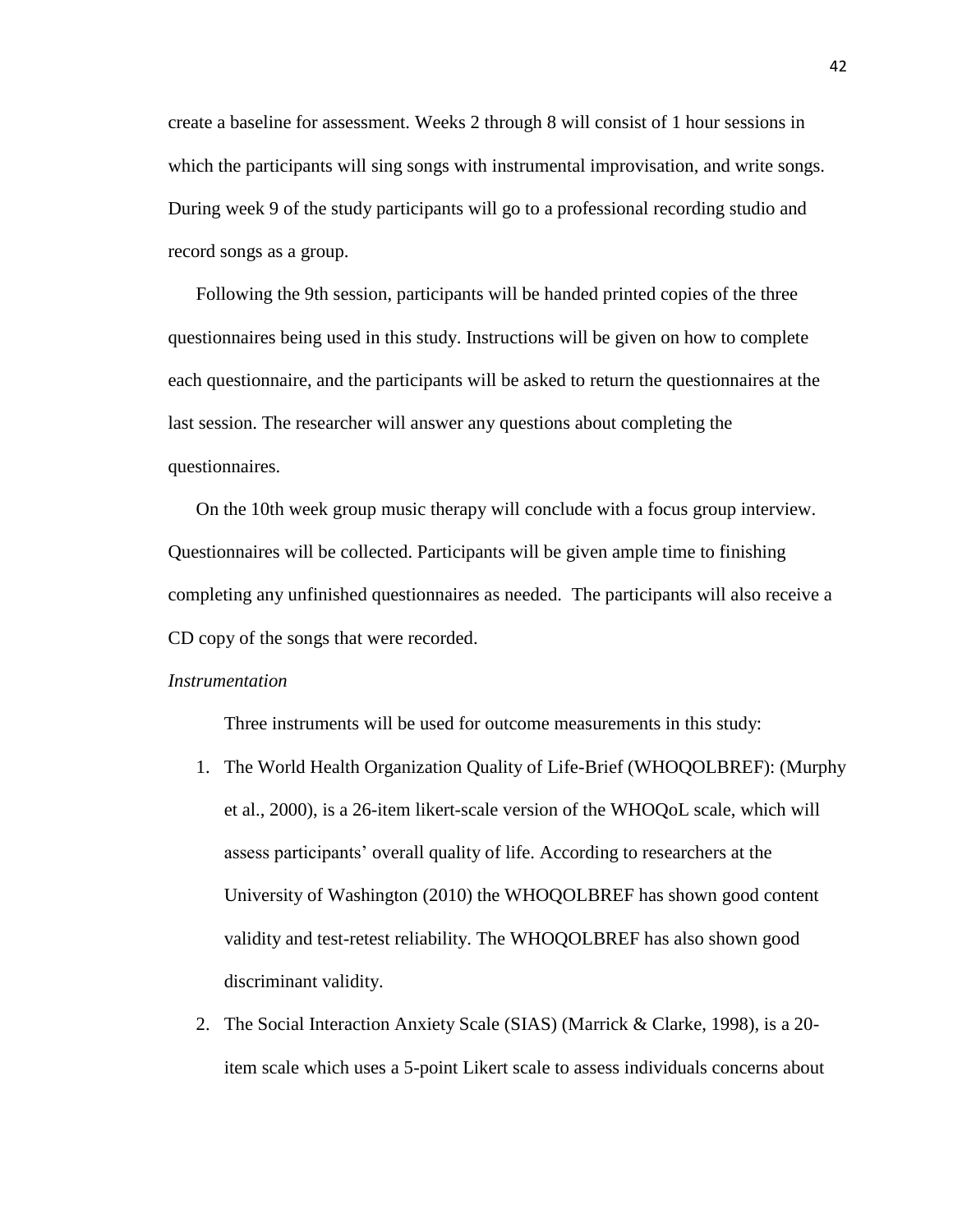create a baseline for assessment. Weeks 2 through 8 will consist of 1 hour sessions in which the participants will sing songs with instrumental improvisation, and write songs. During week 9 of the study participants will go to a professional recording studio and record songs as a group.

Following the 9th session, participants will be handed printed copies of the three questionnaires being used in this study. Instructions will be given on how to complete each questionnaire, and the participants will be asked to return the questionnaires at the last session. The researcher will answer any questions about completing the questionnaires.

On the 10th week group music therapy will conclude with a focus group interview. Questionnaires will be collected. Participants will be given ample time to finishing completing any unfinished questionnaires as needed. The participants will also receive a CD copy of the songs that were recorded.

*Instrumentation*

Three instruments will be used for outcome measurements in this study:

1. The World Health Organization Quality of Life-Brief (WHOQOLBREF): (Murphy et al., 2000), is a 26-item likert-scale version of the WHOQoL scale, which will assess participants' overall quality of life. According to researchers at the University of Washington (2010) the WHOQOLBREF has shown good content validity and test-retest reliability. The WHOQOLBREF has also shown good discriminant validity.
2. The Social Interaction Anxiety Scale (SIAS) (Marrick & Clarke, 1998), is a 20-item scale which uses a 5-point Likert scale to assess individuals concerns about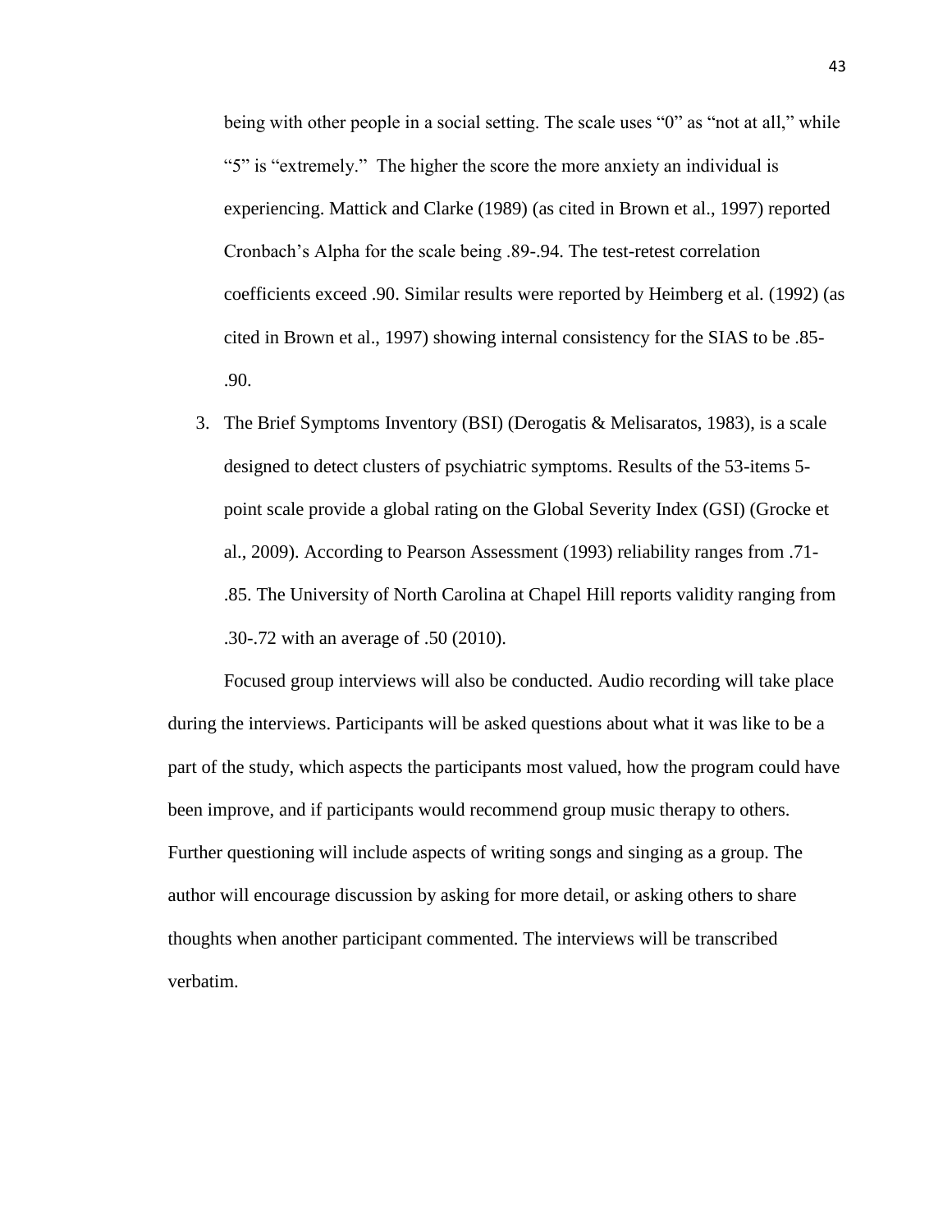being with other people in a social setting. The scale uses "0" as "not at all," while "5" is "extremely." The higher the score the more anxiety an individual is experiencing. Mattick and Clarke (1989) (as cited in Brown et al., 1997) reported Cronbach's Alpha for the scale being .89-.94. The test-retest correlation coefficients exceed .90. Similar results were reported by Heimberg et al. (1992) (as cited in Brown et al., 1997) showing internal consistency for the SIAS to be .85-.90.

3. The Brief Symptoms Inventory (BSI) (Derogatis & Melisaratos, 1983), is a scale designed to detect clusters of psychiatric symptoms. Results of the 53-items 5-point scale provide a global rating on the Global Severity Index (GSI) (Grocke et al., 2009). According to Pearson Assessment (1993) reliability ranges from .71-.85. The University of North Carolina at Chapel Hill reports validity ranging from .30-.72 with an average of .50 (2010).

Focused group interviews will also be conducted. Audio recording will take place during the interviews. Participants will be asked questions about what it was like to be a part of the study, which aspects the participants most valued, how the program could have been improve, and if participants would recommend group music therapy to others. Further questioning will include aspects of writing songs and singing as a group. The author will encourage discussion by asking for more detail, or asking others to share thoughts when another participant commented. The interviews will be transcribed verbatim.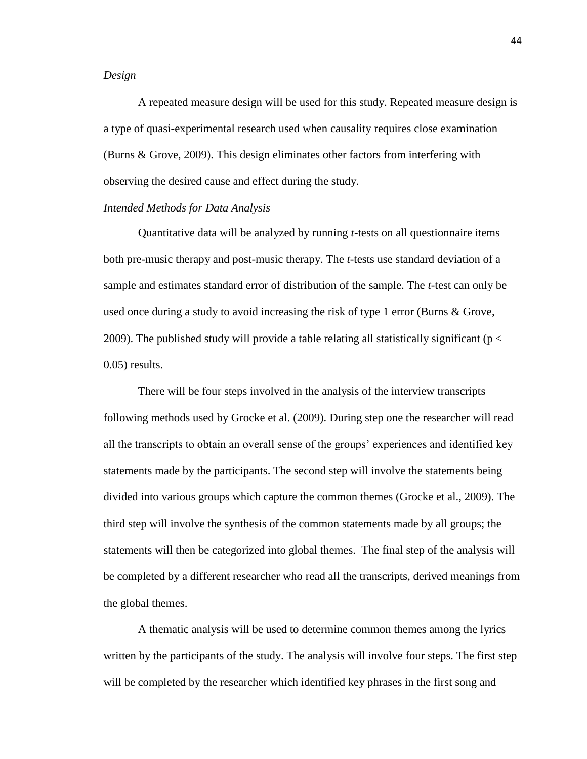*Design*

A repeated measure design will be used for this study. Repeated measure design is a type of quasi-experimental research used when causality requires close examination (Burns & Grove, 2009). This design eliminates other factors from interfering with observing the desired cause and effect during the study.

*Intended Methods for Data Analysis*

Quantitative data will be analyzed by running *t*-tests on all questionnaire items both pre-music therapy and post-music therapy. The *t*-tests use standard deviation of a sample and estimates standard error of distribution of the sample. The *t*-test can only be used once during a study to avoid increasing the risk of type 1 error (Burns & Grove, 2009). The published study will provide a table relating all statistically significant ($p < 0.05$) results.

There will be four steps involved in the analysis of the interview transcripts following methods used by Grocke et al. (2009). During step one the researcher will read all the transcripts to obtain an overall sense of the groups' experiences and identified key statements made by the participants. The second step will involve the statements being divided into various groups which capture the common themes (Grocke et al., 2009). The third step will involve the synthesis of the common statements made by all groups; the statements will then be categorized into global themes. The final step of the analysis will be completed by a different researcher who read all the transcripts, derived meanings from the global themes.

A thematic analysis will be used to determine common themes among the lyrics written by the participants of the study. The analysis will involve four steps. The first step will be completed by the researcher which identified key phrases in the first song and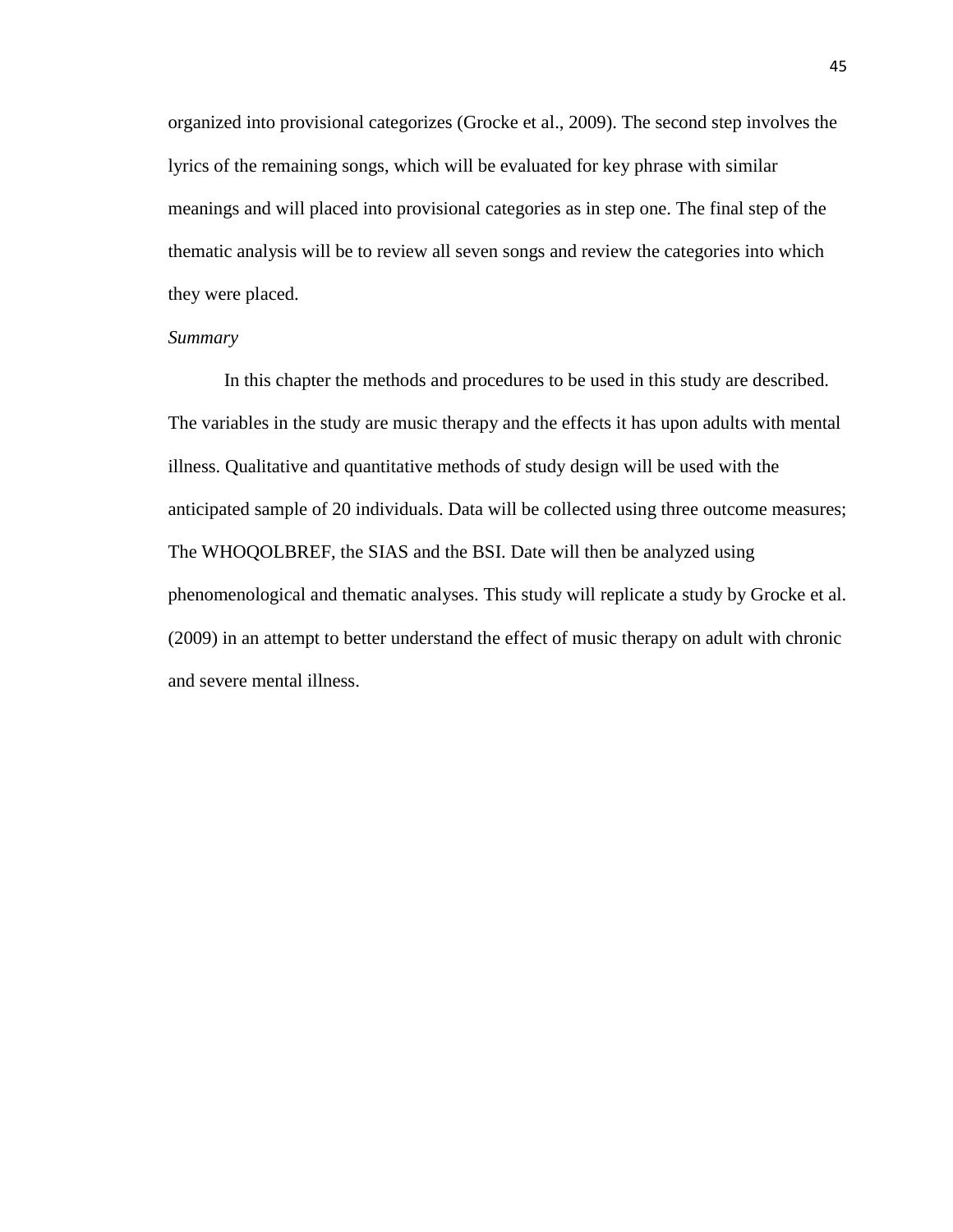organized into provisional categorizes (Grocke et al., 2009). The second step involves the lyrics of the remaining songs, which will be evaluated for key phrase with similar meanings and will placed into provisional categories as in step one. The final step of the thematic analysis will be to review all seven songs and review the categories into which they were placed.

*Summary*

In this chapter the methods and procedures to be used in this study are described. The variables in the study are music therapy and the effects it has upon adults with mental illness. Qualitative and quantitative methods of study design will be used with the anticipated sample of 20 individuals. Data will be collected using three outcome measures; The WHOQOLBREF, the SIAS and the BSI. Date will then be analyzed using phenomenological and thematic analyses. This study will replicate a study by Grocke et al. (2009) in an attempt to better understand the effect of music therapy on adult with chronic and severe mental illness.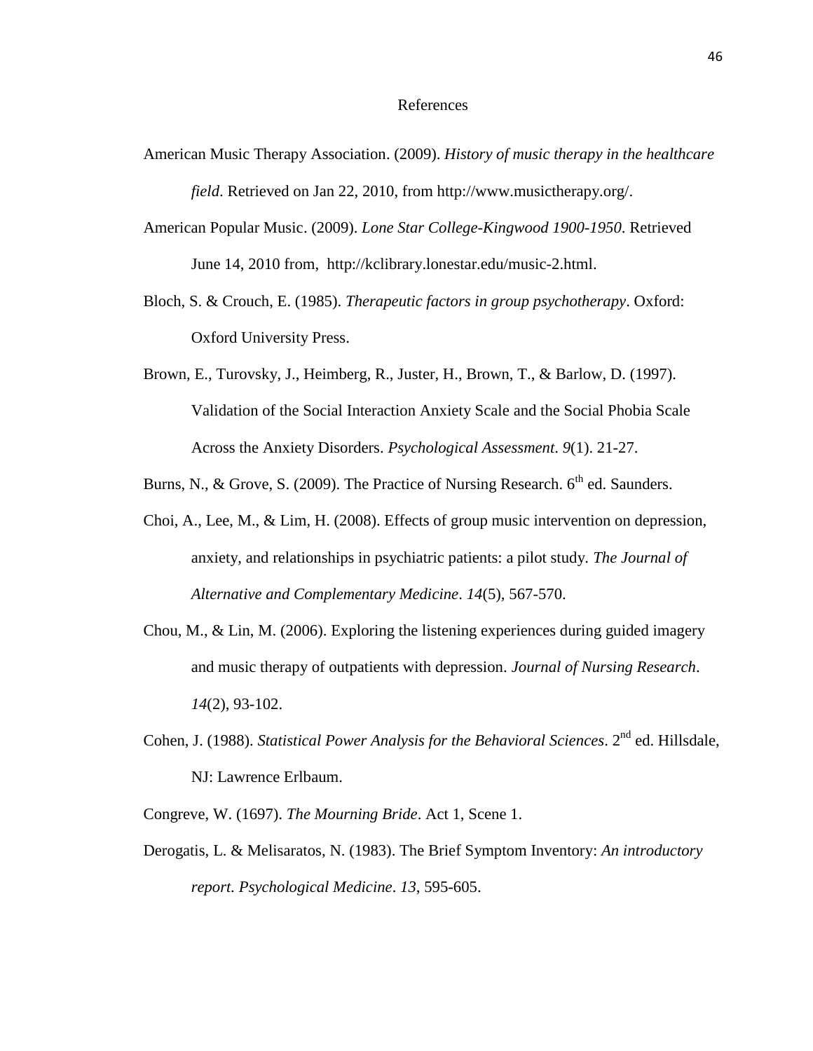# References

American Music Therapy Association. (2009). *History of music therapy in the healthcare field*. Retrieved on Jan 22, 2010, from http://www.musictherapy.org/.

American Popular Music. (2009). *Lone Star College-Kingwood 1900-1950*. Retrieved June 14, 2010 from, http://kclibrary.lonestar.edu/music-2.html.

Bloch, S. & Crouch, E. (1985). *Therapeutic factors in group psychotherapy*. Oxford: Oxford University Press.

Brown, E., Turovsky, J., Heimberg, R., Juster, H., Brown, T., & Barlow, D. (1997). Validation of the Social Interaction Anxiety Scale and the Social Phobia Scale Across the Anxiety Disorders. *Psychological Assessment*. *9*(1). 21-27.

Burns, N., & Grove, S. (2009). The Practice of Nursing Research. 6th ed. Saunders.

Choi, A., Lee, M., & Lim, H. (2008). Effects of group music intervention on depression, anxiety, and relationships in psychiatric patients: a pilot study. *The Journal of Alternative and Complementary Medicine*. *14*(5), 567-570.

Chou, M., & Lin, M. (2006). Exploring the listening experiences during guided imagery and music therapy of outpatients with depression. *Journal of Nursing Research*. *14*(2), 93-102.

Cohen, J. (1988). *Statistical Power Analysis for the Behavioral Sciences*. 2nd ed. Hillsdale, NJ: Lawrence Erlbaum.

Congreve, W. (1697). *The Mourning Bride*. Act 1, Scene 1.

Derogatis, L. & Melisaratos, N. (1983). The Brief Symptom Inventory: *An introductory report*. *Psychological Medicine*. *13*, 595-605.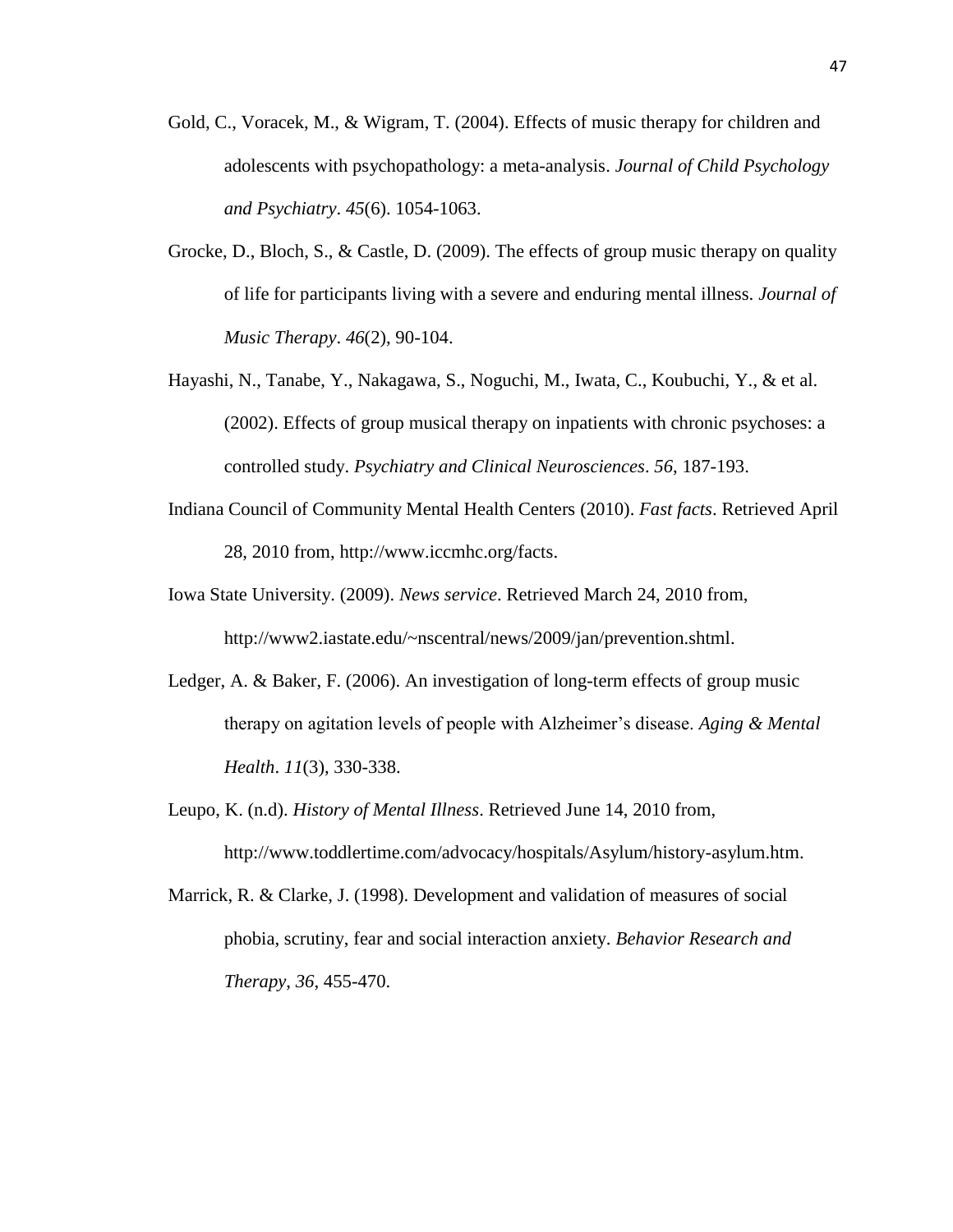Gold, C., Voracek, M., & Wigram, T. (2004). Effects of music therapy for children and adolescents with psychopathology: a meta-analysis. *Journal of Child Psychology and Psychiatry*. *45*(6). 1054-1063.

Grocke, D., Bloch, S., & Castle, D. (2009). The effects of group music therapy on quality of life for participants living with a severe and enduring mental illness. *Journal of Music Therapy*. *46*(2), 90-104.

Hayashi, N., Tanabe, Y., Nakagawa, S., Noguchi, M., Iwata, C., Koubuchi, Y., & et al. (2002). Effects of group musical therapy on inpatients with chronic psychoses: a controlled study. *Psychiatry and Clinical Neurosciences*. *56*, 187-193.

Indiana Council of Community Mental Health Centers (2010). *Fast facts*. Retrieved April 28, 2010 from, http://www.iccmhc.org/facts.

Iowa State University. (2009). *News service*. Retrieved March 24, 2010 from, http://www2.iastate.edu/~nscentral/news/2009/jan/prevention.shtml.

Ledger, A. & Baker, F. (2006). An investigation of long-term effects of group music therapy on agitation levels of people with Alzheimer's disease. *Aging & Mental Health*. *11*(3), 330-338.

Leupo, K. (n.d). *History of Mental Illness*. Retrieved June 14, 2010 from, http://www.toddlertime.com/advocacy/hospitals/Asylum/history-asylum.htm.

Marrick, R. & Clarke, J. (1998). Development and validation of measures of social phobia, scrutiny, fear and social interaction anxiety. *Behavior Research and Therapy*, *36*, 455-470.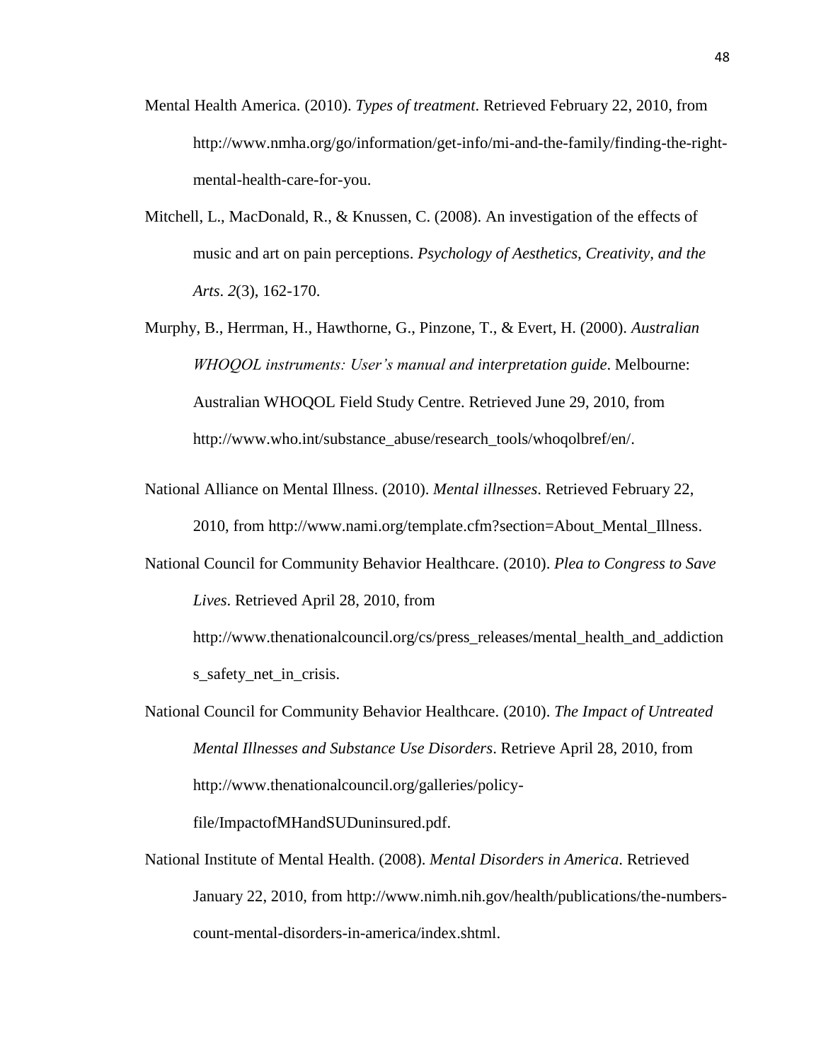Mental Health America. (2010). *Types of treatment*. Retrieved February 22, 2010, from http://www.nmha.org/go/information/get-info/mi-and-the-family/finding-the-right-mental-health-care-for-you.

Mitchell, L., MacDonald, R., & Knussen, C. (2008). An investigation of the effects of music and art on pain perceptions. *Psychology of Aesthetics, Creativity, and the Arts*. *2*(3), 162-170.

Murphy, B., Herrman, H., Hawthorne, G., Pinzone, T., & Evert, H. (2000). *Australian WHOQOL instruments: User's manual and interpretation guide*. Melbourne: Australian WHOQOL Field Study Centre. Retrieved June 29, 2010, from http://www.who.int/substance_abuse/research_tools/whoqolbref/en/.

National Alliance on Mental Illness. (2010). *Mental illnesses*. Retrieved February 22, 2010, from http://www.nami.org/template.cfm?section=About_Mental_Illness.

National Council for Community Behavior Healthcare. (2010). *Plea to Congress to Save Lives*. Retrieved April 28, 2010, from http://www.thenationalcouncil.org/cs/press_releases/mental_health_and_addictions_safety_net_in_crisis.

National Council for Community Behavior Healthcare. (2010). *The Impact of Untreated Mental Illnesses and Substance Use Disorders*. Retrieve April 28, 2010, from http://www.thenationalcouncil.org/galleries/policy-file/ImpactofMHandSUDuninsured.pdf.

National Institute of Mental Health. (2008). *Mental Disorders in America*. Retrieved January 22, 2010, from http://www.nimh.nih.gov/health/publications/the-numbers-count-mental-disorders-in-america/index.shtml.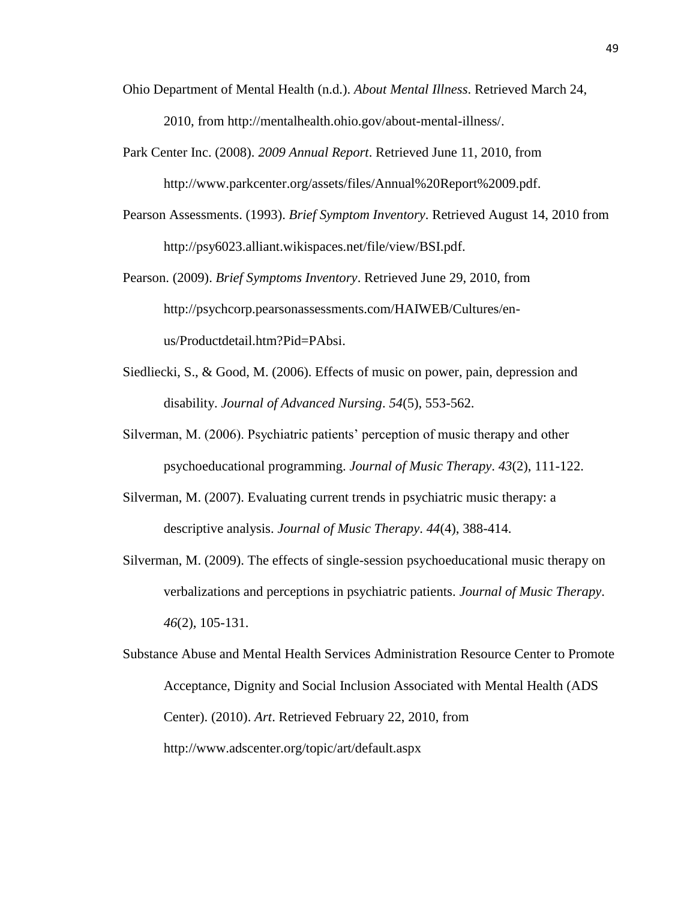Ohio Department of Mental Health (n.d.). *About Mental Illness*. Retrieved March 24, 2010, from http://mentalhealth.ohio.gov/about-mental-illness/.

Park Center Inc. (2008). *2009 Annual Report*. Retrieved June 11, 2010, from http://www.parkcenter.org/assets/files/Annual%20Report%2009.pdf.

Pearson Assessments. (1993). *Brief Symptom Inventory*. Retrieved August 14, 2010 from http://psy6023.alliant.wikispaces.net/file/view/BSI.pdf.

Pearson. (2009). *Brief Symptoms Inventory*. Retrieved June 29, 2010, from http://psychcorp.pearsonassessments.com/HAIWEB/Cultures/en-us/Productdetail.htm?Pid=PAbsi.

Siedliecki, S., & Good, M. (2006). Effects of music on power, pain, depression and disability. *Journal of Advanced Nursing*. *54*(5), 553-562.

Silverman, M. (2006). Psychiatric patients' perception of music therapy and other psychoeducational programming. *Journal of Music Therapy*. *43*(2), 111-122.

Silverman, M. (2007). Evaluating current trends in psychiatric music therapy: a descriptive analysis. *Journal of Music Therapy*. *44*(4), 388-414.

Silverman, M. (2009). The effects of single-session psychoeducational music therapy on verbalizations and perceptions in psychiatric patients. *Journal of Music Therapy*. *46*(2), 105-131.

Substance Abuse and Mental Health Services Administration Resource Center to Promote Acceptance, Dignity and Social Inclusion Associated with Mental Health (ADS Center). (2010). *Art*. Retrieved February 22, 2010, from http://www.adscenter.org/topic/art/default.aspx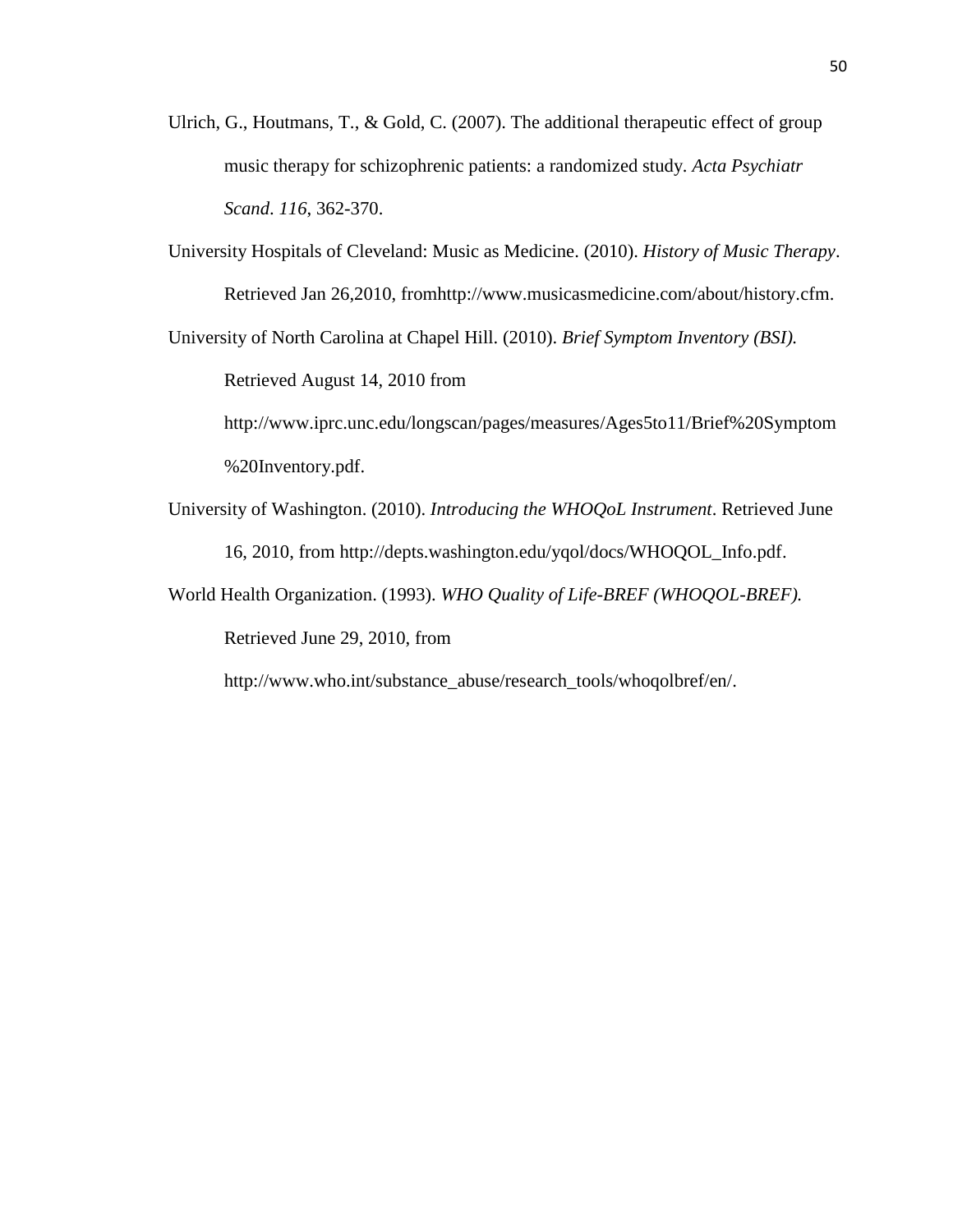Ulrich, G., Houtmans, T., & Gold, C. (2007). The additional therapeutic effect of group music therapy for schizophrenic patients: a randomized study. *Acta Psychiatr Scand*. *116*, 362-370.

University Hospitals of Cleveland: Music as Medicine. (2010). *History of Music Therapy*. Retrieved Jan 26,2010, fromhttp://www.musicasmedicine.com/about/history.cfm.

University of North Carolina at Chapel Hill. (2010). *Brief Symptom Inventory (BSI).* Retrieved August 14, 2010 from http://www.iprc.unc.edu/longscan/pages/measures/Ages5to11/Brief%20Symptom%20Inventory.pdf.

University of Washington. (2010). *Introducing the WHOQoL Instrument*. Retrieved June 16, 2010, from http://depts.washington.edu/yqol/docs/WHOQOL_Info.pdf.

World Health Organization. (1993). *WHO Quality of Life-BREF (WHOQOL-BREF).* Retrieved June 29, 2010, from http://www.who.int/substance_abuse/research_tools/whoqolbref/en/.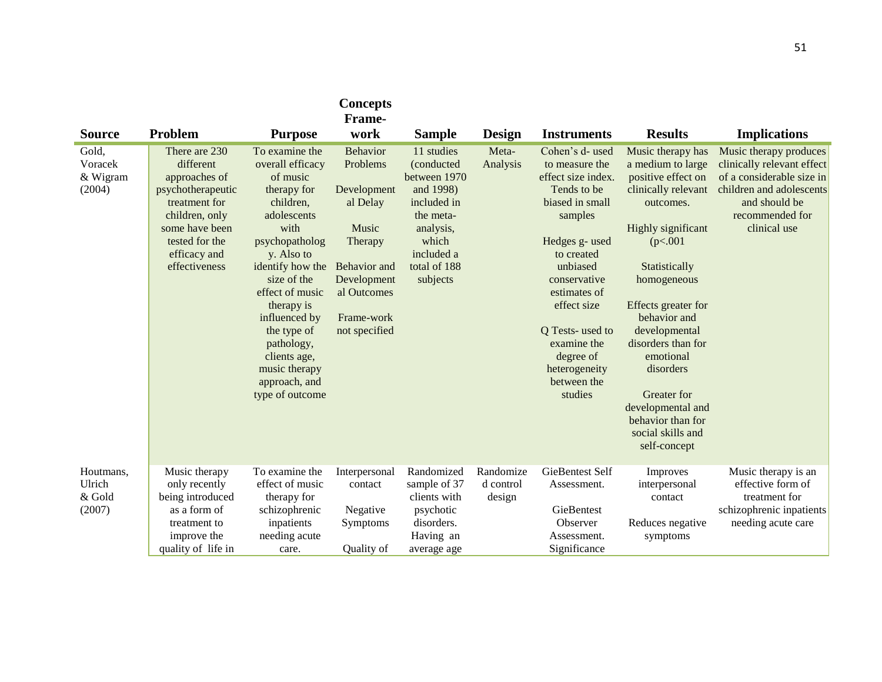| Source | Problem | Purpose | Concepts Frame-work | Sample | Design | Instruments | Results | Implications |
|---|---|---|---|---|---|---|---|---|
| Gold, Voracek & Wigram (2004) | There are 230 different approaches of psychotherapeutic treatment for children, only some have been tested for the efficacy and effectiveness | To examine the overall efficacy of music therapy for children, adolescents with psychopathology. Also to identify how the size of the effect of music therapy is influenced by the type of pathology, clients age, music therapy approach, and type of outcome | Behavior Problems<br><br>Developmental Delay<br><br>Music Therapy<br><br>Behavior and Development al Outcomes<br><br>Frame-work not specified | 11 studies (conducted between 1970 and 1998) included in the meta-analysis, which included a total of 188 subjects | Meta-Analysis | Cohen's d- used to measure the effect size index. Tends to be biased in small samples<br><br>Hedges g- used to created unbiased conservative estimates of effect size<br><br>Q Tests- used to examine the degree of heterogeneity between the studies | Music therapy has a medium to large positive effect on clinically relevant outcomes.<br><br>Highly significant ($p<.001$<br><br>Statistically homogeneous<br><br>Effects greater for behavior and developmental disorders than for emotional disorders<br><br>Greater for developmental and behavior than for social skills and self-concept | Music therapy produces clinically relevant effect of a considerable size in children and adolescents and should be recommended for clinical use |
| Houtmans, Ulrich & Gold (2007) | Music therapy only recently being introduced as a form of treatment to improve the quality of life in | To examine the effect of music therapy for schizophrenic inpatients needing acute care. | Interpersonal contact<br><br>Negative Symptoms<br><br>Quality of | Randomized sample of 37 clients with psychotic disorders. Having an average age | Randomized control design | GieBentest Self Assessment.<br><br>GieBentest Observer Assessment. Significance | Improves interpersonal contact<br><br>Reduces negative symptoms | Music therapy is an effective form of treatment for schizophrenic inpatients needing acute care |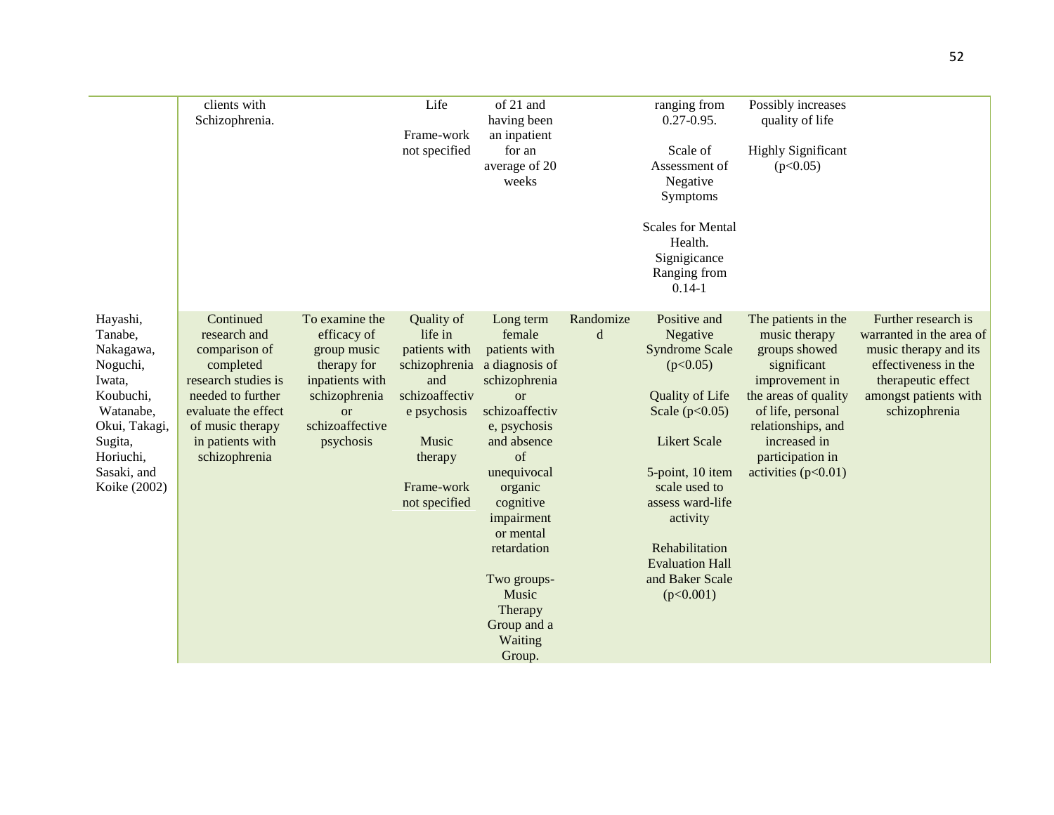| | | | | | | | | |
|---|---|---|---|---|---|---|---|---|
| | clients with Schizophrenia. | | Life<br><br>Frame-work not specified | of 21 and having been an inpatient for an average of 20 weeks | | ranging from 0.27-0.95.<br><br>Scale of Assessment of Negative Symptoms<br><br>Scales for Mental Health. Signigicance Ranging from 0.14-1 | Possibly increases quality of life<br><br>Highly Significant ($p<0.05$) | |
| Hayashi, Tanabe, Nakagawa, Noguchi, Iwata, Koubuchi, Watanabe, Okui, Takagi, Sugita, Horiuchi, Sasaki, and Koike (2002) | Continued research and comparison of completed research studies is needed to further evaluate the effect of music therapy in patients with schizophrenia | To examine the efficacy of group music therapy for inpatients with schizophrenia or schizoaffective psychosis | Quality of life in patients with schizophrenia and schizoaffective psychosis<br><br>Music therapy<br><br>Frame-work not specified | Long term female patients with a diagnosis of schizophrenia or schizoaffective, psychosis and absence of unequivocal organic cognitive impairment or mental retardation<br><br>Two groups- Music Therapy Group and a Waiting Group. | Randomized | Positive and Negative Syndrome Scale ($p<0.05$)<br><br>Quality of Life Scale ($p<0.05$)<br><br>Likert Scale<br><br>5-point, 10 item scale used to assess ward-life activity<br><br>Rehabilitation Evaluation Hall and Baker Scale ($p<0.001$) | The patients in the music therapy groups showed significant improvement in the areas of quality of life, personal relationships, and increased in participation in activities ($p<0.01$) | Further research is warranted in the area of music therapy and its effectiveness in the therapeutic effect amongst patients with schizophrenia |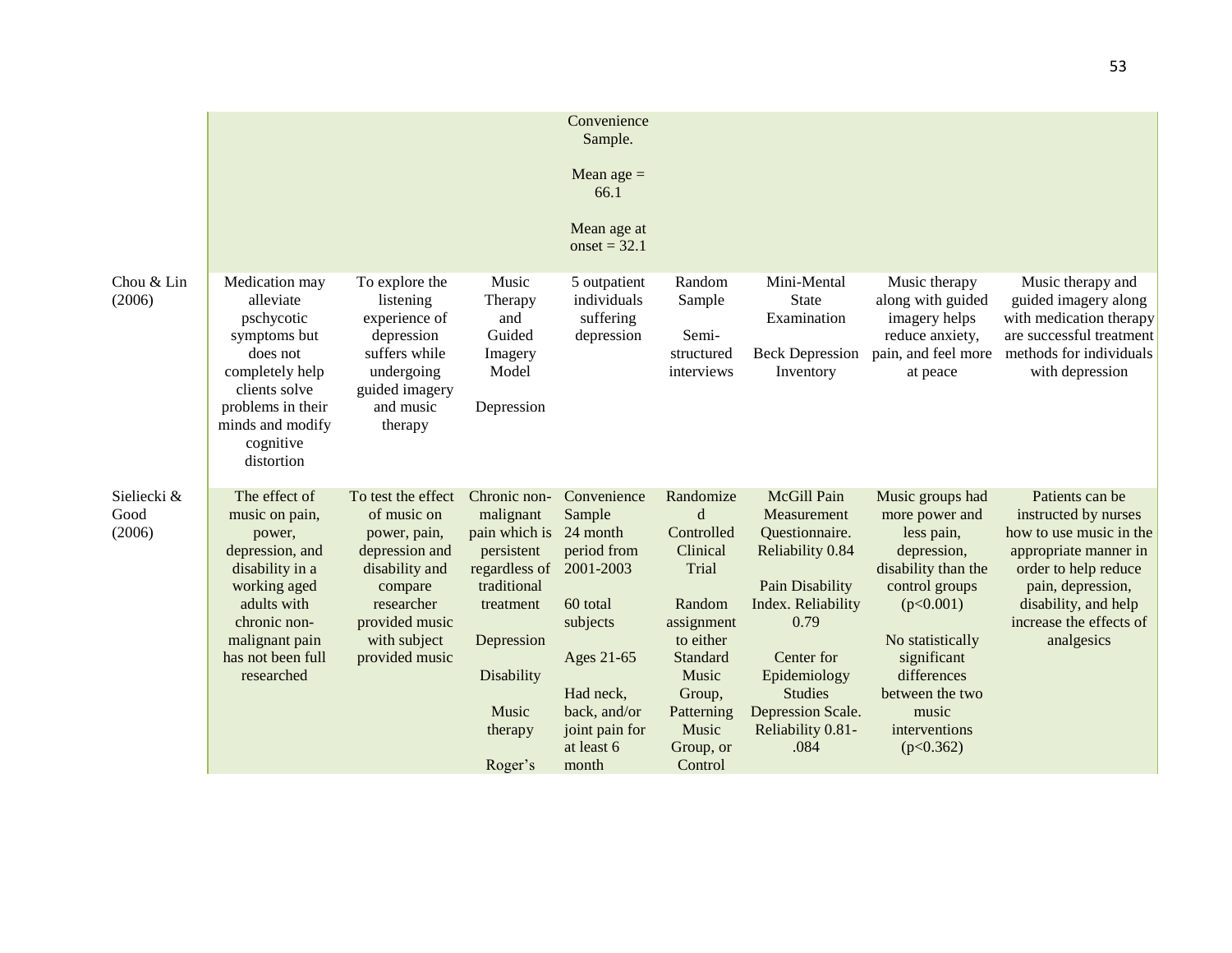| | | | | | | | | |
|---|---|---|---|---|---|---|---|---|
| | | | | Convenience Sample.<br><br>Mean age = 66.1<br><br>Mean age at onset = 32.1 | | | | |
| Chou & Lin (2006) | Medication may alleviate pschycotic symptoms but does not completely help clients solve problems in their minds and modify cognitive distortion | To explore the listening experience of depression suffers while undergoing guided imagery and music therapy | Music Therapy and Guided Imagery Model<br><br>Depression | 5 outpatient individuals suffering depression | Random Sample<br><br>Semi-structured interviews | Mini-Mental State Examination<br><br>Beck Depression Inventory | Music therapy along with guided imagery helps reduce anxiety, pain, and feel more at peace | Music therapy and guided imagery along with medication therapy are successful treatment methods for individuals with depression |
| Sieliecki & Good (2006) | The effect of music on pain, power, depression, and disability in a working aged adults with chronic non-malignant pain has not been full researched | To test the effect of music on power, pain, depression and disability and compare researcher provided music with subject provided music | Chronic non-malignant pain which is persistent regardless of traditional treatment<br><br>Depression<br><br>Disability<br><br>Music therapy<br><br>Roger's | Convenience Sample 24 month period from 2001-2003<br><br>60 total subjects<br><br>Ages 21-65<br><br>Had neck, back, and/or joint pain for at least 6 month | Randomized Controlled Clinical Trial<br><br>Random assignment to either Standard Music Group, Patterning Music Group, or Control | McGill Pain Measurement Questionnaire. Reliability 0.84<br><br>Pain Disability Index. Reliability 0.79<br><br>Center for Epidemiology Studies Depression Scale. Reliability 0.81-.084 | Music groups had more power and less pain, depression, disability than the control groups ($p<0.001$)<br><br>No statistically significant differences between the two music interventions ($p<0.362$) | Patients can be instructed by nurses how to use music in the appropriate manner in order to help reduce pain, depression, disability, and help increase the effects of analgesics |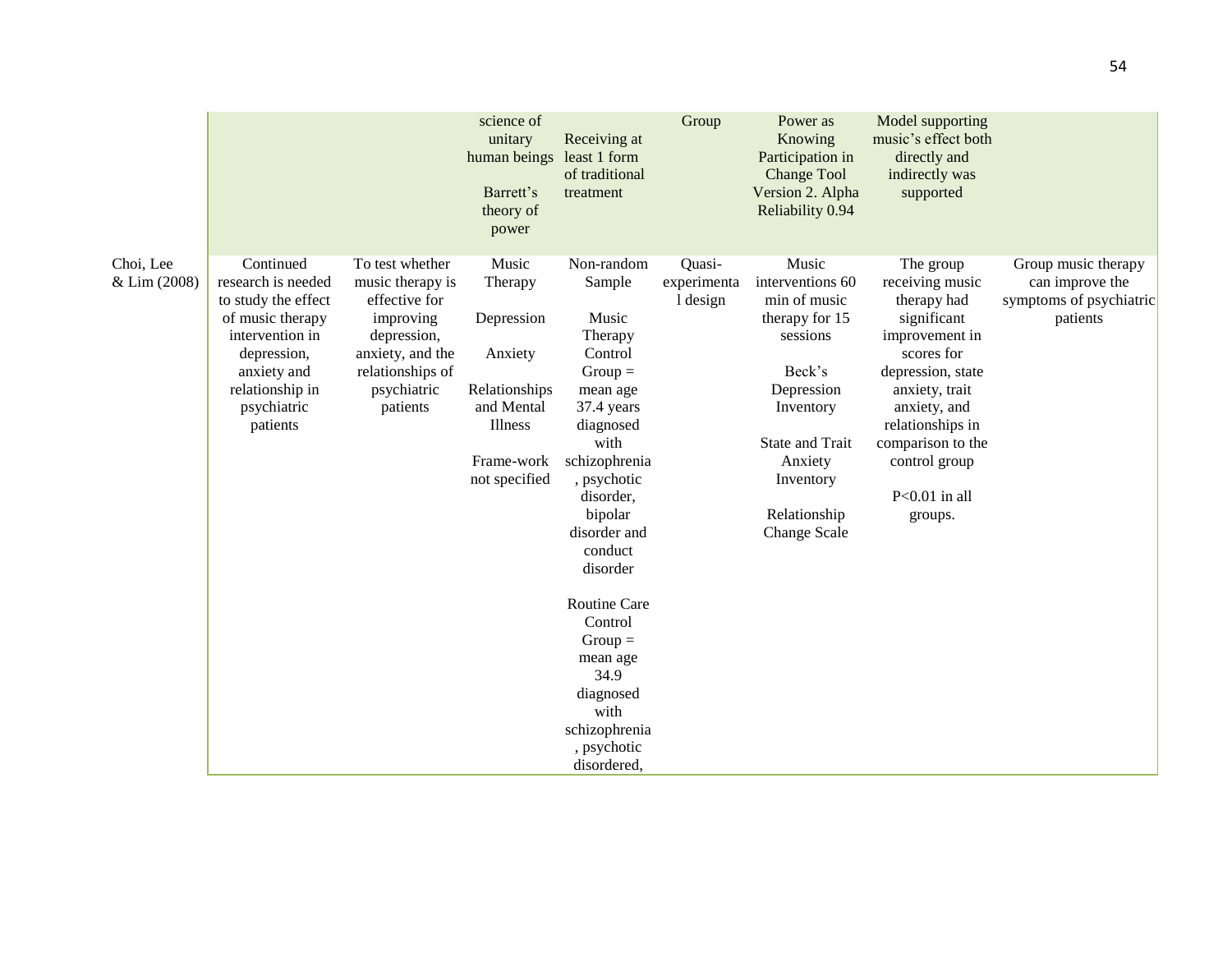| | | | | | | | | |
|---|---|---|---|---|---|---|---|---|
| | | | science of unitary human beings<br><br>Barrett's theory of power | Receiving at least 1 form of traditional treatment | Group | Power as Knowing Participation in Change Tool Version 2. Alpha Reliability 0.94 | Model supporting music's effect both directly and indirectly was supported | |
| Choi, Lee & Lim (2008) | Continued research is needed to study the effect of music therapy intervention in depression, anxiety and relationship in psychiatric patients | To test whether music therapy is effective for improving depression, anxiety, and the relationships of psychiatric patients | Music Therapy<br><br>Depression<br><br>Anxiety<br><br>Relationships and Mental Illness<br><br>Frame-work not specified | Non-random Sample<br><br>Music Therapy Control Group = mean age 37.4 years diagnosed with schizophrenia, psychotic disorder, bipolar disorder and conduct disorder<br><br>Routine Care Control Group = mean age 34.9 diagnosed with schizophrenia, psychotic disordered, | Quasi-experimental design | Music interventions 60 min of music therapy for 15 sessions<br><br>Beck's Depression Inventory<br><br>State and Trait Anxiety Inventory<br><br>Relationship Change Scale | The group receiving music therapy had significant improvement in scores for depression, state anxiety, trait anxiety, and relationships in comparison to the control group<br><br>P<0.01 in all groups. | Group music therapy can improve the symptoms of psychiatric patients |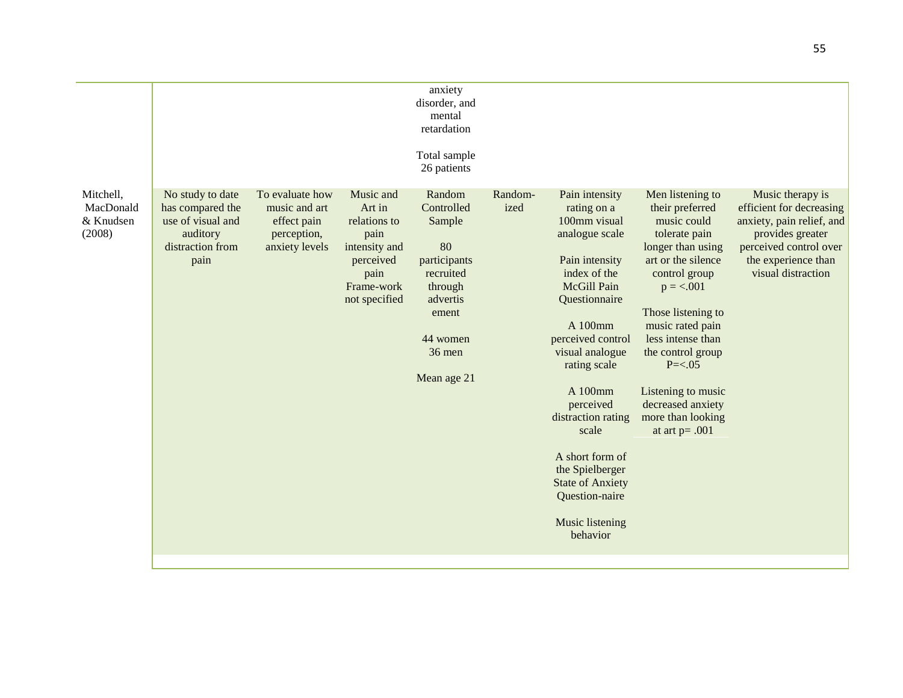| | | | | | | | | |
|---|---|---|---|---|---|---|---|---|
| | | | | anxiety disorder, and mental retardation<br><br>Total sample 26 patients | | | | |
| Mitchell, MacDonald & Knudsen (2008) | No study to date has compared the use of visual and auditory distraction from pain | To evaluate how music and art effect pain perception, anxiety levels | Music and Art in relations to pain intensity and perceived pain Frame-work not specified | Random Controlled Sample<br><br>80 participants recruited through advertis ement<br><br>44 women 36 men<br><br>Mean age 21 | Random-ized | Pain intensity rating on a 100mm visual analogue scale<br><br>Pain intensity index of the McGill Pain Questionnaire<br><br>A 100mm perceived control visual analogue rating scale<br><br>A 100mm perceived distraction rating scale<br><br>A short form of the Spielberger State of Anxiety Question-naire<br><br>Music listening behavior | Men listening to their preferred music could tolerate pain longer than using art or the silence control group $p = <.001$<br><br>Those listening to music rated pain less intense than the control group $P=<.05$<br><br>Listening to music decreased anxiety more than looking at art $p= .001$ | Music therapy is efficient for decreasing anxiety, pain relief, and provides greater perceived control over the experience than visual distraction |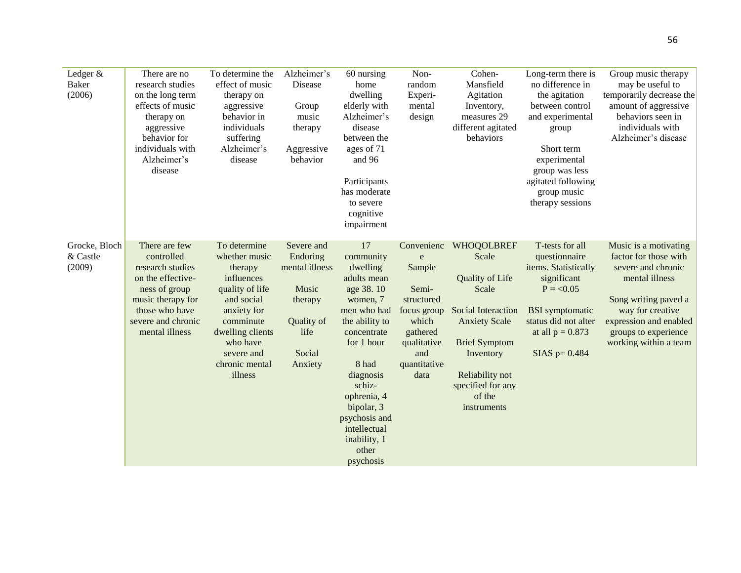| | | | | | | | | |
|---|---|---|---|---|---|---|---|---|
| Ledger & Baker (2006) | There are no research studies on the long term effects of music therapy on aggressive behavior for individuals with Alzheimer's disease | To determine the effect of music therapy on aggressive behavior in individuals suffering Alzheimer's disease | Alzheimer's Disease<br><br>Group music therapy<br><br>Aggressive behavior | 60 nursing home dwelling elderly with Alzheimer's disease between the ages of 71 and 96<br><br>Participants has moderate to severe cognitive impairment | Non-random Experi-mental design | Cohen-Mansfield Agitation Inventory, measures 29 different agitated behaviors | Long-term there is no difference in the agitation between control and experimental group<br><br>Short term experimental group was less agitated following group music therapy sessions | Group music therapy may be useful to temporarily decrease the amount of aggressive behaviors seen in individuals with Alzheimer's disease |
| Grocke, Bloch & Castle (2009) | There are few controlled research studies on the effective-ness of group music therapy for those who have severe and chronic mental illness | To determine whether music therapy influences quality of life and social anxiety for comminute dwelling clients who have severe and chronic mental illness | Severe and Enduring mental illness<br><br>Music therapy<br><br>Quality of life<br><br>Social Anxiety | 17 community dwelling adults mean age 38. 10 women, 7 men who had the ability to concentrate for 1 hour<br><br>8 had diagnosis schiz-ophrenia, 4 bipolar, 3 psychosis and intellectual inability, 1 other psychosis | Convenienc e Sample<br><br>Semi-structured focus group which gathered qualitative and quantitative data | WHOQOLBREF Scale<br><br>Quality of Life Scale<br><br>Social Interaction Anxiety Scale<br><br>Brief Symptom Inventory<br><br>Reliability not specified for any of the instruments | T-tests for all questionnaire items. Statistically significant $P = <0.05$<br><br>BSI symptomatic status did not alter at all $p = 0.873$<br><br>SIAS $p = 0.484$ | Music is a motivating factor for those with severe and chronic mental illness<br><br>Song writing paved a way for creative expression and enabled groups to experience working within a team |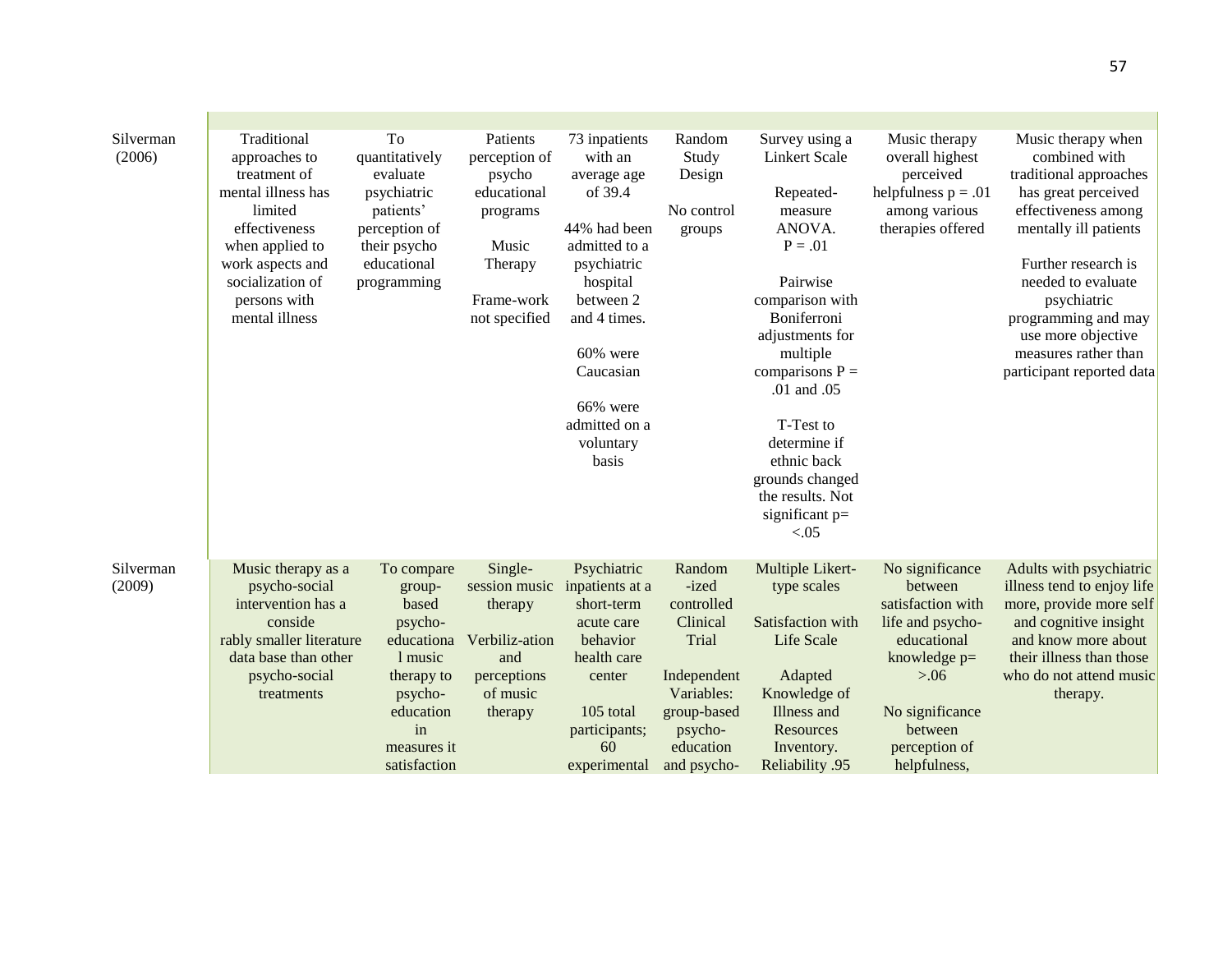| | | | | | | | | |
|---|---|---|---|---|---|---|---|---|
| Silverman (2006) | Traditional approaches to treatment of mental illness has limited effectiveness when applied to work aspects and socialization of persons with mental illness | To quantitatively evaluate psychiatric patients' perception of their psycho educational programming | Patients perception of psycho educational programs<br><br>Music Therapy<br><br>Frame-work not specified | 73 inpatients with an average age of 39.4<br><br>44% had been admitted to a psychiatric hospital between 2 and 4 times.<br><br>60% were Caucasian<br><br>66% were admitted on a voluntary basis | Random Study Design<br><br>No control groups | Survey using a Linkert Scale<br><br>Repeated-measure ANOVA. P = .01<br><br>Pairwise comparison with Boniferroni adjustments for multiple comparisons P = .01 and .05<br><br>T-Test to determine if ethnic back grounds changed the results. Not significant p= <.05 | Music therapy overall highest perceived helpfulness p = .01 among various therapies offered | Music therapy when combined with traditional approaches has great perceived effectiveness among mentally ill patients<br><br>Further research is needed to evaluate psychiatric programming and may use more objective measures rather than participant reported data |
| Silverman (2009) | Music therapy as a psycho-social intervention has a conside rably smaller literature data base than other psycho-social treatments | To compare group-based psycho-educationa l music therapy to psycho-education in measures it satisfaction | Single-session music therapy<br><br>Verbiliz-ation and perceptions of music therapy | Psychiatric inpatients at a short-term acute care behavior health care center<br><br>105 total participants; 60 experimental | Random -ized controlled Clinical Trial<br><br>Independent Variables: group-based psycho-education and psycho- | Multiple Likert-type scales<br><br>Satisfaction with Life Scale<br><br>Adapted Knowledge of Illness and Resources Inventory. Reliability .95 | No significance between satisfaction with life and psycho-educational knowledge p= >.06<br><br>No significance between perception of helpfulness, | Adults with psychiatric illness tend to enjoy life more, provide more self and cognitive insight and know more about their illness than those who do not attend music therapy. |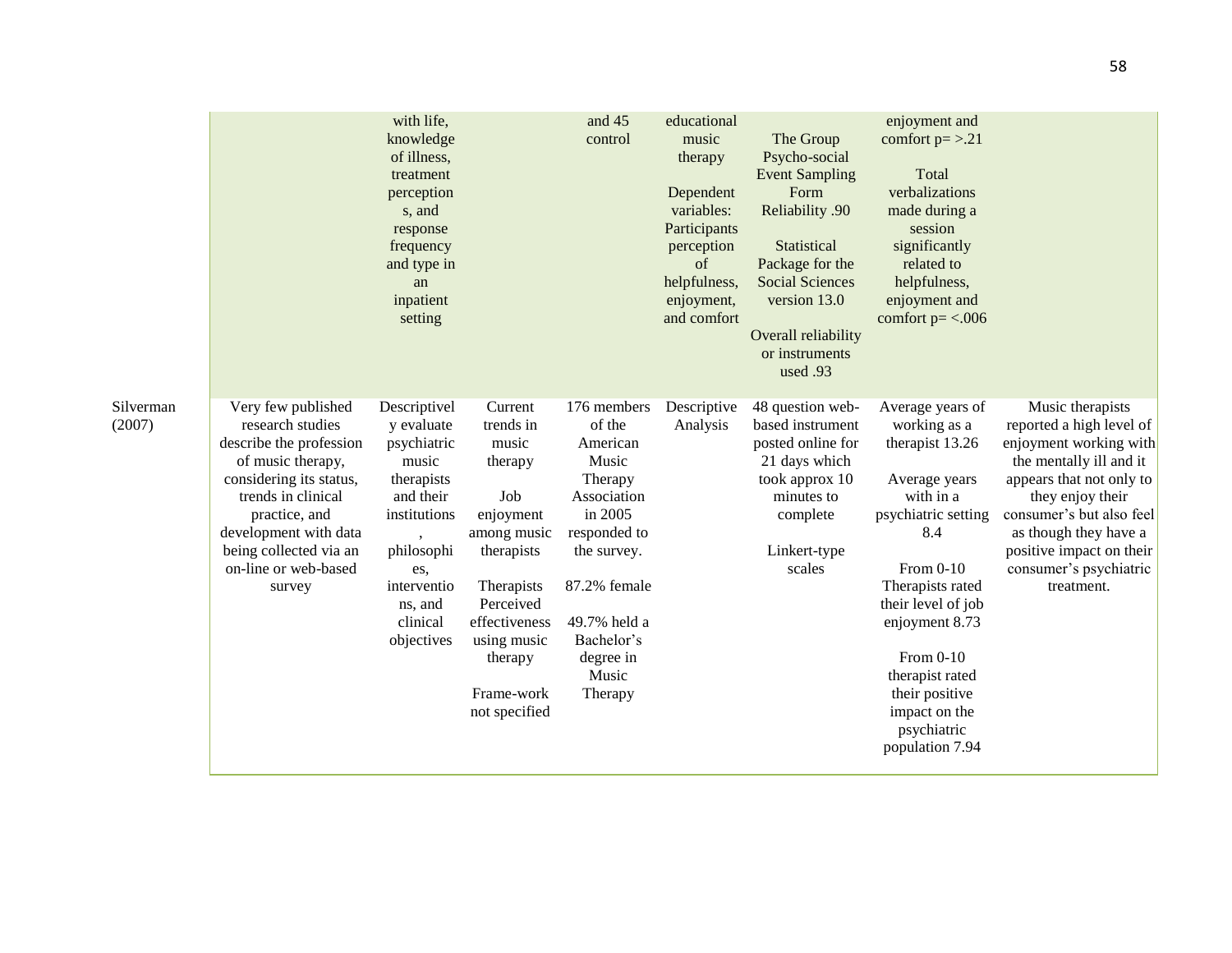| | | | | | | | | |
|---|---|---|---|---|---|---|---|---|
| | | with life, knowledge of illness, treatment perceptions, and response frequency and type in an inpatient setting | | and 45 control | educational music therapy<br><br>Dependent variables: Participants perception of helpfulness, enjoyment, and comfort | The Group Psycho-social Event Sampling Form Reliability .90<br><br>Statistical Package for the Social Sciences version 13.0<br><br>Overall reliability or instruments used .93 | enjoyment and comfort p= >.21<br><br>Total verbalizations made during a session significantly related to helpfulness, enjoyment and comfort p= <.006 | |
| Silverman (2007) | Very few published research studies describe the profession of music therapy, considering its status, trends in clinical practice, and development with data being collected via an on-line or web-based survey | Descriptively evaluate psychiatric music therapists and their institutions, philosophies, interventions, and clinical objectives | Current trends in music therapy<br><br>Job enjoyment among music therapists<br><br>Therapists Perceived effectiveness using music therapy<br><br>Frame-work not specified | 176 members of the American Music Therapy Association in 2005 responded to the survey.<br><br>87.2% female<br><br>49.7% held a Bachelor's degree in Music Therapy | Descriptive Analysis | 48 question web-based instrument posted online for 21 days which took approx 10 minutes to complete<br><br>Linkert-type scales | Average years of working as a therapist 13.26<br><br>Average years with in a psychiatric setting 8.4<br><br>From 0-10 Therapists rated their level of job enjoyment 8.73<br><br>From 0-10 therapist rated their positive impact on the psychiatric population 7.94 | Music therapists reported a high level of enjoyment working with the mentally ill and it appears that not only to they enjoy their consumer's but also feel as though they have a positive impact on their consumer's psychiatric treatment. |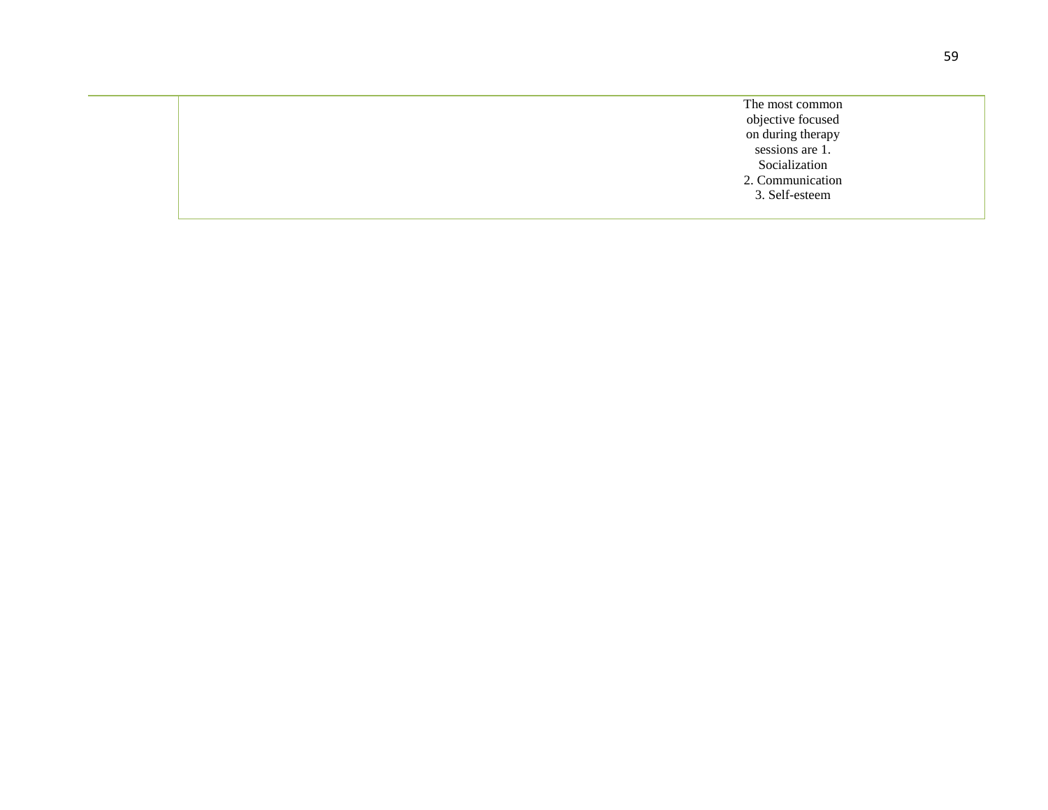| | | | |
|---|---|---|---|
| | | The most common objective focused on during therapy sessions are 1. Socialization 2. Communication 3. Self-esteem | |